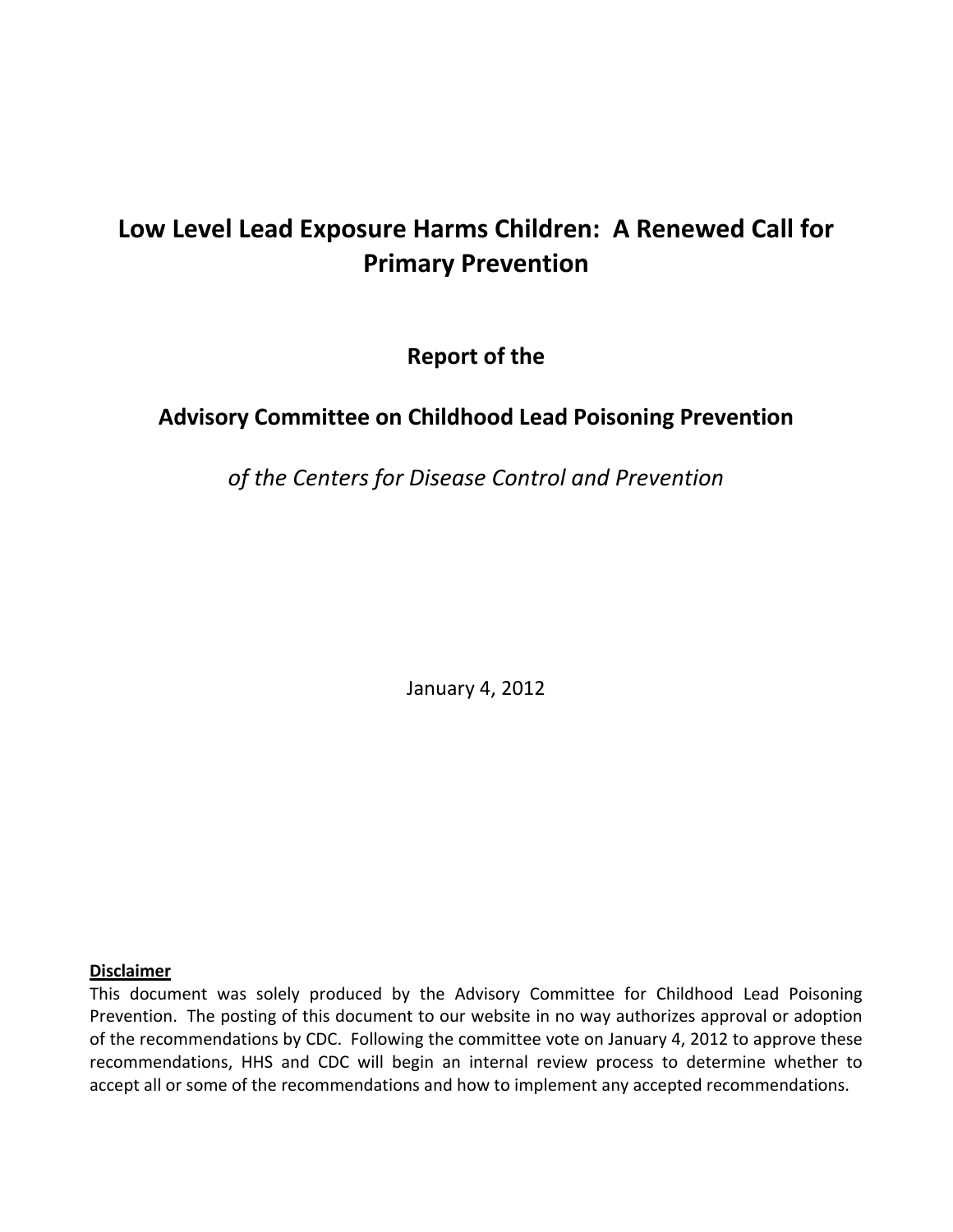# Low Level Lead Exposure Harms Children: A Renewed Call for Primary Prevention

**Report of the**

**Advisory Committee on Childhood Lead Poisoning Prevention**

*of the Centers for Disease Control and Prevention*

January 4, 2012

**Disclaimer**

This document was solely produced by the Advisory Committee for Childhood Lead Poisoning Prevention. The posting of this document to our website in no way authorizes approval or adoption of the recommendations by CDC. Following the committee vote on January 4, 2012 to approve these recommendations, HHS and CDC will begin an internal review process to determine whether to accept all or some of the recommendations and how to implement any accepted recommendations.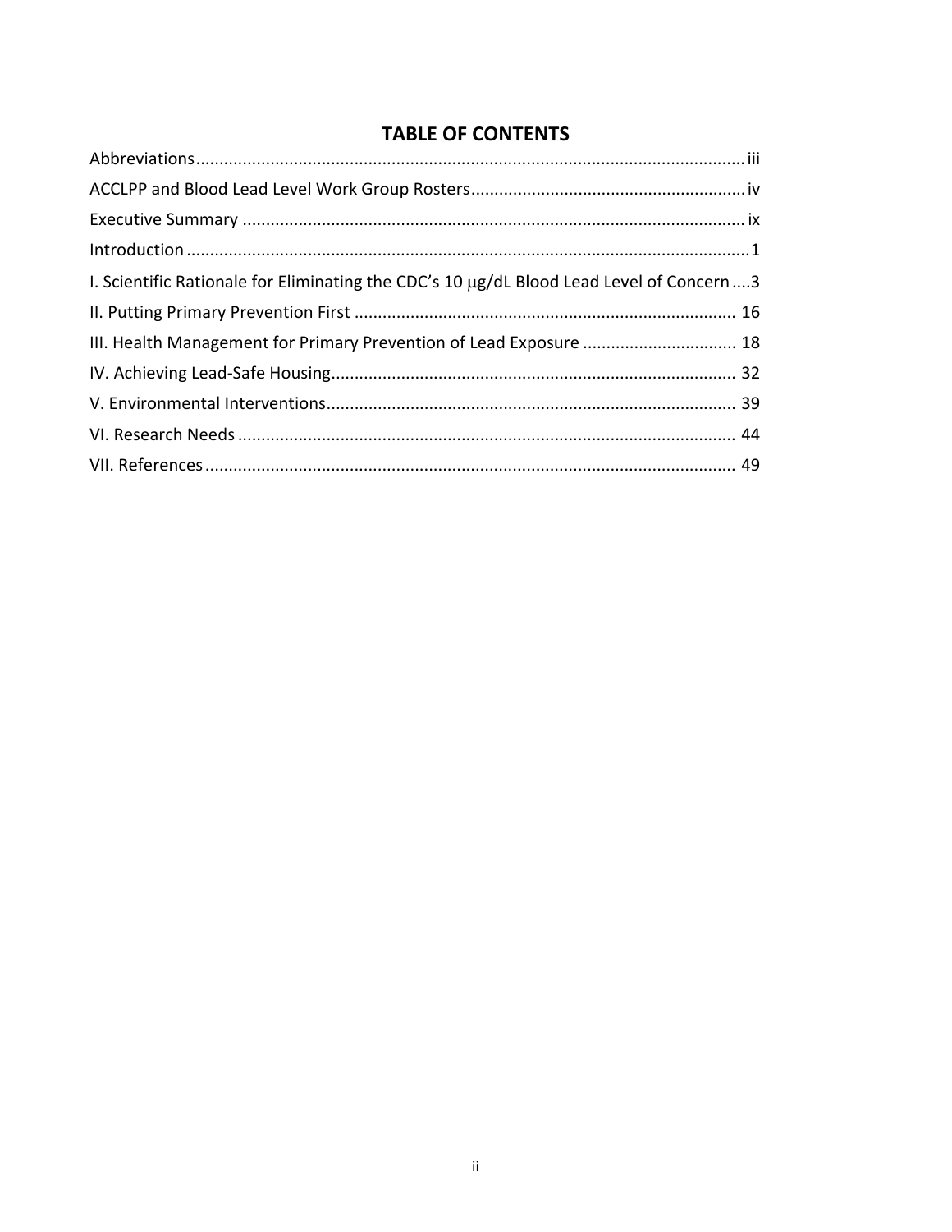# TABLE OF CONTENTS

Abbreviations....................................................................................................................iii

ACCLPP and Blood Lead Level Work Group Rosters...........................................................iv

Executive Summary ..........................................................................................................ix

Introduction ........................................................................................................................1

I. Scientific Rationale for Eliminating the CDC's 10 μg/dL Blood Lead Level of Concern....3

II. Putting Primary Prevention First ................................................................................ 16

III. Health Management for Primary Prevention of Lead Exposure ................................ 18

IV. Achieving Lead-Safe Housing..................................................................................... 32

V. Environmental Interventions...................................................................................... 39

VI. Research Needs ......................................................................................................... 44

VII. References................................................................................................................ 49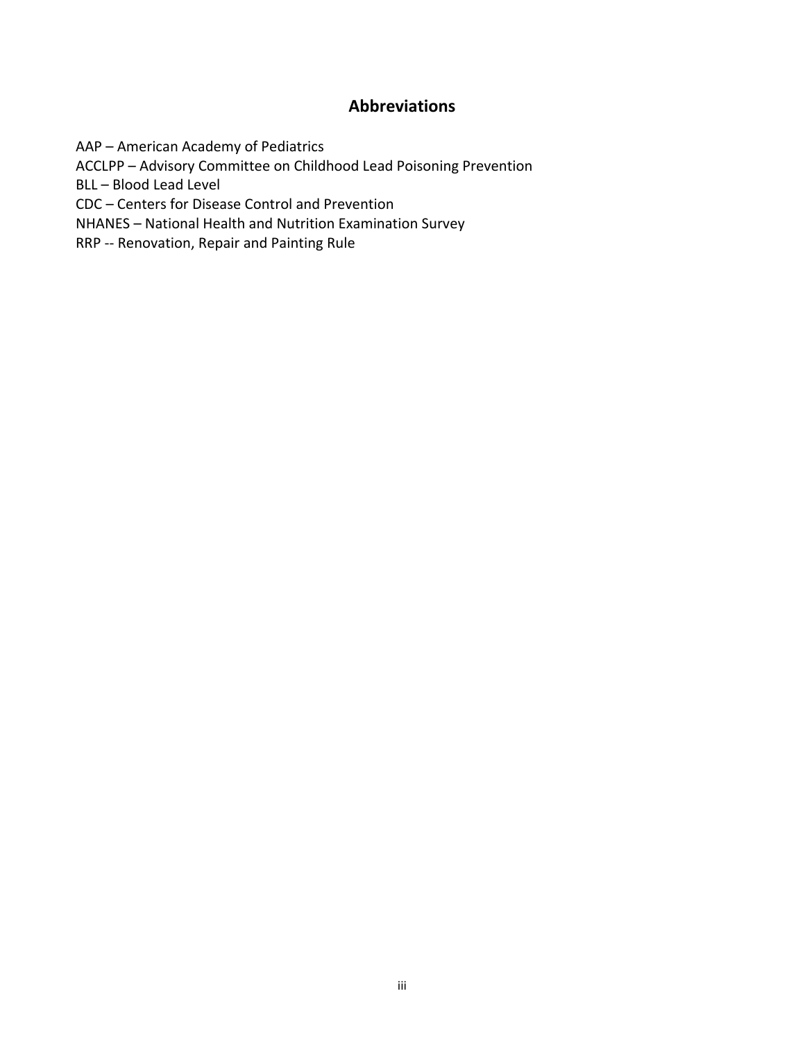## Abbreviations

AAP – American Academy of Pediatrics
ACCLPP – Advisory Committee on Childhood Lead Poisoning Prevention
BLL – Blood Lead Level
CDC – Centers for Disease Control and Prevention
NHANES – National Health and Nutrition Examination Survey
RRP -- Renovation, Repair and Painting Rule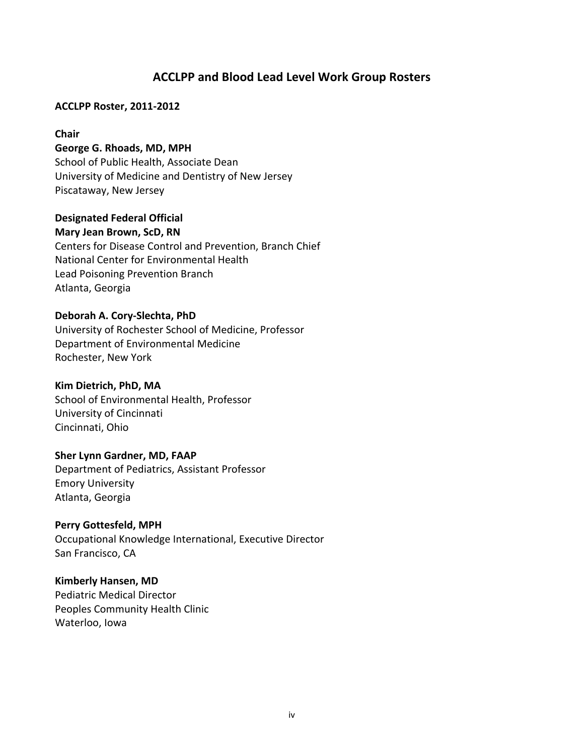# ACCLPP and Blood Lead Level Work Group Rosters

**ACCLPP Roster, 2011-2012**

**Chair**

**George G. Rhoads, MD, MPH**
School of Public Health, Associate Dean
University of Medicine and Dentistry of New Jersey
Piscataway, New Jersey

**Designated Federal Official**

**Mary Jean Brown, ScD, RN**
Centers for Disease Control and Prevention, Branch Chief
National Center for Environmental Health
Lead Poisoning Prevention Branch
Atlanta, Georgia

**Deborah A. Cory-Slechta, PhD**
University of Rochester School of Medicine, Professor
Department of Environmental Medicine
Rochester, New York

**Kim Dietrich, PhD, MA**
School of Environmental Health, Professor
University of Cincinnati
Cincinnati, Ohio

**Sher Lynn Gardner, MD, FAAP**
Department of Pediatrics, Assistant Professor
Emory University
Atlanta, Georgia

**Perry Gottesfeld, MPH**
Occupational Knowledge International, Executive Director
San Francisco, CA

**Kimberly Hansen, MD**
Pediatric Medical Director
Peoples Community Health Clinic
Waterloo, Iowa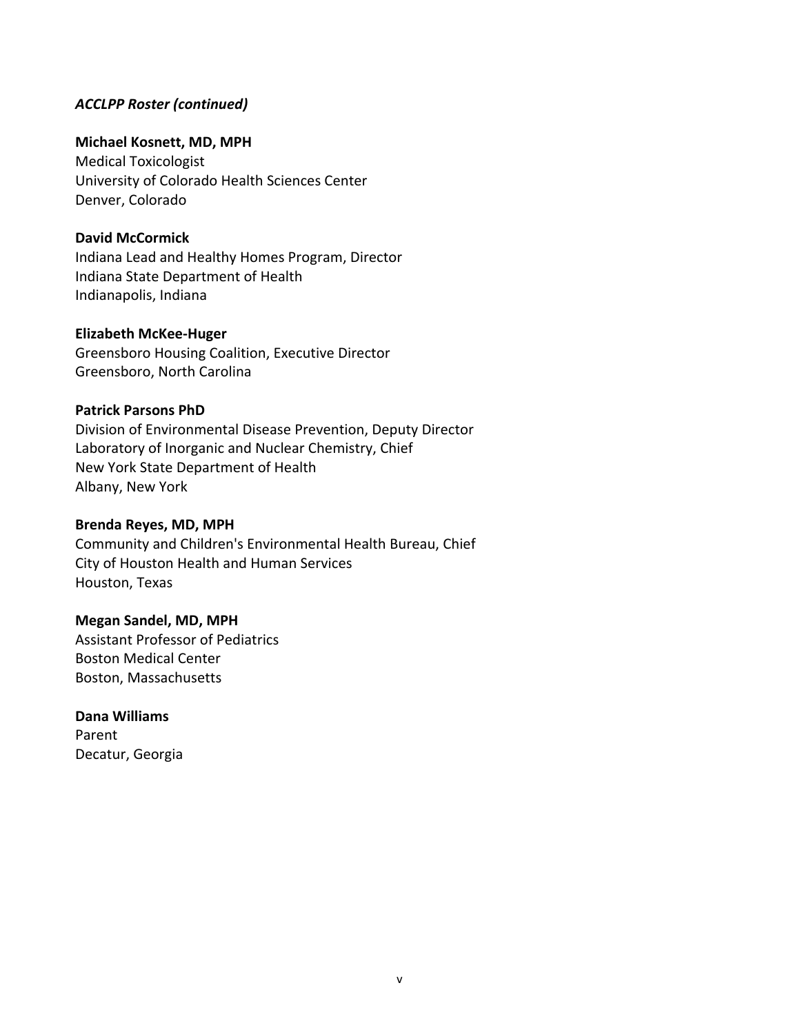***ACCLPP Roster (continued)***

**Michael Kosnett, MD, MPH**
Medical Toxicologist
University of Colorado Health Sciences Center
Denver, Colorado

**David McCormick**
Indiana Lead and Healthy Homes Program, Director
Indiana State Department of Health
Indianapolis, Indiana

**Elizabeth McKee-Huger**
Greensboro Housing Coalition, Executive Director
Greensboro, North Carolina

**Patrick Parsons PhD**
Division of Environmental Disease Prevention, Deputy Director
Laboratory of Inorganic and Nuclear Chemistry, Chief
New York State Department of Health
Albany, New York

**Brenda Reyes, MD, MPH**
Community and Children's Environmental Health Bureau, Chief
City of Houston Health and Human Services
Houston, Texas

**Megan Sandel, MD, MPH**
Assistant Professor of Pediatrics
Boston Medical Center
Boston, Massachusetts

**Dana Williams**
Parent
Decatur, Georgia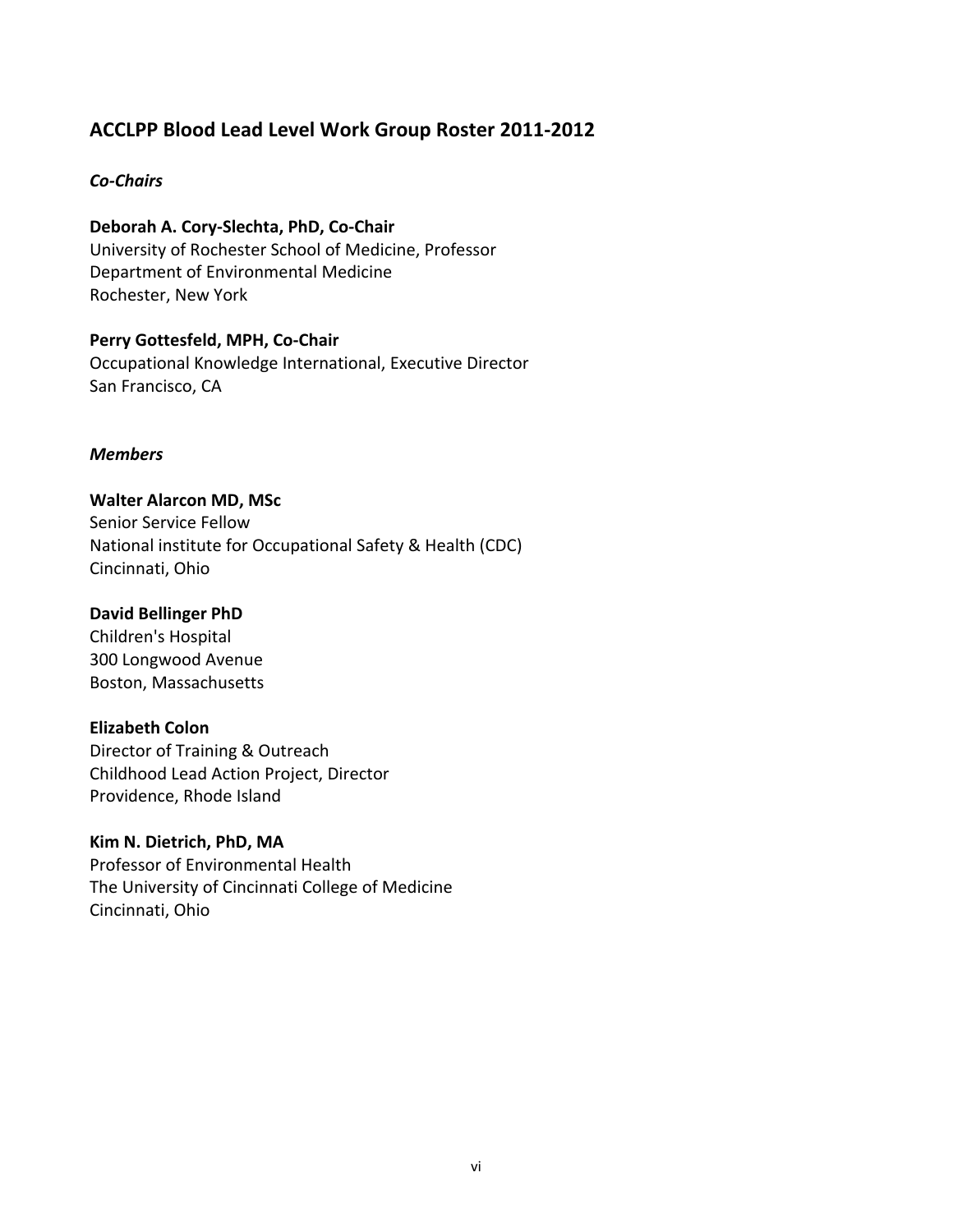## ACCLPP Blood Lead Level Work Group Roster 2011-2012

### *Co-Chairs*

**Deborah A. Cory-Slechta, PhD, Co-Chair**
University of Rochester School of Medicine, Professor
Department of Environmental Medicine
Rochester, New York

**Perry Gottesfeld, MPH, Co-Chair**
Occupational Knowledge International, Executive Director
San Francisco, CA

### *Members*

**Walter Alarcon MD, MSc**
Senior Service Fellow
National institute for Occupational Safety & Health (CDC)
Cincinnati, Ohio

**David Bellinger PhD**
Children's Hospital
300 Longwood Avenue
Boston, Massachusetts

**Elizabeth Colon**
Director of Training & Outreach
Childhood Lead Action Project, Director
Providence, Rhode Island

**Kim N. Dietrich, PhD, MA**
Professor of Environmental Health
The University of Cincinnati College of Medicine
Cincinnati, Ohio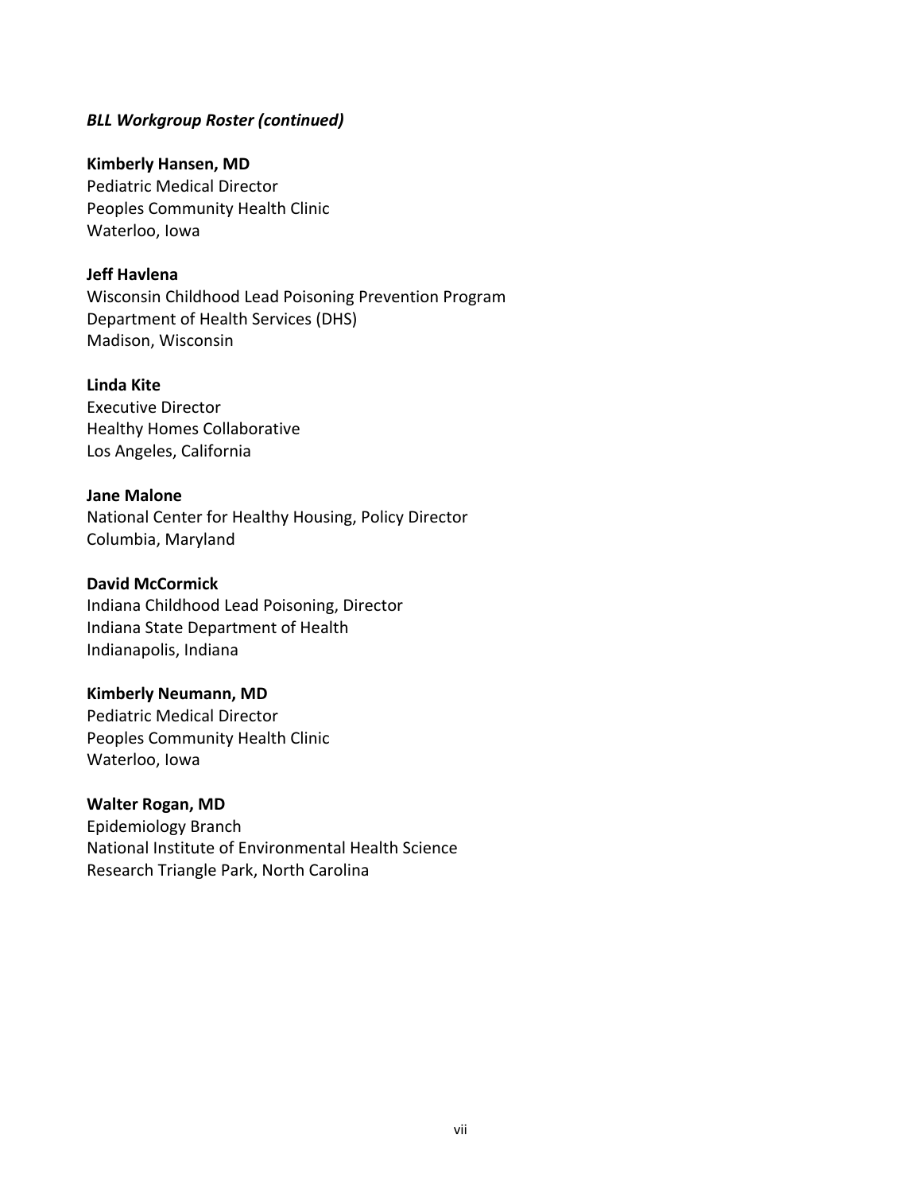***BLL Workgroup Roster (continued)***

**Kimberly Hansen, MD**
Pediatric Medical Director
Peoples Community Health Clinic
Waterloo, Iowa

**Jeff Havlena**
Wisconsin Childhood Lead Poisoning Prevention Program
Department of Health Services (DHS)
Madison, Wisconsin

**Linda Kite**
Executive Director
Healthy Homes Collaborative
Los Angeles, California

**Jane Malone**
National Center for Healthy Housing, Policy Director
Columbia, Maryland

**David McCormick**
Indiana Childhood Lead Poisoning, Director
Indiana State Department of Health
Indianapolis, Indiana

**Kimberly Neumann, MD**
Pediatric Medical Director
Peoples Community Health Clinic
Waterloo, Iowa

**Walter Rogan, MD**
Epidemiology Branch
National Institute of Environmental Health Science
Research Triangle Park, North Carolina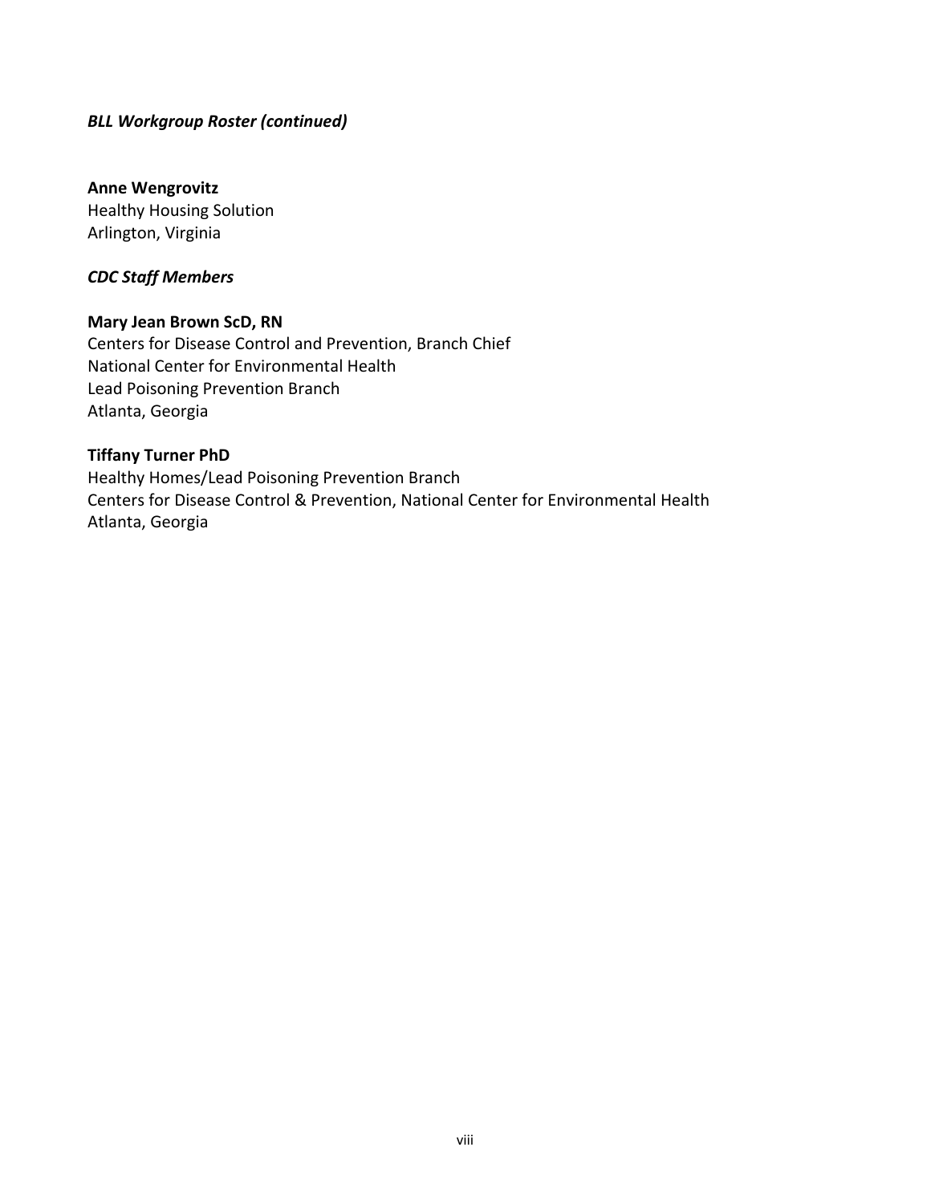***BLL Workgroup Roster (continued)***

**Anne Wengrovitz**
Healthy Housing Solution
Arlington, Virginia

***CDC Staff Members***

**Mary Jean Brown ScD, RN**
Centers for Disease Control and Prevention, Branch Chief
National Center for Environmental Health
Lead Poisoning Prevention Branch
Atlanta, Georgia

**Tiffany Turner PhD**
Healthy Homes/Lead Poisoning Prevention Branch
Centers for Disease Control & Prevention, National Center for Environmental Health
Atlanta, Georgia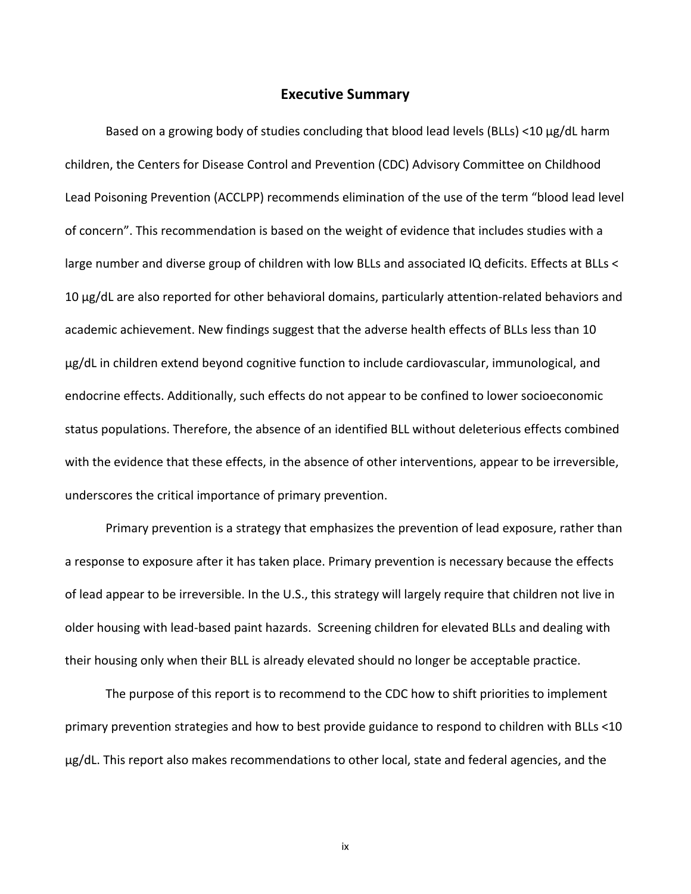## Executive Summary

Based on a growing body of studies concluding that blood lead levels (BLLs) <10 μg/dL harm children, the Centers for Disease Control and Prevention (CDC) Advisory Committee on Childhood Lead Poisoning Prevention (ACCLPP) recommends elimination of the use of the term "blood lead level of concern". This recommendation is based on the weight of evidence that includes studies with a large number and diverse group of children with low BLLs and associated IQ deficits. Effects at BLLs < 10 μg/dL are also reported for other behavioral domains, particularly attention-related behaviors and academic achievement. New findings suggest that the adverse health effects of BLLs less than 10 μg/dL in children extend beyond cognitive function to include cardiovascular, immunological, and endocrine effects. Additionally, such effects do not appear to be confined to lower socioeconomic status populations. Therefore, the absence of an identified BLL without deleterious effects combined with the evidence that these effects, in the absence of other interventions, appear to be irreversible, underscores the critical importance of primary prevention.

Primary prevention is a strategy that emphasizes the prevention of lead exposure, rather than a response to exposure after it has taken place. Primary prevention is necessary because the effects of lead appear to be irreversible. In the U.S., this strategy will largely require that children not live in older housing with lead-based paint hazards. Screening children for elevated BLLs and dealing with their housing only when their BLL is already elevated should no longer be acceptable practice.

The purpose of this report is to recommend to the CDC how to shift priorities to implement primary prevention strategies and how to best provide guidance to respond to children with BLLs <10 μg/dL. This report also makes recommendations to other local, state and federal agencies, and the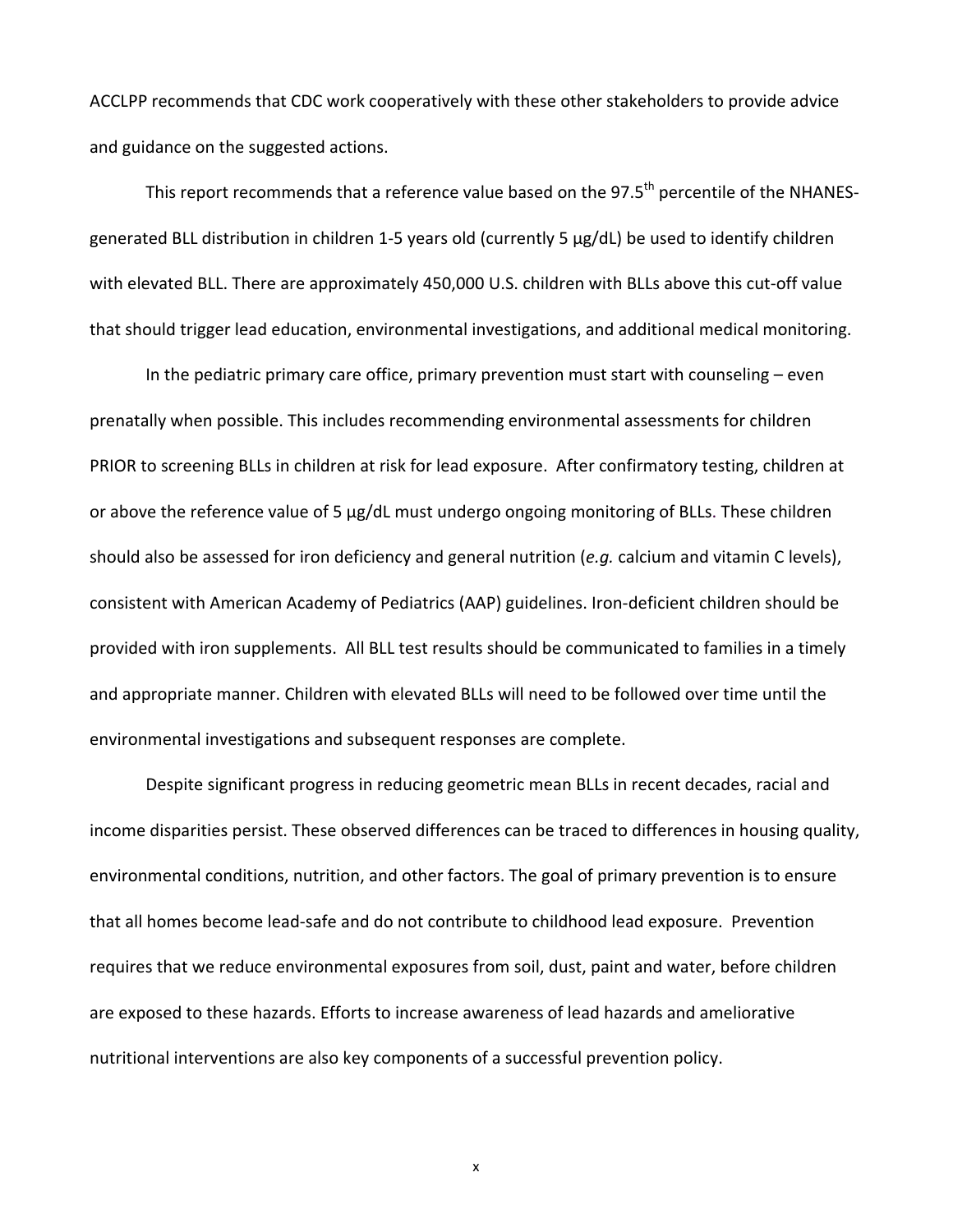ACCLPP recommends that CDC work cooperatively with these other stakeholders to provide advice and guidance on the suggested actions.

This report recommends that a reference value based on the 97.5$^{th}$ percentile of the NHANES-generated BLL distribution in children 1-5 years old (currently 5 µg/dL) be used to identify children with elevated BLL. There are approximately 450,000 U.S. children with BLLs above this cut-off value that should trigger lead education, environmental investigations, and additional medical monitoring.

In the pediatric primary care office, primary prevention must start with counseling – even prenatally when possible. This includes recommending environmental assessments for children PRIOR to screening BLLs in children at risk for lead exposure. After confirmatory testing, children at or above the reference value of 5 µg/dL must undergo ongoing monitoring of BLLs. These children should also be assessed for iron deficiency and general nutrition (*e.g.* calcium and vitamin C levels), consistent with American Academy of Pediatrics (AAP) guidelines. Iron-deficient children should be provided with iron supplements. All BLL test results should be communicated to families in a timely and appropriate manner. Children with elevated BLLs will need to be followed over time until the environmental investigations and subsequent responses are complete.

Despite significant progress in reducing geometric mean BLLs in recent decades, racial and income disparities persist. These observed differences can be traced to differences in housing quality, environmental conditions, nutrition, and other factors. The goal of primary prevention is to ensure that all homes become lead-safe and do not contribute to childhood lead exposure. Prevention requires that we reduce environmental exposures from soil, dust, paint and water, before children are exposed to these hazards. Efforts to increase awareness of lead hazards and ameliorative nutritional interventions are also key components of a successful prevention policy.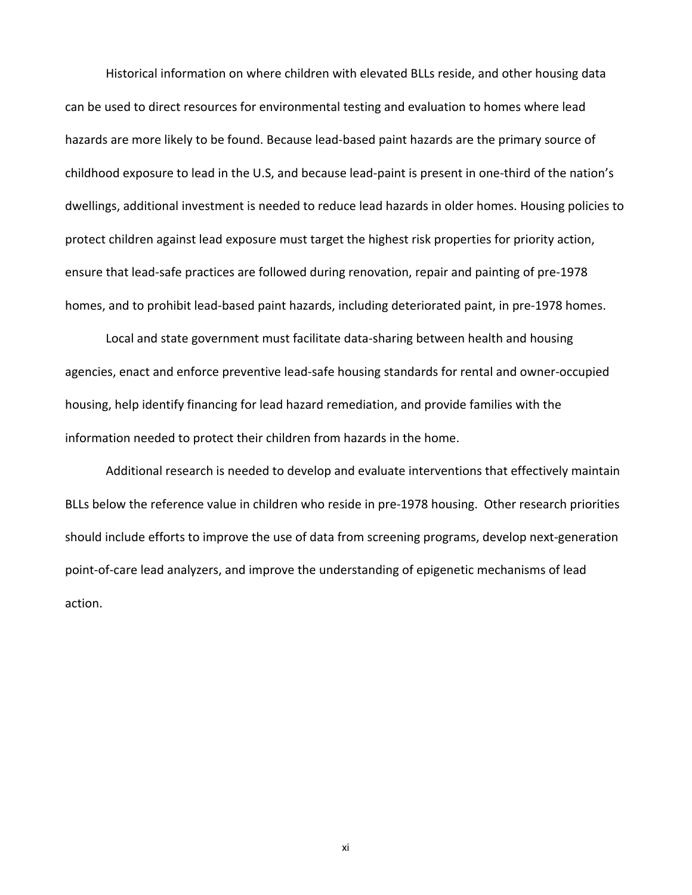Historical information on where children with elevated BLLs reside, and other housing data can be used to direct resources for environmental testing and evaluation to homes where lead hazards are more likely to be found. Because lead-based paint hazards are the primary source of childhood exposure to lead in the U.S, and because lead-paint is present in one-third of the nation's dwellings, additional investment is needed to reduce lead hazards in older homes. Housing policies to protect children against lead exposure must target the highest risk properties for priority action, ensure that lead-safe practices are followed during renovation, repair and painting of pre-1978 homes, and to prohibit lead-based paint hazards, including deteriorated paint, in pre-1978 homes.

Local and state government must facilitate data-sharing between health and housing agencies, enact and enforce preventive lead-safe housing standards for rental and owner-occupied housing, help identify financing for lead hazard remediation, and provide families with the information needed to protect their children from hazards in the home.

Additional research is needed to develop and evaluate interventions that effectively maintain BLLs below the reference value in children who reside in pre-1978 housing. Other research priorities should include efforts to improve the use of data from screening programs, develop next-generation point-of-care lead analyzers, and improve the understanding of epigenetic mechanisms of lead action.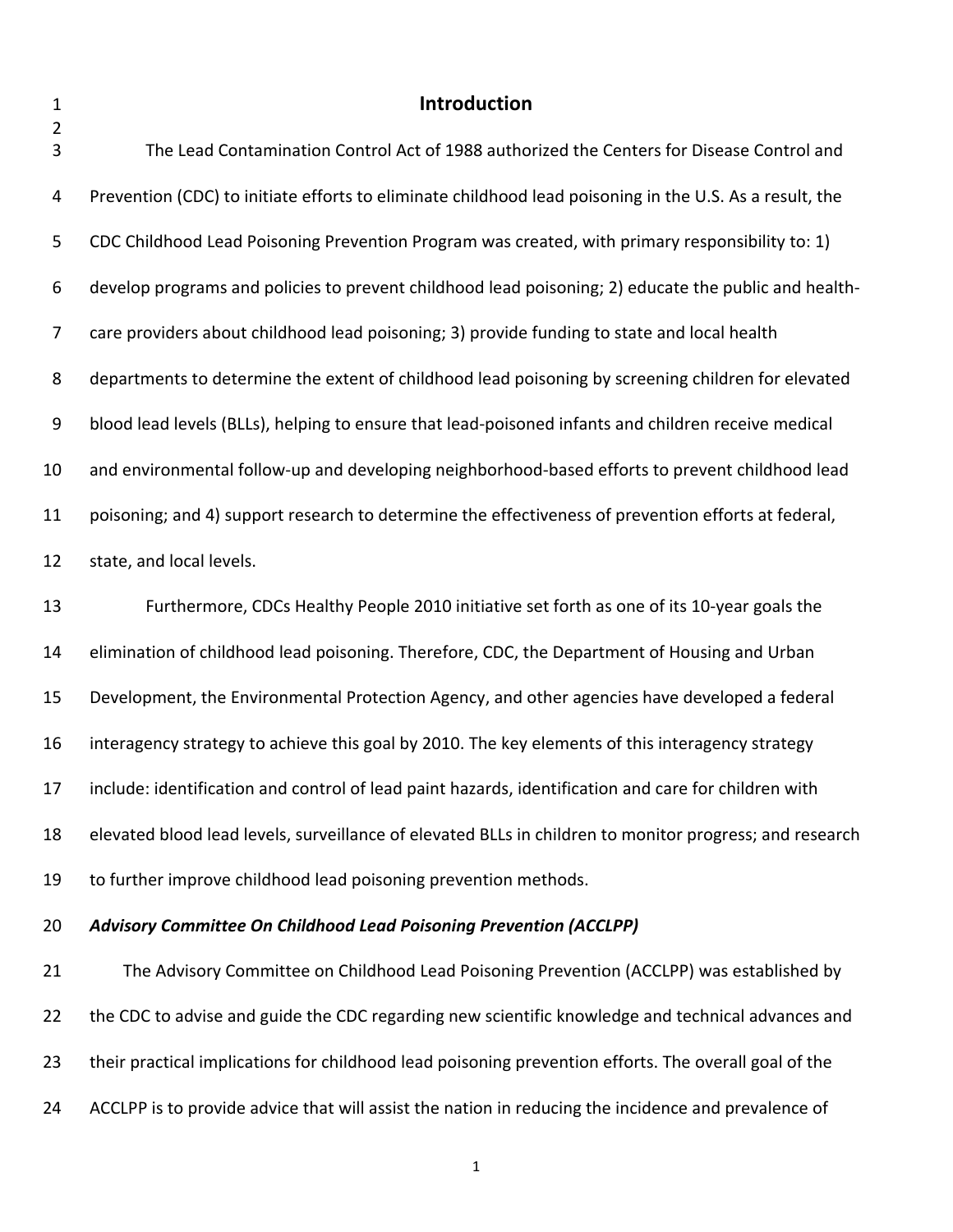# Introduction

The Lead Contamination Control Act of 1988 authorized the Centers for Disease Control and Prevention (CDC) to initiate efforts to eliminate childhood lead poisoning in the U.S. As a result, the CDC Childhood Lead Poisoning Prevention Program was created, with primary responsibility to: 1) develop programs and policies to prevent childhood lead poisoning; 2) educate the public and health-care providers about childhood lead poisoning; 3) provide funding to state and local health departments to determine the extent of childhood lead poisoning by screening children for elevated blood lead levels (BLLs), helping to ensure that lead-poisoned infants and children receive medical and environmental follow-up and developing neighborhood-based efforts to prevent childhood lead poisoning; and 4) support research to determine the effectiveness of prevention efforts at federal, state, and local levels.

Furthermore, CDCs Healthy People 2010 initiative set forth as one of its 10-year goals the elimination of childhood lead poisoning. Therefore, CDC, the Department of Housing and Urban Development, the Environmental Protection Agency, and other agencies have developed a federal interagency strategy to achieve this goal by 2010. The key elements of this interagency strategy include: identification and control of lead paint hazards, identification and care for children with elevated blood lead levels, surveillance of elevated BLLs in children to monitor progress; and research to further improve childhood lead poisoning prevention methods.

***Advisory Committee On Childhood Lead Poisoning Prevention (ACCLPP)***

The Advisory Committee on Childhood Lead Poisoning Prevention (ACCLPP) was established by the CDC to advise and guide the CDC regarding new scientific knowledge and technical advances and their practical implications for childhood lead poisoning prevention efforts. The overall goal of the ACCLPP is to provide advice that will assist the nation in reducing the incidence and prevalence of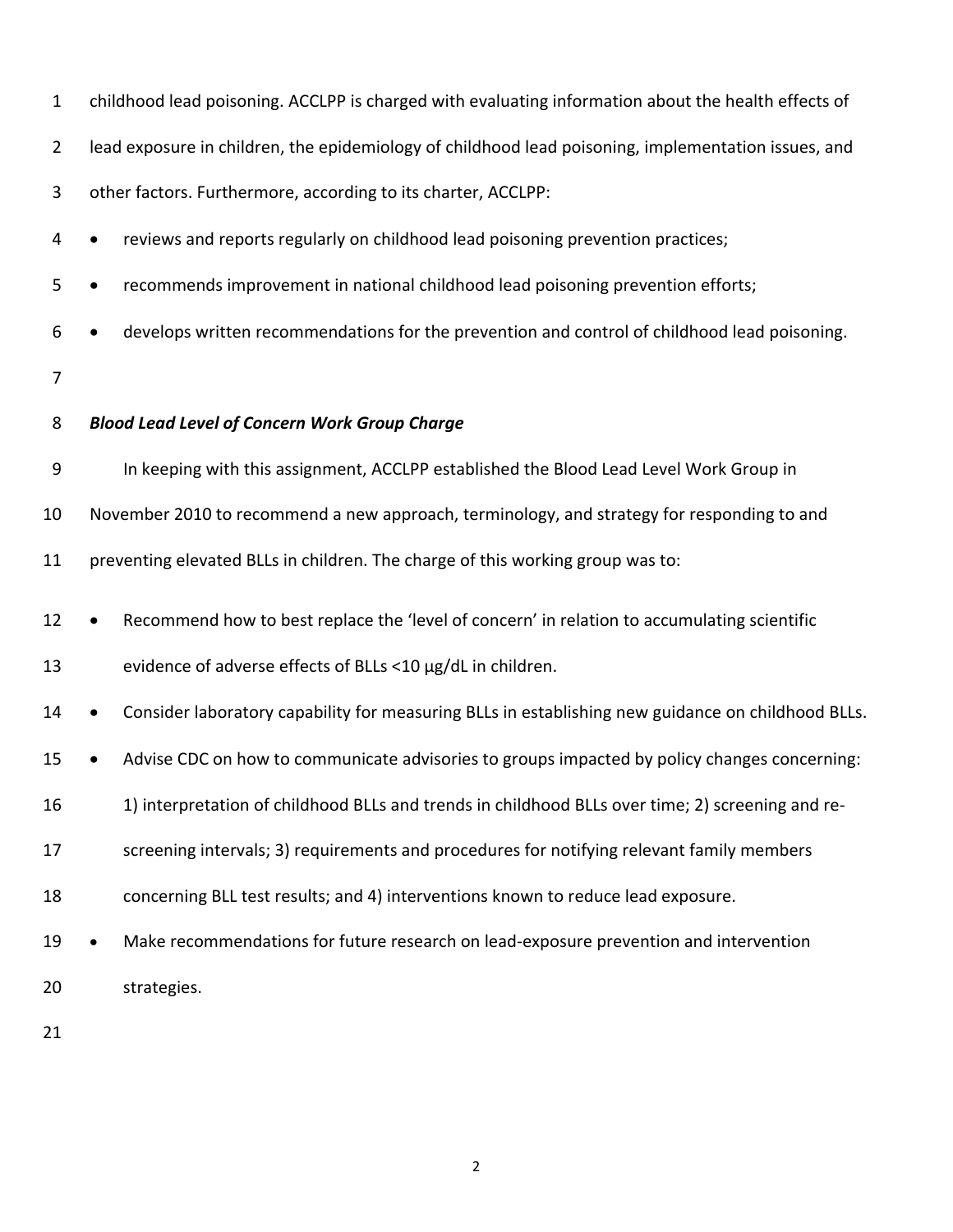childhood lead poisoning. ACCLPP is charged with evaluating information about the health effects of lead exposure in children, the epidemiology of childhood lead poisoning, implementation issues, and other factors. Furthermore, according to its charter, ACCLPP:

- reviews and reports regularly on childhood lead poisoning prevention practices;
- recommends improvement in national childhood lead poisoning prevention efforts;
- develops written recommendations for the prevention and control of childhood lead poisoning.

***Blood Lead Level of Concern Work Group Charge***

In keeping with this assignment, ACCLPP established the Blood Lead Level Work Group in November 2010 to recommend a new approach, terminology, and strategy for responding to and preventing elevated BLLs in children. The charge of this working group was to:

- Recommend how to best replace the 'level of concern' in relation to accumulating scientific evidence of adverse effects of BLLs <10 µg/dL in children.
- Consider laboratory capability for measuring BLLs in establishing new guidance on childhood BLLs.
- Advise CDC on how to communicate advisories to groups impacted by policy changes concerning: 1) interpretation of childhood BLLs and trends in childhood BLLs over time; 2) screening and re-screening intervals; 3) requirements and procedures for notifying relevant family members concerning BLL test results; and 4) interventions known to reduce lead exposure.
- Make recommendations for future research on lead-exposure prevention and intervention strategies.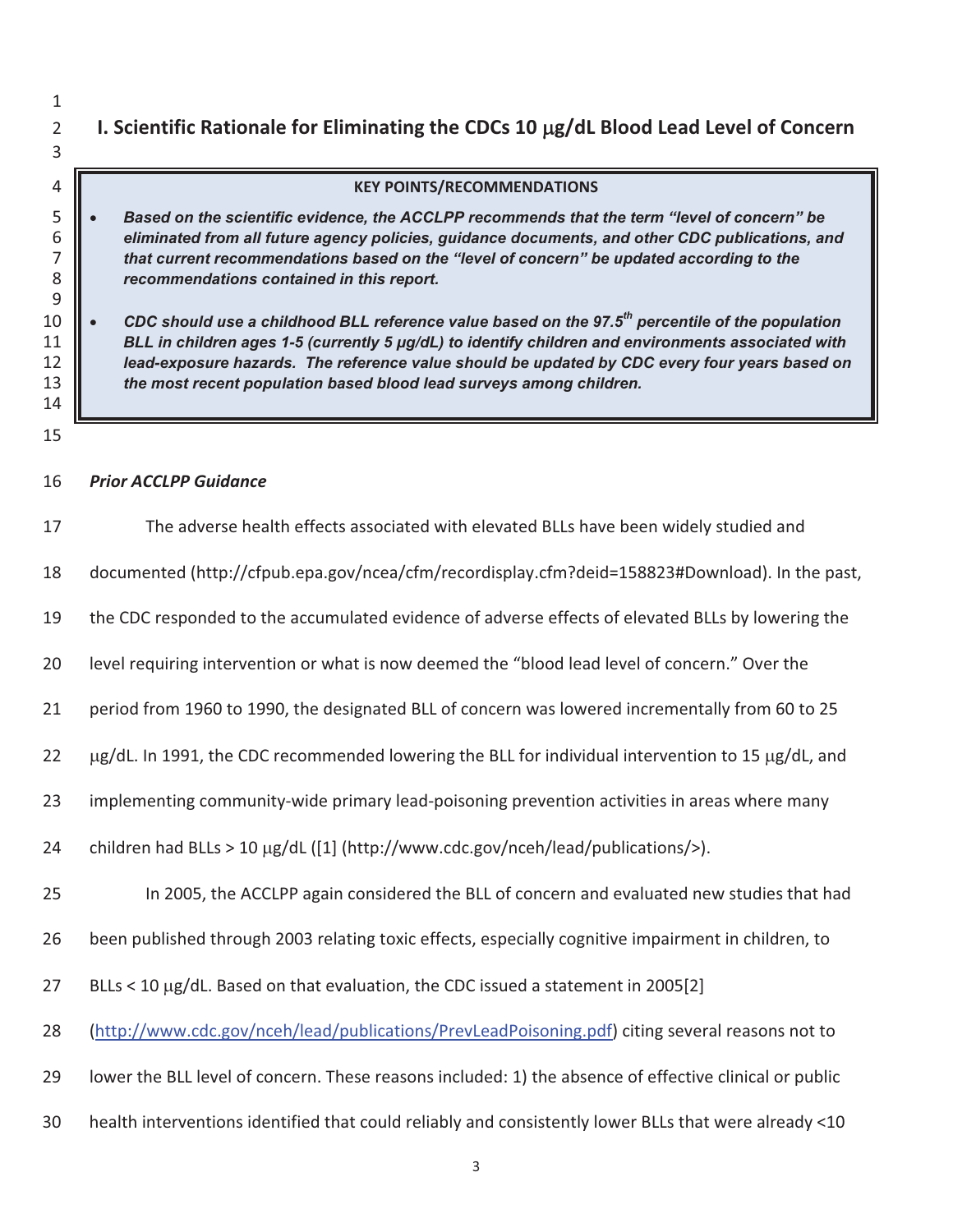## I. Scientific Rationale for Eliminating the CDCs 10 μg/dL Blood Lead Level of Concern

> **KEY POINTS/RECOMMENDATIONS**
>
> - ***Based on the scientific evidence, the ACCLPP recommends that the term "level of concern" be eliminated from all future agency policies, guidance documents, and other CDC publications, and that current recommendations based on the "level of concern" be updated according to the recommendations contained in this report.***
> - ***CDC should use a childhood BLL reference value based on the 97.5th percentile of the population BLL in children ages 1-5 (currently 5 μg/dL) to identify children and environments associated with lead-exposure hazards. The reference value should be updated by CDC every four years based on the most recent population based blood lead surveys among children.***

***Prior ACCLPP Guidance***

The adverse health effects associated with elevated BLLs have been widely studied and documented (http://cfpub.epa.gov/ncea/cfm/recordisplay.cfm?deid=158823#Download). In the past, the CDC responded to the accumulated evidence of adverse effects of elevated BLLs by lowering the level requiring intervention or what is now deemed the "blood lead level of concern." Over the period from 1960 to 1990, the designated BLL of concern was lowered incrementally from 60 to 25 μg/dL. In 1991, the CDC recommended lowering the BLL for individual intervention to 15 μg/dL, and implementing community-wide primary lead-poisoning prevention activities in areas where many children had BLLs > 10 μg/dL ([1] (http://www.cdc.gov/nceh/lead/publications/>).

In 2005, the ACCLPP again considered the BLL of concern and evaluated new studies that had been published through 2003 relating toxic effects, especially cognitive impairment in children, to BLLs < 10 μg/dL. Based on that evaluation, the CDC issued a statement in 2005[2] (http://www.cdc.gov/nceh/lead/publications/PrevLeadPoisoning.pdf) citing several reasons not to lower the BLL level of concern. These reasons included: 1) the absence of effective clinical or public health interventions identified that could reliably and consistently lower BLLs that were already <10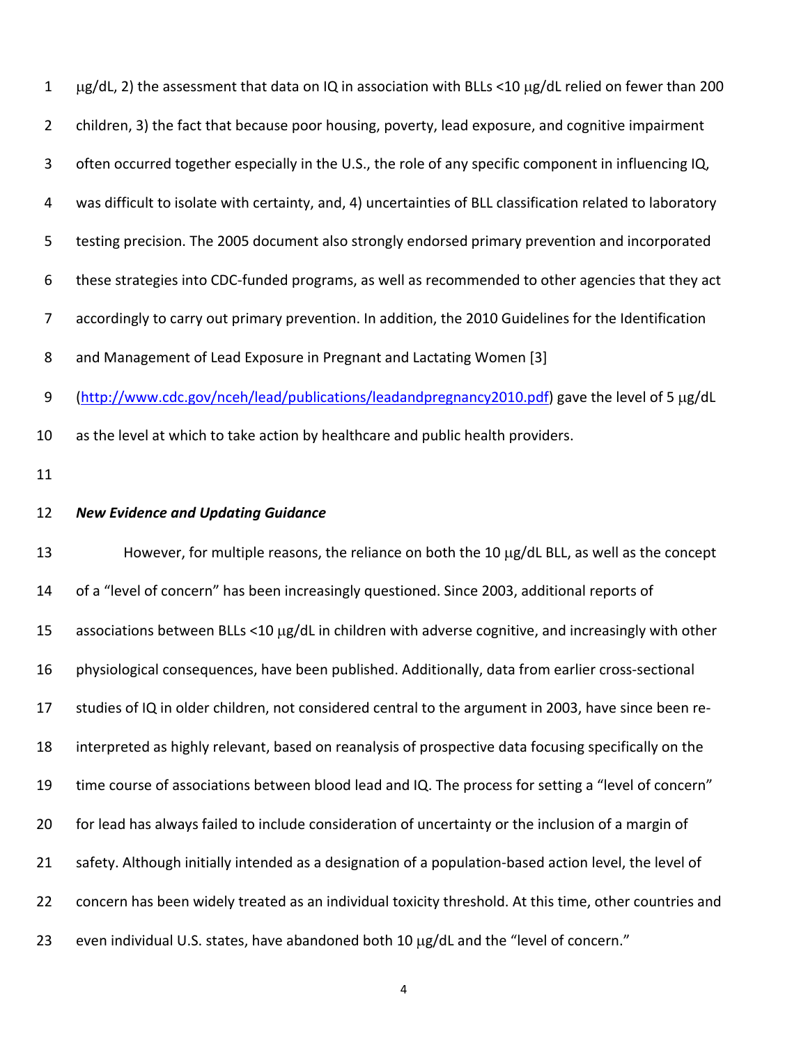μg/dL, 2) the assessment that data on IQ in association with BLLs <10 μg/dL relied on fewer than 200 children, 3) the fact that because poor housing, poverty, lead exposure, and cognitive impairment often occurred together especially in the U.S., the role of any specific component in influencing IQ, was difficult to isolate with certainty, and, 4) uncertainties of BLL classification related to laboratory testing precision. The 2005 document also strongly endorsed primary prevention and incorporated these strategies into CDC-funded programs, as well as recommended to other agencies that they act accordingly to carry out primary prevention. In addition, the 2010 Guidelines for the Identification and Management of Lead Exposure in Pregnant and Lactating Women [3] (http://www.cdc.gov/nceh/lead/publications/leadandpregnancy2010.pdf) gave the level of 5 μg/dL as the level at which to take action by healthcare and public health providers.

### *New Evidence and Updating Guidance*

However, for multiple reasons, the reliance on both the 10 μg/dL BLL, as well as the concept of a "level of concern" has been increasingly questioned. Since 2003, additional reports of associations between BLLs <10 μg/dL in children with adverse cognitive, and increasingly with other physiological consequences, have been published. Additionally, data from earlier cross-sectional studies of IQ in older children, not considered central to the argument in 2003, have since been re-interpreted as highly relevant, based on reanalysis of prospective data focusing specifically on the time course of associations between blood lead and IQ. The process for setting a "level of concern" for lead has always failed to include consideration of uncertainty or the inclusion of a margin of safety. Although initially intended as a designation of a population-based action level, the level of concern has been widely treated as an individual toxicity threshold. At this time, other countries and even individual U.S. states, have abandoned both 10 μg/dL and the "level of concern."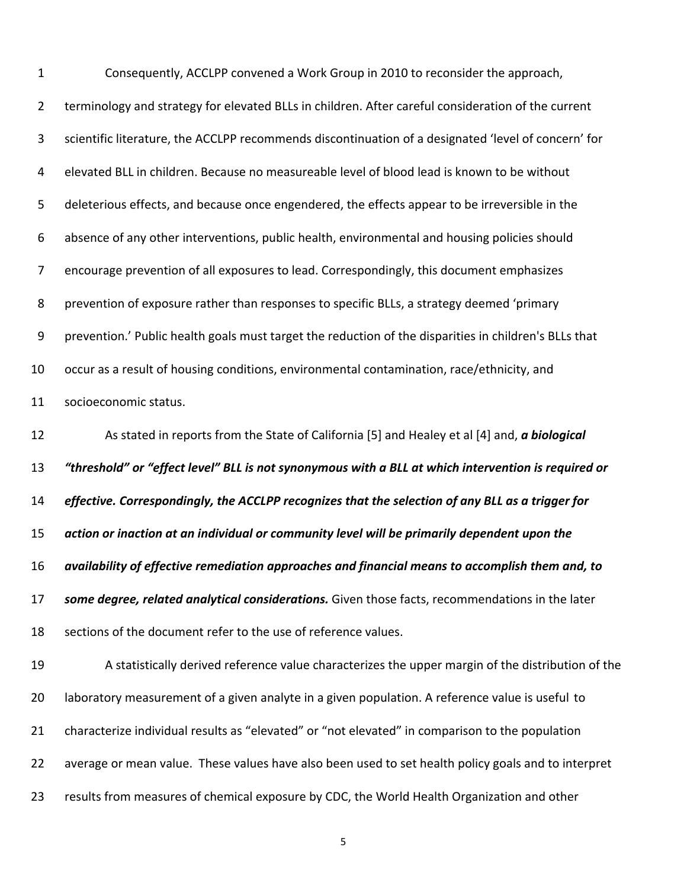Consequently, ACCLPP convened a Work Group in 2010 to reconsider the approach, terminology and strategy for elevated BLLs in children. After careful consideration of the current scientific literature, the ACCLPP recommends discontinuation of a designated 'level of concern' for elevated BLL in children. Because no measureable level of blood lead is known to be without deleterious effects, and because once engendered, the effects appear to be irreversible in the absence of any other interventions, public health, environmental and housing policies should encourage prevention of all exposures to lead. Correspondingly, this document emphasizes prevention of exposure rather than responses to specific BLLs, a strategy deemed 'primary prevention.' Public health goals must target the reduction of the disparities in children's BLLs that occur as a result of housing conditions, environmental contamination, race/ethnicity, and socioeconomic status.

As stated in reports from the State of California [5] and Healey et al [4] and, ***a biological "threshold" or "effect level" BLL is not synonymous with a BLL at which intervention is required or effective. Correspondingly, the ACCLPP recognizes that the selection of any BLL as a trigger for action or inaction at an individual or community level will be primarily dependent upon the availability of effective remediation approaches and financial means to accomplish them and, to some degree, related analytical considerations.*** Given those facts, recommendations in the later sections of the document refer to the use of reference values.

A statistically derived reference value characterizes the upper margin of the distribution of the laboratory measurement of a given analyte in a given population. A reference value is useful to characterize individual results as "elevated" or "not elevated" in comparison to the population average or mean value. These values have also been used to set health policy goals and to interpret results from measures of chemical exposure by CDC, the World Health Organization and other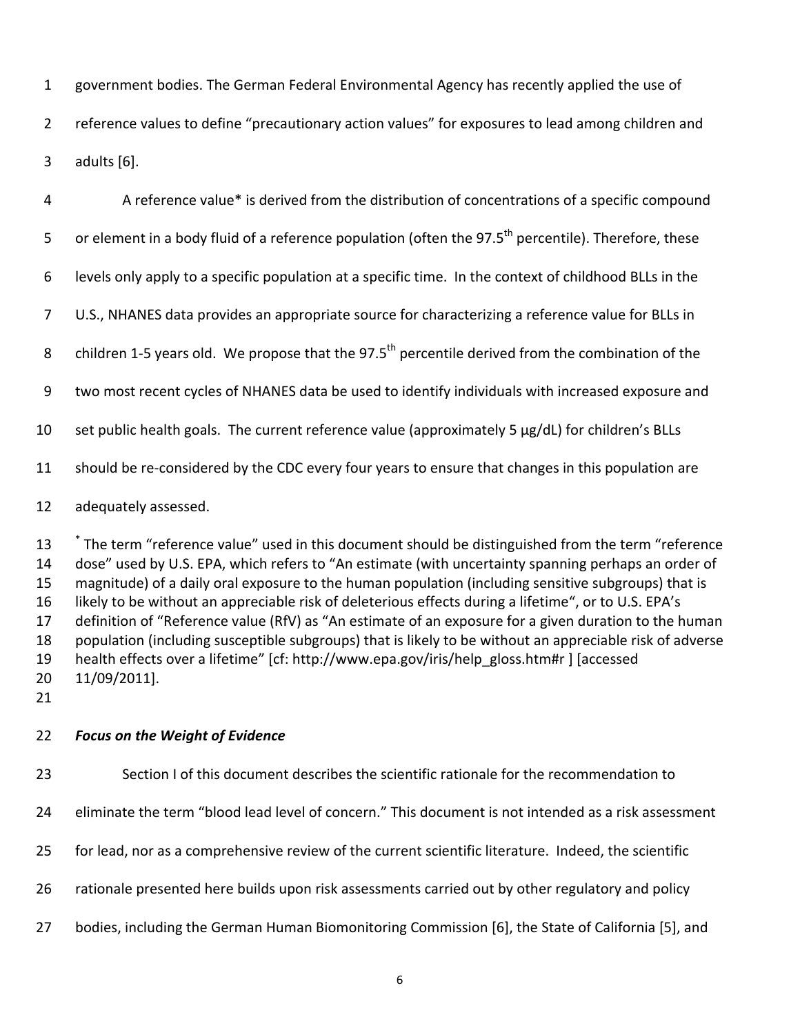government bodies. The German Federal Environmental Agency has recently applied the use of reference values to define “precautionary action values” for exposures to lead among children and adults [6].

A reference value* is derived from the distribution of concentrations of a specific compound or element in a body fluid of a reference population (often the 97.5th percentile). Therefore, these levels only apply to a specific population at a specific time. In the context of childhood BLLs in the U.S., NHANES data provides an appropriate source for characterizing a reference value for BLLs in children 1-5 years old. We propose that the 97.5th percentile derived from the combination of the two most recent cycles of NHANES data be used to identify individuals with increased exposure and set public health goals. The current reference value (approximately 5 µg/dL) for children’s BLLs should be re-considered by the CDC every four years to ensure that changes in this population are adequately assessed.

* The term “reference value” used in this document should be distinguished from the term “reference dose” used by U.S. EPA, which refers to “An estimate (with uncertainty spanning perhaps an order of magnitude) of a daily oral exposure to the human population (including sensitive subgroups) that is likely to be without an appreciable risk of deleterious effects during a lifetime“, or to U.S. EPA’s definition of “Reference value (RfV) as “An estimate of an exposure for a given duration to the human population (including susceptible subgroups) that is likely to be without an appreciable risk of adverse health effects over a lifetime” [cf: http://www.epa.gov/iris/help_gloss.htm#r ] [accessed 11/09/2011].

***Focus on the Weight of Evidence***

Section I of this document describes the scientific rationale for the recommendation to eliminate the term “blood lead level of concern.” This document is not intended as a risk assessment for lead, nor as a comprehensive review of the current scientific literature. Indeed, the scientific rationale presented here builds upon risk assessments carried out by other regulatory and policy bodies, including the German Human Biomonitoring Commission [6], the State of California [5], and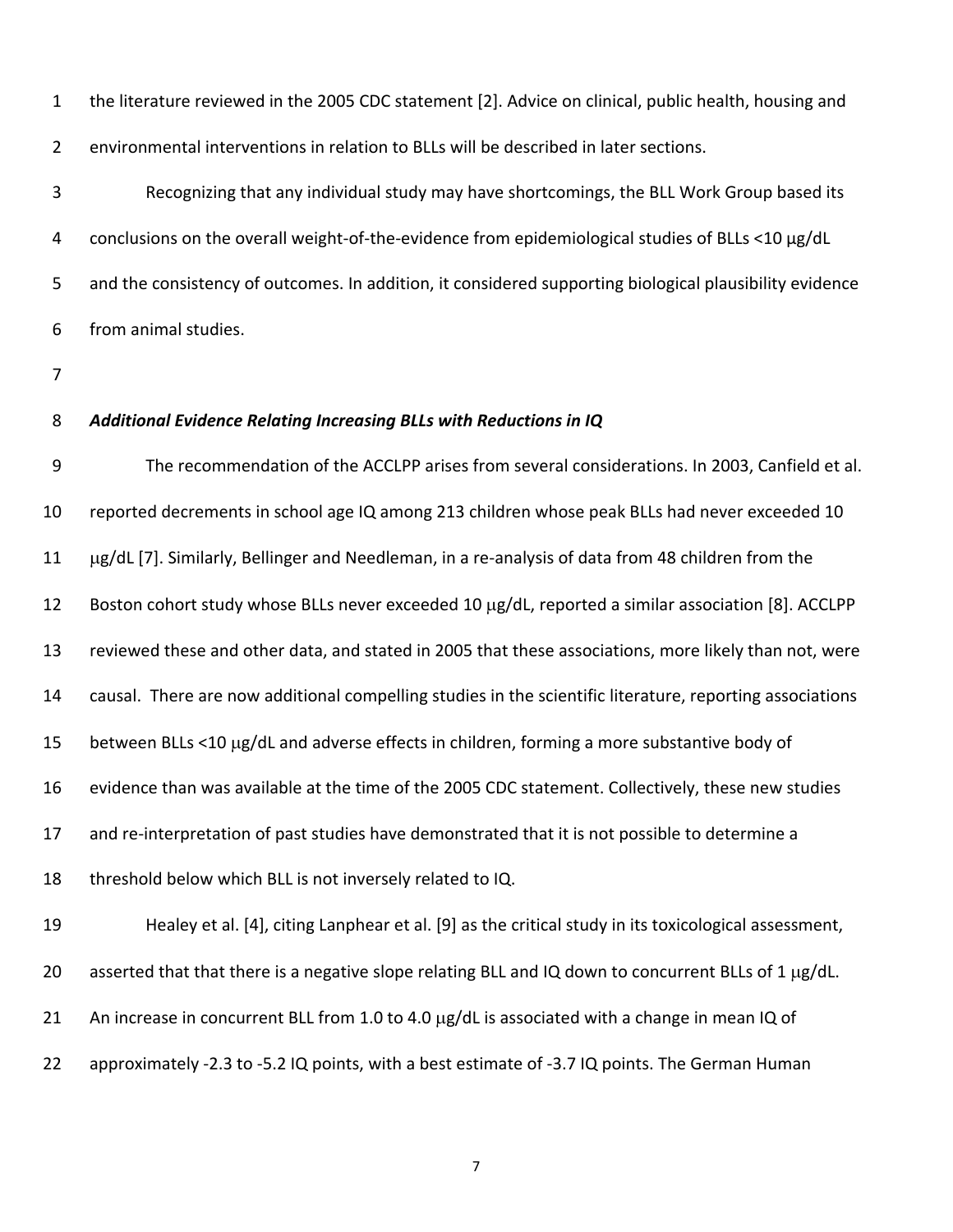the literature reviewed in the 2005 CDC statement [2]. Advice on clinical, public health, housing and environmental interventions in relation to BLLs will be described in later sections.

Recognizing that any individual study may have shortcomings, the BLL Work Group based its conclusions on the overall weight-of-the-evidence from epidemiological studies of BLLs <10 µg/dL and the consistency of outcomes. In addition, it considered supporting biological plausibility evidence from animal studies.

***Additional Evidence Relating Increasing BLLs with Reductions in IQ***

The recommendation of the ACCLPP arises from several considerations. In 2003, Canfield et al. reported decrements in school age IQ among 213 children whose peak BLLs had never exceeded 10 µg/dL [7]. Similarly, Bellinger and Needleman, in a re-analysis of data from 48 children from the Boston cohort study whose BLLs never exceeded 10 µg/dL, reported a similar association [8]. ACCLPP reviewed these and other data, and stated in 2005 that these associations, more likely than not, were causal. There are now additional compelling studies in the scientific literature, reporting associations between BLLs <10 µg/dL and adverse effects in children, forming a more substantive body of evidence than was available at the time of the 2005 CDC statement. Collectively, these new studies and re-interpretation of past studies have demonstrated that it is not possible to determine a threshold below which BLL is not inversely related to IQ.

Healey et al. [4], citing Lanphear et al. [9] as the critical study in its toxicological assessment, asserted that that there is a negative slope relating BLL and IQ down to concurrent BLLs of 1 µg/dL. An increase in concurrent BLL from 1.0 to 4.0 µg/dL is associated with a change in mean IQ of approximately -2.3 to -5.2 IQ points, with a best estimate of -3.7 IQ points. The German Human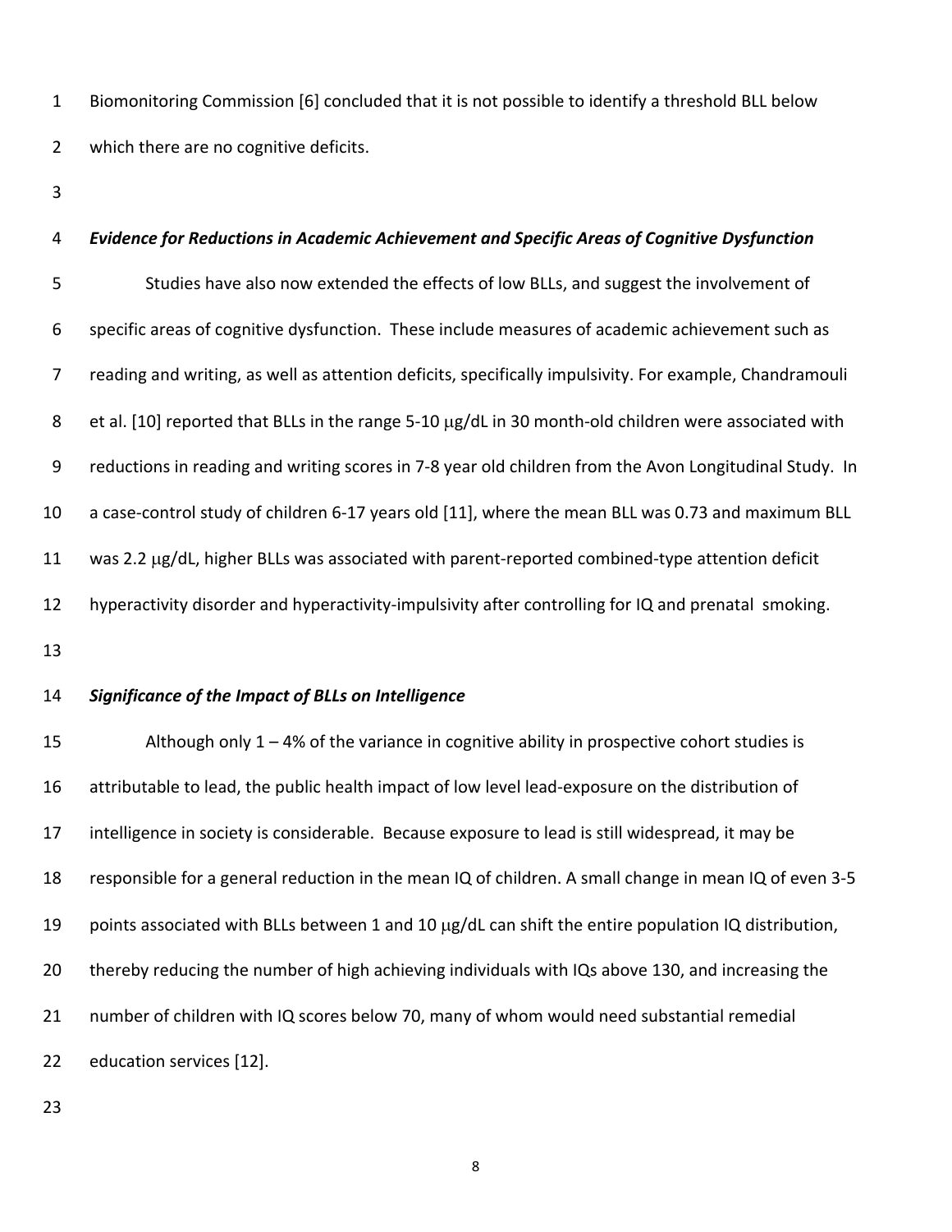Biomonitoring Commission [6] concluded that it is not possible to identify a threshold BLL below which there are no cognitive deficits.

***Evidence for Reductions in Academic Achievement and Specific Areas of Cognitive Dysfunction***

Studies have also now extended the effects of low BLLs, and suggest the involvement of specific areas of cognitive dysfunction. These include measures of academic achievement such as reading and writing, as well as attention deficits, specifically impulsivity. For example, Chandramouli et al. [10] reported that BLLs in the range 5-10 μg/dL in 30 month-old children were associated with reductions in reading and writing scores in 7-8 year old children from the Avon Longitudinal Study. In a case-control study of children 6-17 years old [11], where the mean BLL was 0.73 and maximum BLL was 2.2 μg/dL, higher BLLs was associated with parent-reported combined-type attention deficit hyperactivity disorder and hyperactivity-impulsivity after controlling for IQ and prenatal smoking.

***Significance of the Impact of BLLs on Intelligence***

Although only 1 – 4% of the variance in cognitive ability in prospective cohort studies is attributable to lead, the public health impact of low level lead-exposure on the distribution of intelligence in society is considerable. Because exposure to lead is still widespread, it may be responsible for a general reduction in the mean IQ of children. A small change in mean IQ of even 3-5 points associated with BLLs between 1 and 10 μg/dL can shift the entire population IQ distribution, thereby reducing the number of high achieving individuals with IQs above 130, and increasing the number of children with IQ scores below 70, many of whom would need substantial remedial education services [12].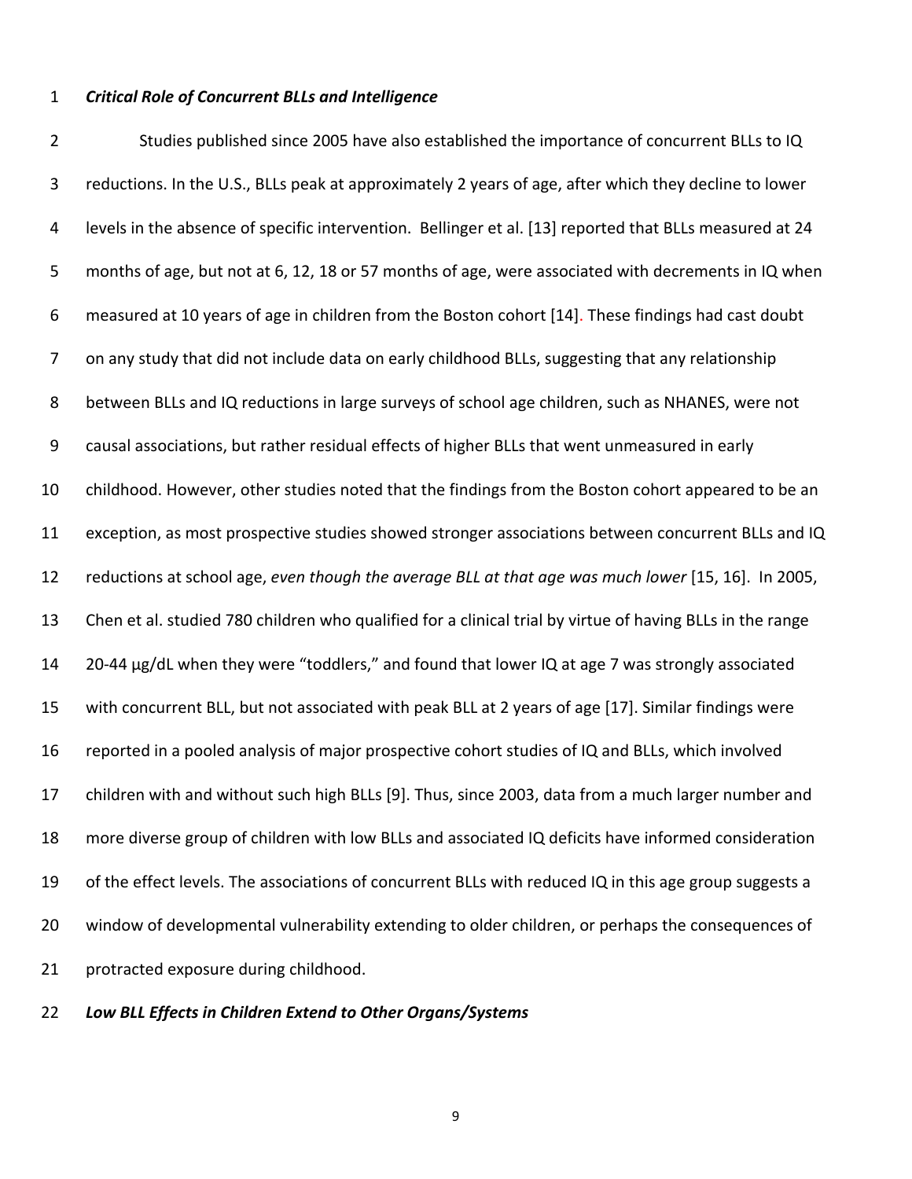### *Critical Role of Concurrent BLLs and Intelligence*

Studies published since 2005 have also established the importance of concurrent BLLs to IQ reductions. In the U.S., BLLs peak at approximately 2 years of age, after which they decline to lower levels in the absence of specific intervention. Bellinger et al. [13] reported that BLLs measured at 24 months of age, but not at 6, 12, 18 or 57 months of age, were associated with decrements in IQ when measured at 10 years of age in children from the Boston cohort [14]. These findings had cast doubt on any study that did not include data on early childhood BLLs, suggesting that any relationship between BLLs and IQ reductions in large surveys of school age children, such as NHANES, were not causal associations, but rather residual effects of higher BLLs that went unmeasured in early childhood. However, other studies noted that the findings from the Boston cohort appeared to be an exception, as most prospective studies showed stronger associations between concurrent BLLs and IQ reductions at school age, *even though the average BLL at that age was much lower* [15, 16]. In 2005, Chen et al. studied 780 children who qualified for a clinical trial by virtue of having BLLs in the range 20-44 µg/dL when they were "toddlers," and found that lower IQ at age 7 was strongly associated with concurrent BLL, but not associated with peak BLL at 2 years of age [17]. Similar findings were reported in a pooled analysis of major prospective cohort studies of IQ and BLLs, which involved children with and without such high BLLs [9]. Thus, since 2003, data from a much larger number and more diverse group of children with low BLLs and associated IQ deficits have informed consideration of the effect levels. The associations of concurrent BLLs with reduced IQ in this age group suggests a window of developmental vulnerability extending to older children, or perhaps the consequences of protracted exposure during childhood.

### *Low BLL Effects in Children Extend to Other Organs/Systems*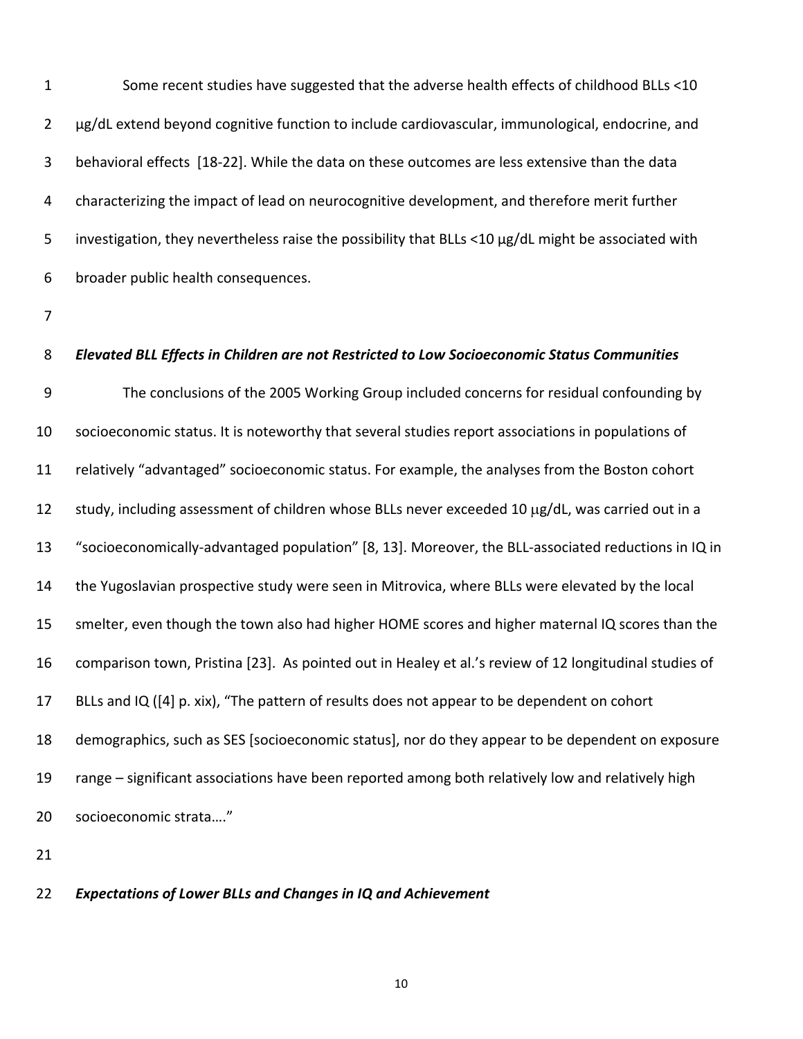Some recent studies have suggested that the adverse health effects of childhood BLLs <10 μg/dL extend beyond cognitive function to include cardiovascular, immunological, endocrine, and behavioral effects [18-22]. While the data on these outcomes are less extensive than the data characterizing the impact of lead on neurocognitive development, and therefore merit further investigation, they nevertheless raise the possibility that BLLs <10 μg/dL might be associated with broader public health consequences.

***Elevated BLL Effects in Children are not Restricted to Low Socioeconomic Status Communities***

The conclusions of the 2005 Working Group included concerns for residual confounding by socioeconomic status. It is noteworthy that several studies report associations in populations of relatively "advantaged" socioeconomic status. For example, the analyses from the Boston cohort study, including assessment of children whose BLLs never exceeded 10 μg/dL, was carried out in a "socioeconomically-advantaged population" [8, 13]. Moreover, the BLL-associated reductions in IQ in the Yugoslavian prospective study were seen in Mitrovica, where BLLs were elevated by the local smelter, even though the town also had higher HOME scores and higher maternal IQ scores than the comparison town, Pristina [23]. As pointed out in Healey et al.'s review of 12 longitudinal studies of BLLs and IQ ([4] p. xix), "The pattern of results does not appear to be dependent on cohort demographics, such as SES [socioeconomic status], nor do they appear to be dependent on exposure range – significant associations have been reported among both relatively low and relatively high socioeconomic strata…."

***Expectations of Lower BLLs and Changes in IQ and Achievement***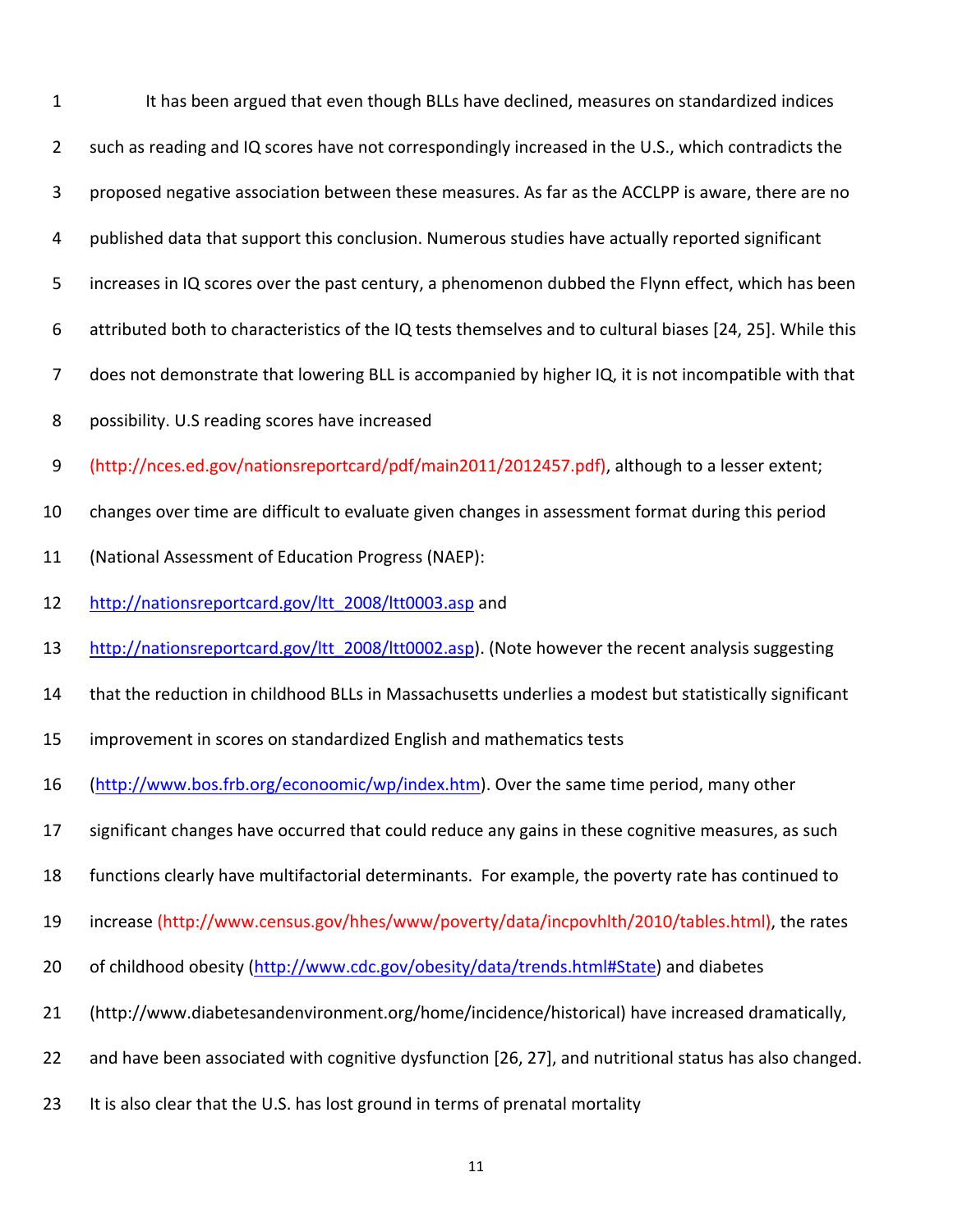It has been argued that even though BLLs have declined, measures on standardized indices such as reading and IQ scores have not correspondingly increased in the U.S., which contradicts the proposed negative association between these measures. As far as the ACCLPP is aware, there are no published data that support this conclusion. Numerous studies have actually reported significant increases in IQ scores over the past century, a phenomenon dubbed the Flynn effect, which has been attributed both to characteristics of the IQ tests themselves and to cultural biases [24, 25]. While this does not demonstrate that lowering BLL is accompanied by higher IQ, it is not incompatible with that possibility. U.S reading scores have increased (http://nces.ed.gov/nationsreportcard/pdf/main2011/2012457.pdf), although to a lesser extent; changes over time are difficult to evaluate given changes in assessment format during this period (National Assessment of Education Progress (NAEP): http://nationsreportcard.gov/ltt_2008/ltt0003.asp and http://nationsreportcard.gov/ltt_2008/ltt0002.asp). (Note however the recent analysis suggesting that the reduction in childhood BLLs in Massachusetts underlies a modest but statistically significant improvement in scores on standardized English and mathematics tests (http://www.bos.frb.org/econoomic/wp/index.htm). Over the same time period, many other significant changes have occurred that could reduce any gains in these cognitive measures, as such functions clearly have multifactorial determinants. For example, the poverty rate has continued to increase (http://www.census.gov/hhes/www/poverty/data/incpovhlth/2010/tables.html), the rates of childhood obesity (http://www.cdc.gov/obesity/data/trends.html#State) and diabetes (http://www.diabetesandenvironment.org/home/incidence/historical) have increased dramatically, and have been associated with cognitive dysfunction [26, 27], and nutritional status has also changed. It is also clear that the U.S. has lost ground in terms of prenatal mortality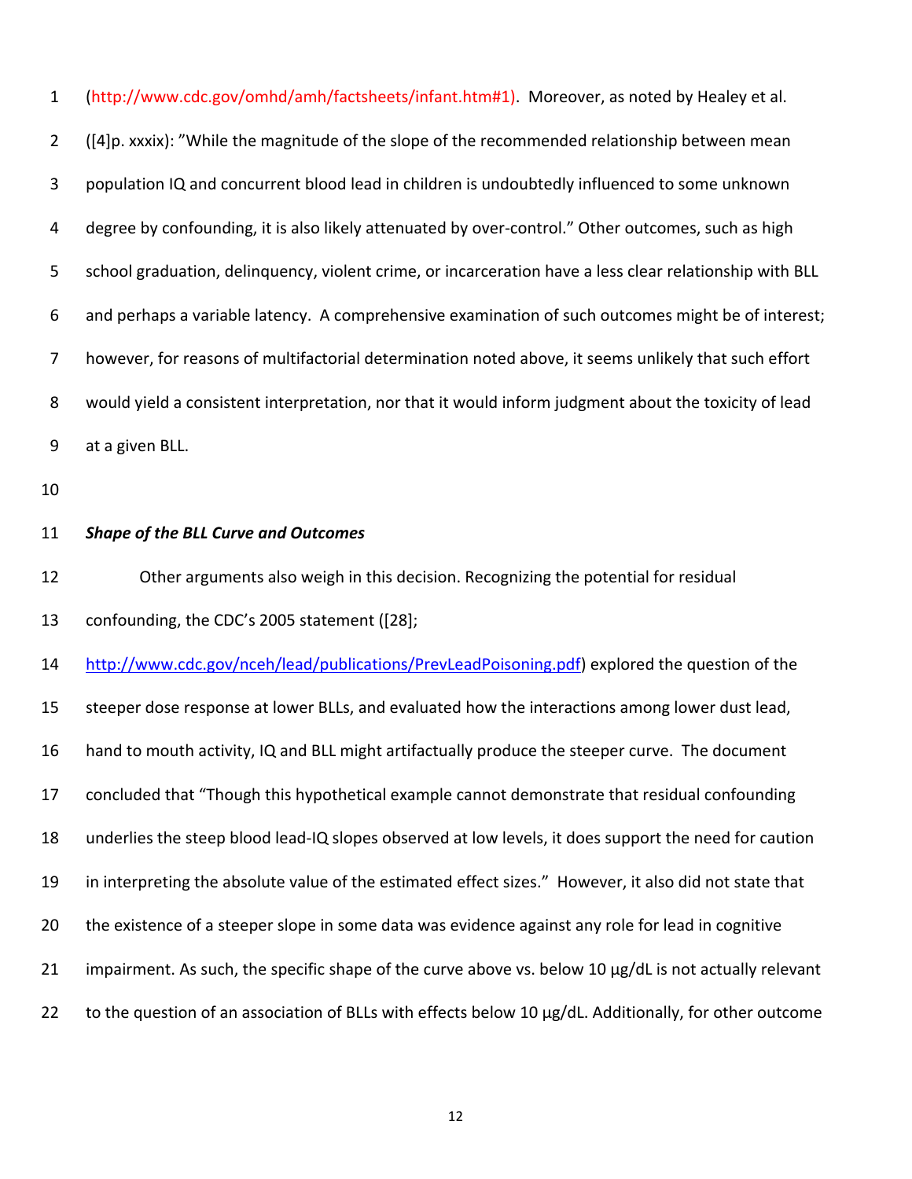(http://www.cdc.gov/omhd/amh/factsheets/infant.htm#1). Moreover, as noted by Healey et al. ([4]p. xxxix): "While the magnitude of the slope of the recommended relationship between mean population IQ and concurrent blood lead in children is undoubtedly influenced to some unknown degree by confounding, it is also likely attenuated by over-control." Other outcomes, such as high school graduation, delinquency, violent crime, or incarceration have a less clear relationship with BLL and perhaps a variable latency. A comprehensive examination of such outcomes might be of interest; however, for reasons of multifactorial determination noted above, it seems unlikely that such effort would yield a consistent interpretation, nor that it would inform judgment about the toxicity of lead at a given BLL.

***Shape of the BLL Curve and Outcomes***

Other arguments also weigh in this decision. Recognizing the potential for residual confounding, the CDC's 2005 statement ([28]; http://www.cdc.gov/nceh/lead/publications/PrevLeadPoisoning.pdf) explored the question of the steeper dose response at lower BLLs, and evaluated how the interactions among lower dust lead, hand to mouth activity, IQ and BLL might artifactually produce the steeper curve. The document concluded that "Though this hypothetical example cannot demonstrate that residual confounding underlies the steep blood lead-IQ slopes observed at low levels, it does support the need for caution in interpreting the absolute value of the estimated effect sizes." However, it also did not state that the existence of a steeper slope in some data was evidence against any role for lead in cognitive impairment. As such, the specific shape of the curve above vs. below 10 µg/dL is not actually relevant to the question of an association of BLLs with effects below 10 µg/dL. Additionally, for other outcome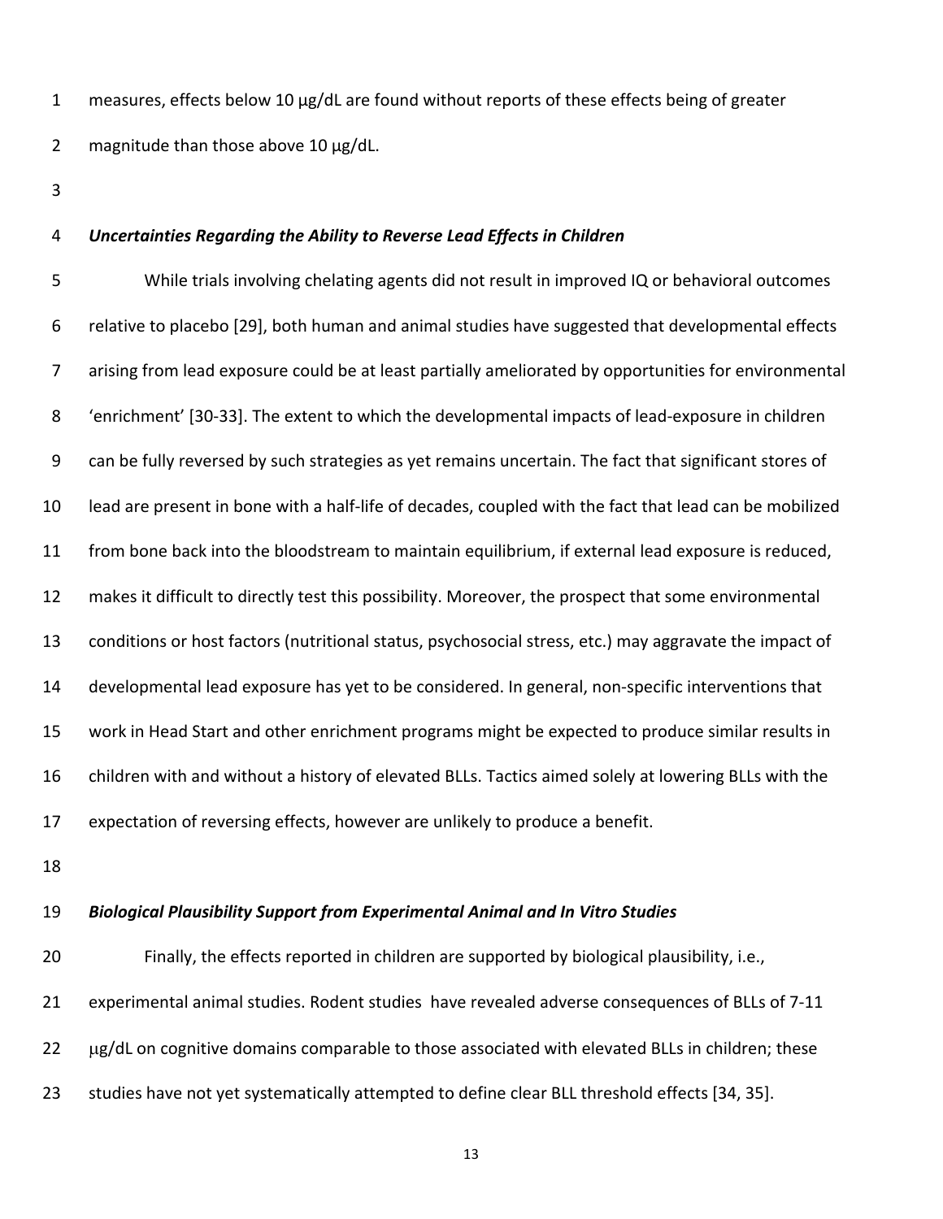measures, effects below 10 µg/dL are found without reports of these effects being of greater magnitude than those above 10 µg/dL.

***Uncertainties Regarding the Ability to Reverse Lead Effects in Children***

While trials involving chelating agents did not result in improved IQ or behavioral outcomes relative to placebo [29], both human and animal studies have suggested that developmental effects arising from lead exposure could be at least partially ameliorated by opportunities for environmental 'enrichment' [30-33]. The extent to which the developmental impacts of lead-exposure in children can be fully reversed by such strategies as yet remains uncertain. The fact that significant stores of lead are present in bone with a half-life of decades, coupled with the fact that lead can be mobilized from bone back into the bloodstream to maintain equilibrium, if external lead exposure is reduced, makes it difficult to directly test this possibility. Moreover, the prospect that some environmental conditions or host factors (nutritional status, psychosocial stress, etc.) may aggravate the impact of developmental lead exposure has yet to be considered. In general, non-specific interventions that work in Head Start and other enrichment programs might be expected to produce similar results in children with and without a history of elevated BLLs. Tactics aimed solely at lowering BLLs with the expectation of reversing effects, however are unlikely to produce a benefit.

***Biological Plausibility Support from Experimental Animal and In Vitro Studies***

Finally, the effects reported in children are supported by biological plausibility, i.e., experimental animal studies. Rodent studies have revealed adverse consequences of BLLs of 7-11 µg/dL on cognitive domains comparable to those associated with elevated BLLs in children; these studies have not yet systematically attempted to define clear BLL threshold effects [34, 35].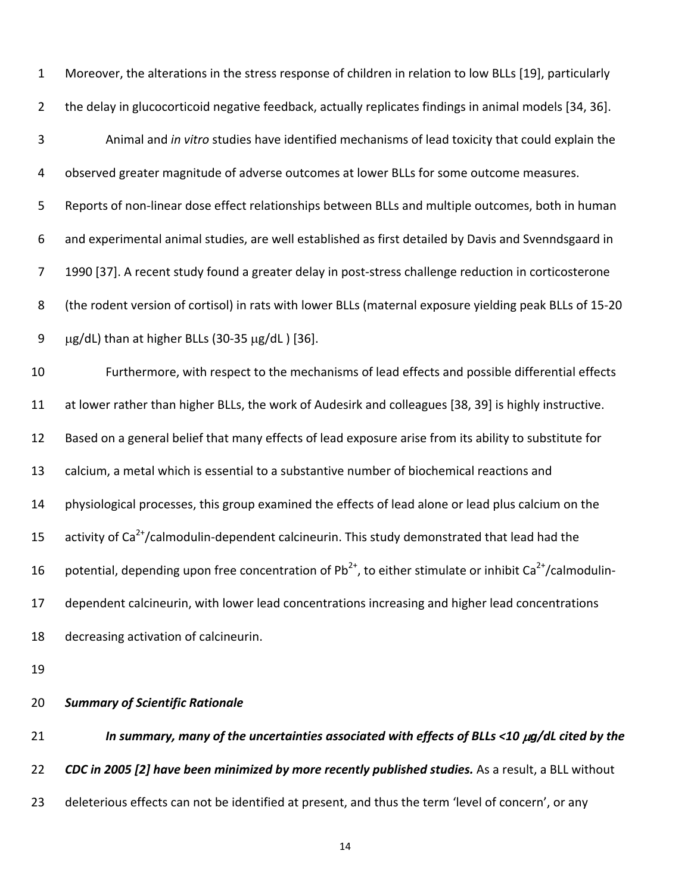Moreover, the alterations in the stress response of children in relation to low BLLs [19], particularly the delay in glucocorticoid negative feedback, actually replicates findings in animal models [34, 36].

Animal and *in vitro* studies have identified mechanisms of lead toxicity that could explain the observed greater magnitude of adverse outcomes at lower BLLs for some outcome measures. Reports of non-linear dose effect relationships between BLLs and multiple outcomes, both in human and experimental animal studies, are well established as first detailed by Davis and Svenndsgaard in 1990 [37]. A recent study found a greater delay in post-stress challenge reduction in corticosterone (the rodent version of cortisol) in rats with lower BLLs (maternal exposure yielding peak BLLs of 15-20 μg/dL) than at higher BLLs (30-35 μg/dL ) [36].

Furthermore, with respect to the mechanisms of lead effects and possible differential effects at lower rather than higher BLLs, the work of Audesirk and colleagues [38, 39] is highly instructive. Based on a general belief that many effects of lead exposure arise from its ability to substitute for calcium, a metal which is essential to a substantive number of biochemical reactions and physiological processes, this group examined the effects of lead alone or lead plus calcium on the activity of $Ca^{2+}$/calmodulin-dependent calcineurin. This study demonstrated that lead had the potential, depending upon free concentration of $Pb^{2+}$, to either stimulate or inhibit $Ca^{2+}$/calmodulin-dependent calcineurin, with lower lead concentrations increasing and higher lead concentrations decreasing activation of calcineurin.

***Summary of Scientific Rationale***

***In summary, many of the uncertainties associated with effects of BLLs <10 μg/dL cited by the CDC in 2005 [2] have been minimized by more recently published studies.*** As a result, a BLL without deleterious effects can not be identified at present, and thus the term 'level of concern', or any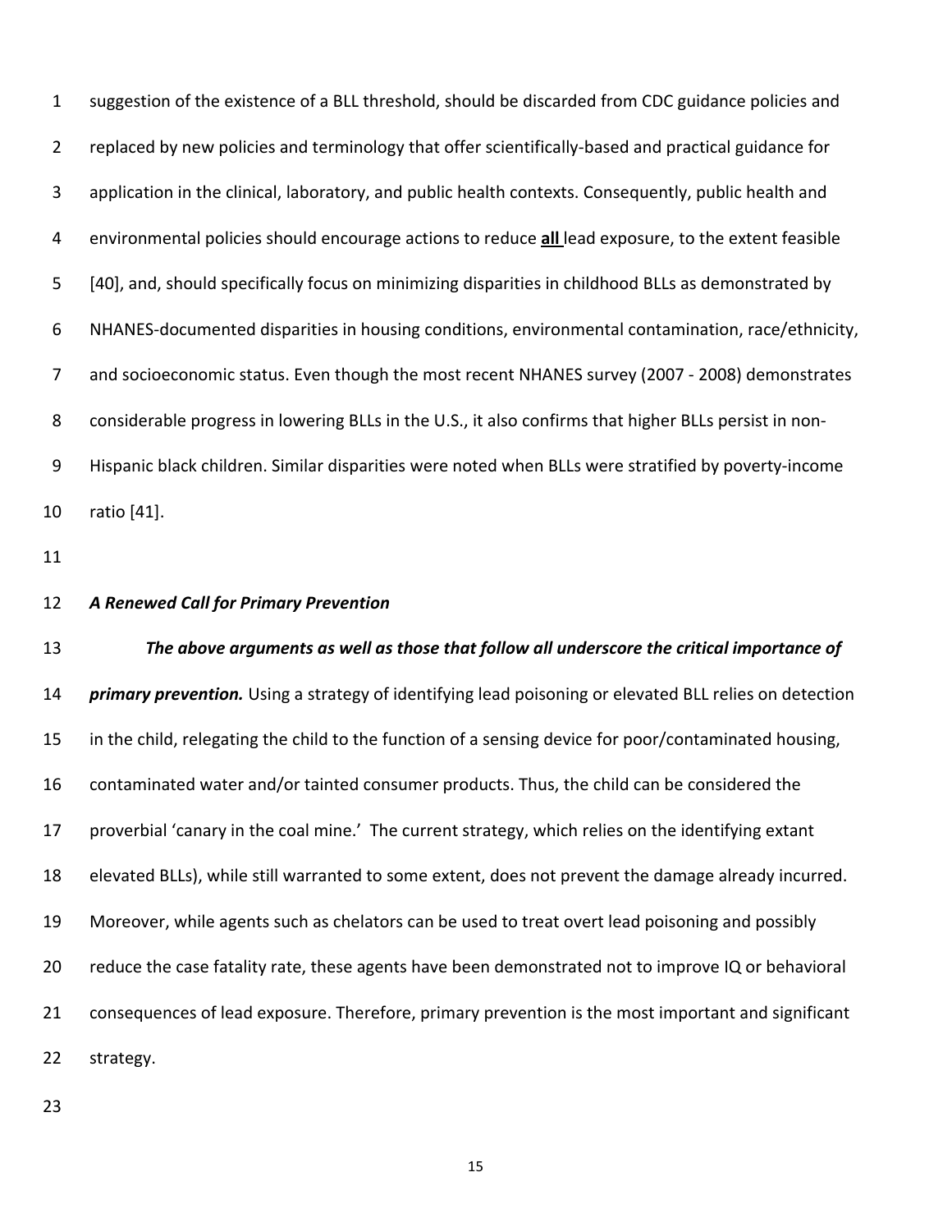suggestion of the existence of a BLL threshold, should be discarded from CDC guidance policies and replaced by new policies and terminology that offer scientifically-based and practical guidance for application in the clinical, laboratory, and public health contexts. Consequently, public health and environmental policies should encourage actions to reduce **all** lead exposure, to the extent feasible [40], and, should specifically focus on minimizing disparities in childhood BLLs as demonstrated by NHANES-documented disparities in housing conditions, environmental contamination, race/ethnicity, and socioeconomic status. Even though the most recent NHANES survey (2007 - 2008) demonstrates considerable progress in lowering BLLs in the U.S., it also confirms that higher BLLs persist in non-Hispanic black children. Similar disparities were noted when BLLs were stratified by poverty-income ratio [41].

### *A Renewed Call for Primary Prevention*

***The above arguments as well as those that follow all underscore the critical importance of primary prevention.*** Using a strategy of identifying lead poisoning or elevated BLL relies on detection in the child, relegating the child to the function of a sensing device for poor/contaminated housing, contaminated water and/or tainted consumer products. Thus, the child can be considered the proverbial 'canary in the coal mine.' The current strategy, which relies on the identifying extant elevated BLLs), while still warranted to some extent, does not prevent the damage already incurred. Moreover, while agents such as chelators can be used to treat overt lead poisoning and possibly reduce the case fatality rate, these agents have been demonstrated not to improve IQ or behavioral consequences of lead exposure. Therefore, primary prevention is the most important and significant strategy.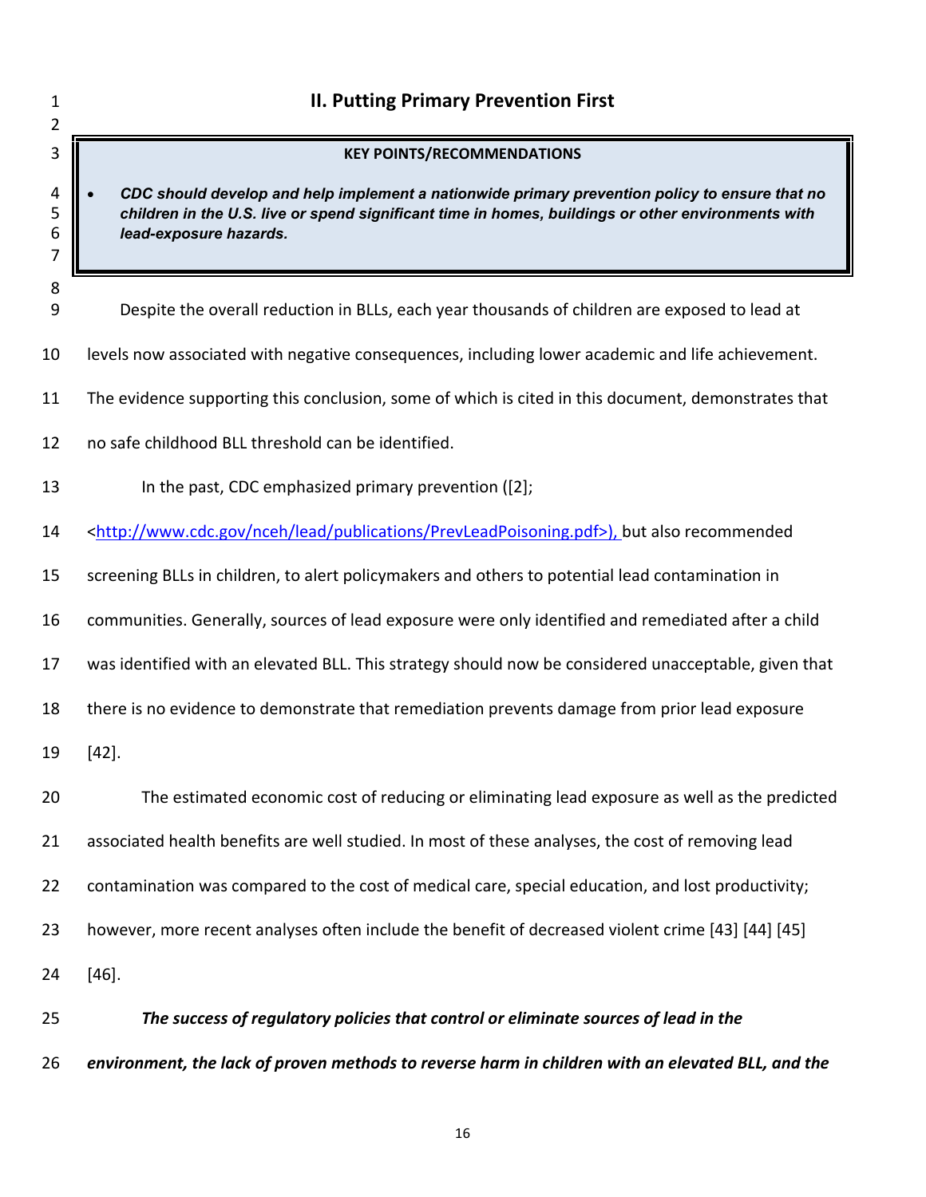## II. Putting Primary Prevention First

**KEY POINTS/RECOMMENDATIONS**

- ***CDC should develop and help implement a nationwide primary prevention policy to ensure that no children in the U.S. live or spend significant time in homes, buildings or other environments with lead-exposure hazards.***

Despite the overall reduction in BLLs, each year thousands of children are exposed to lead at levels now associated with negative consequences, including lower academic and life achievement. The evidence supporting this conclusion, some of which is cited in this document, demonstrates that no safe childhood BLL threshold can be identified.

In the past, CDC emphasized primary prevention ([2]; <http://www.cdc.gov/nceh/lead/publications/PrevLeadPoisoning.pdf>), but also recommended screening BLLs in children, to alert policymakers and others to potential lead contamination in communities. Generally, sources of lead exposure were only identified and remediated after a child was identified with an elevated BLL. This strategy should now be considered unacceptable, given that there is no evidence to demonstrate that remediation prevents damage from prior lead exposure [42].

The estimated economic cost of reducing or eliminating lead exposure as well as the predicted associated health benefits are well studied. In most of these analyses, the cost of removing lead contamination was compared to the cost of medical care, special education, and lost productivity; however, more recent analyses often include the benefit of decreased violent crime [43] [44] [45] [46].

***The success of regulatory policies that control or eliminate sources of lead in the environment, the lack of proven methods to reverse harm in children with an elevated BLL, and the***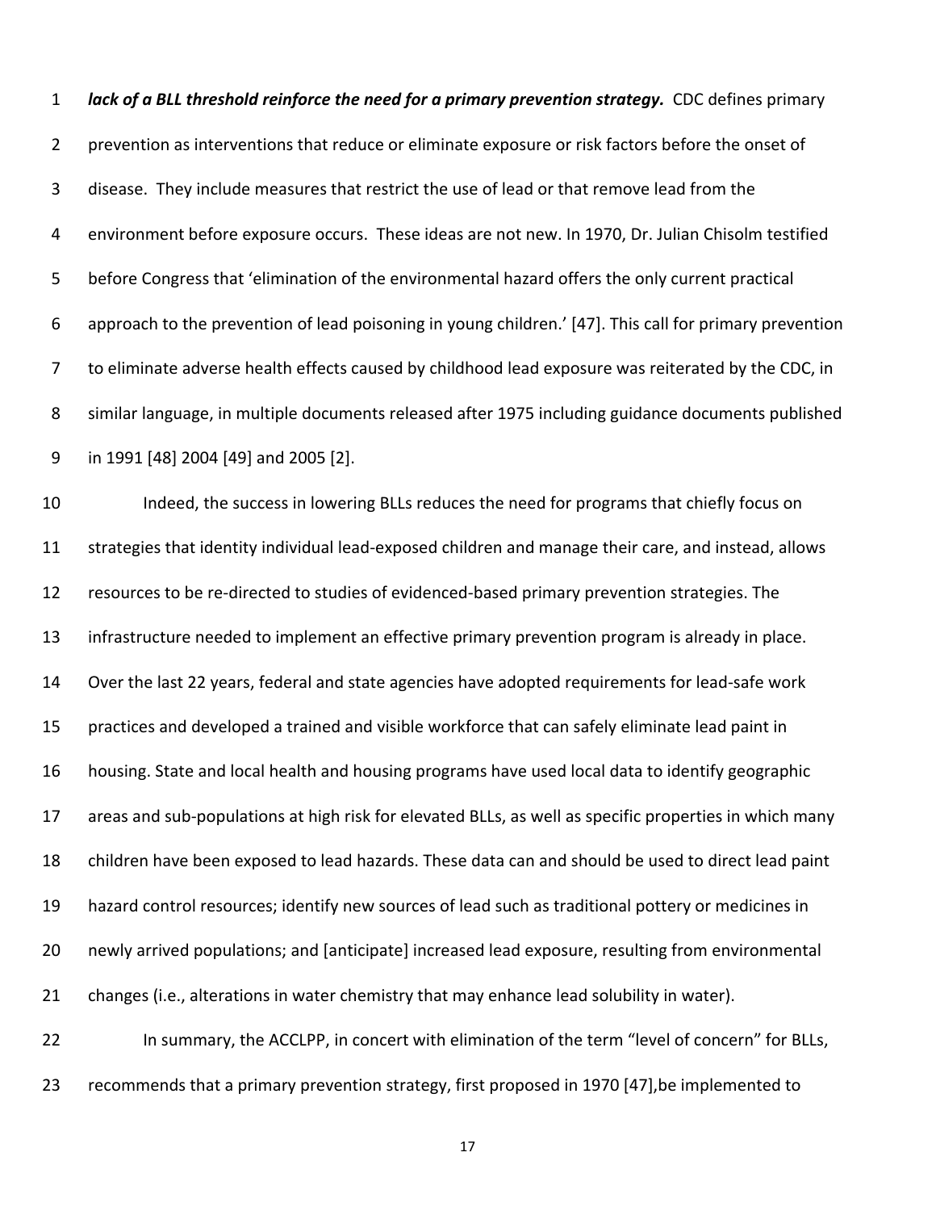***lack of a BLL threshold reinforce the need for a primary prevention strategy.*** CDC defines primary prevention as interventions that reduce or eliminate exposure or risk factors before the onset of disease. They include measures that restrict the use of lead or that remove lead from the environment before exposure occurs. These ideas are not new. In 1970, Dr. Julian Chisolm testified before Congress that 'elimination of the environmental hazard offers the only current practical approach to the prevention of lead poisoning in young children.' [47]. This call for primary prevention to eliminate adverse health effects caused by childhood lead exposure was reiterated by the CDC, in similar language, in multiple documents released after 1975 including guidance documents published in 1991 [48] 2004 [49] and 2005 [2].

Indeed, the success in lowering BLLs reduces the need for programs that chiefly focus on strategies that identity individual lead-exposed children and manage their care, and instead, allows resources to be re-directed to studies of evidenced-based primary prevention strategies. The infrastructure needed to implement an effective primary prevention program is already in place. Over the last 22 years, federal and state agencies have adopted requirements for lead-safe work practices and developed a trained and visible workforce that can safely eliminate lead paint in housing. State and local health and housing programs have used local data to identify geographic areas and sub-populations at high risk for elevated BLLs, as well as specific properties in which many children have been exposed to lead hazards. These data can and should be used to direct lead paint hazard control resources; identify new sources of lead such as traditional pottery or medicines in newly arrived populations; and [anticipate] increased lead exposure, resulting from environmental changes (i.e., alterations in water chemistry that may enhance lead solubility in water).

In summary, the ACCLPP, in concert with elimination of the term "level of concern" for BLLs, recommends that a primary prevention strategy, first proposed in 1970 [47],be implemented to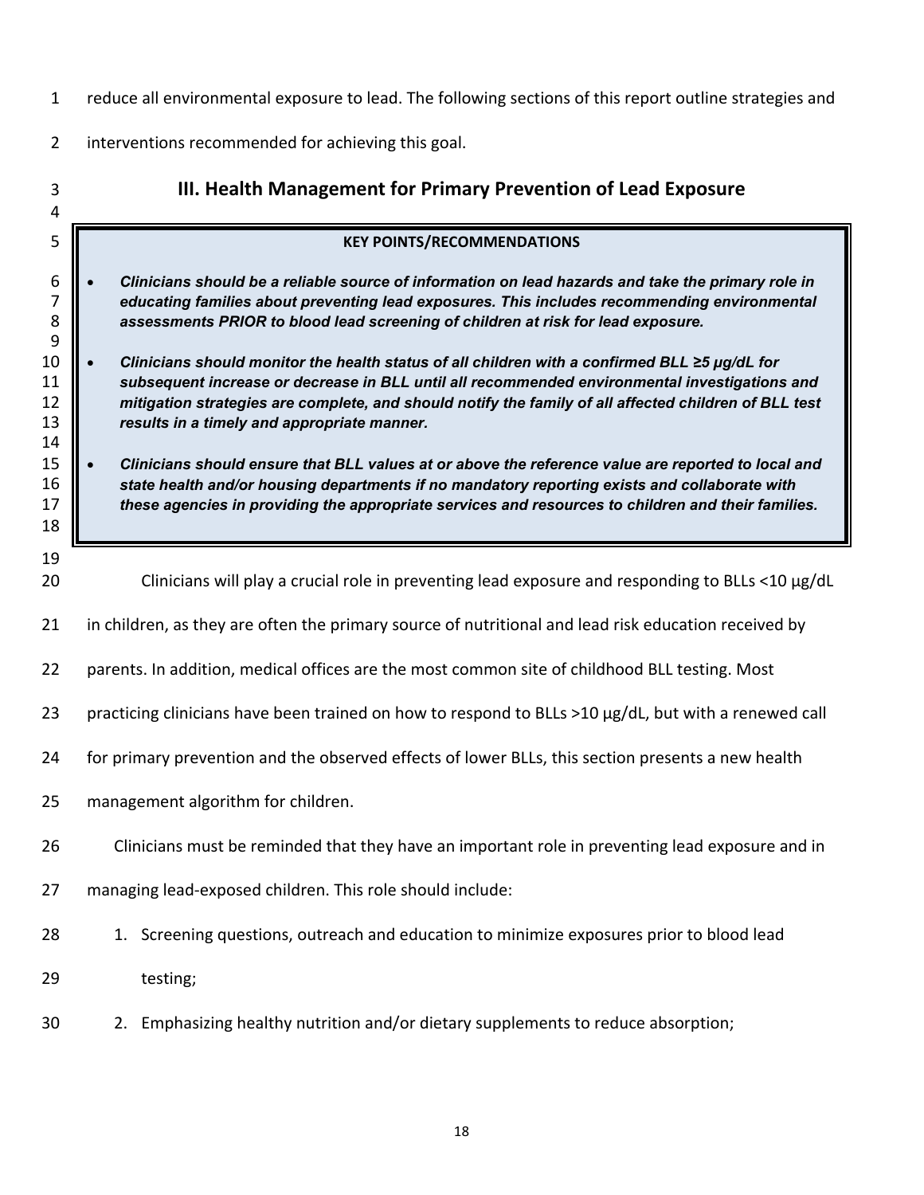reduce all environmental exposure to lead. The following sections of this report outline strategies and interventions recommended for achieving this goal.

## III. Health Management for Primary Prevention of Lead Exposure

**KEY POINTS/RECOMMENDATIONS**

- ***Clinicians should be a reliable source of information on lead hazards and take the primary role in educating families about preventing lead exposures. This includes recommending environmental assessments PRIOR to blood lead screening of children at risk for lead exposure.***
- ***Clinicians should monitor the health status of all children with a confirmed BLL ≥5 μg/dL for subsequent increase or decrease in BLL until all recommended environmental investigations and mitigation strategies are complete, and should notify the family of all affected children of BLL test results in a timely and appropriate manner.***
- ***Clinicians should ensure that BLL values at or above the reference value are reported to local and state health and/or housing departments if no mandatory reporting exists and collaborate with these agencies in providing the appropriate services and resources to children and their families.***

Clinicians will play a crucial role in preventing lead exposure and responding to BLLs <10 μg/dL in children, as they are often the primary source of nutritional and lead risk education received by parents. In addition, medical offices are the most common site of childhood BLL testing. Most practicing clinicians have been trained on how to respond to BLLs >10 μg/dL, but with a renewed call for primary prevention and the observed effects of lower BLLs, this section presents a new health management algorithm for children.

Clinicians must be reminded that they have an important role in preventing lead exposure and in managing lead-exposed children. This role should include:

1. Screening questions, outreach and education to minimize exposures prior to blood lead testing;
2. Emphasizing healthy nutrition and/or dietary supplements to reduce absorption;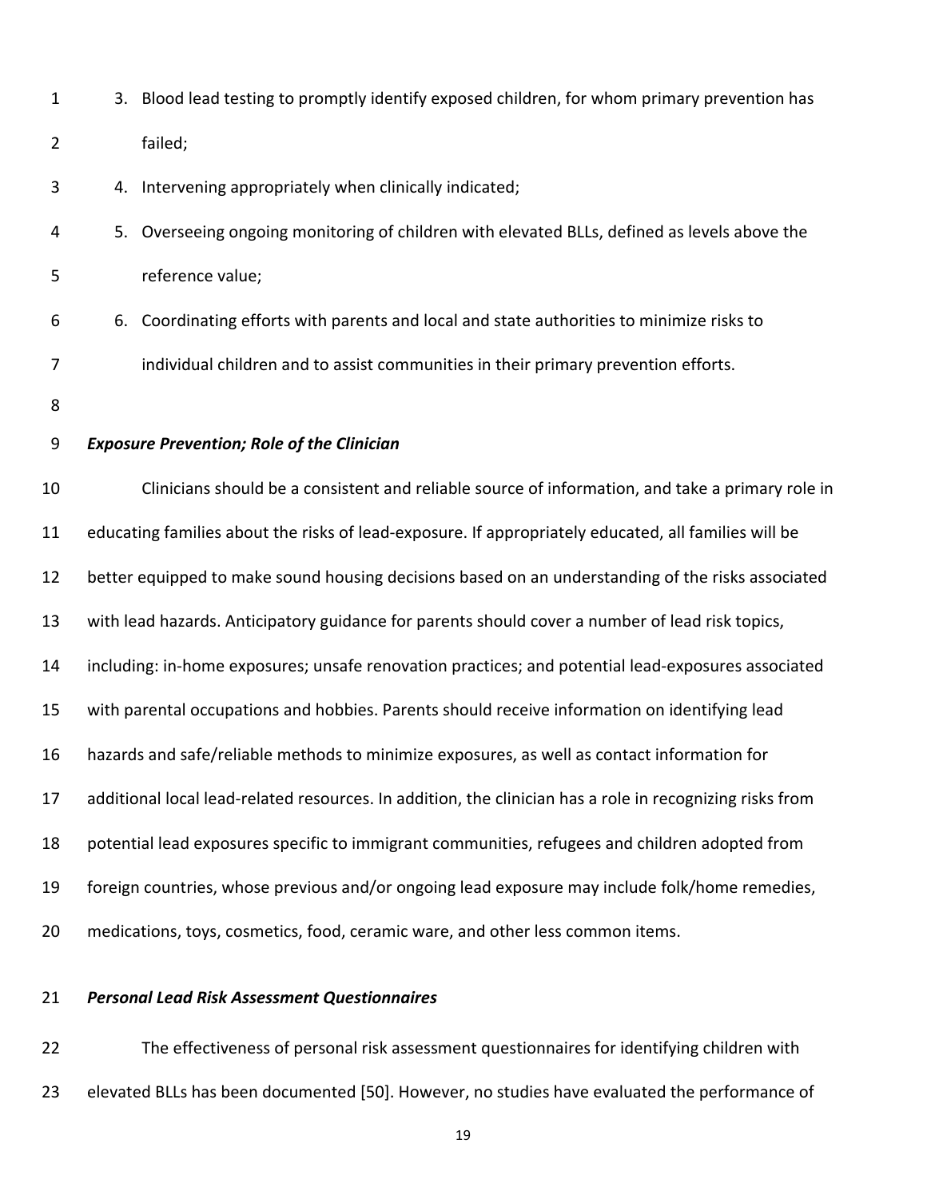3. Blood lead testing to promptly identify exposed children, for whom primary prevention has failed;
4. Intervening appropriately when clinically indicated;
5. Overseeing ongoing monitoring of children with elevated BLLs, defined as levels above the reference value;
6. Coordinating efforts with parents and local and state authorities to minimize risks to individual children and to assist communities in their primary prevention efforts.

***Exposure Prevention; Role of the Clinician***

Clinicians should be a consistent and reliable source of information, and take a primary role in educating families about the risks of lead-exposure. If appropriately educated, all families will be better equipped to make sound housing decisions based on an understanding of the risks associated with lead hazards. Anticipatory guidance for parents should cover a number of lead risk topics, including: in-home exposures; unsafe renovation practices; and potential lead-exposures associated with parental occupations and hobbies. Parents should receive information on identifying lead hazards and safe/reliable methods to minimize exposures, as well as contact information for additional local lead-related resources. In addition, the clinician has a role in recognizing risks from potential lead exposures specific to immigrant communities, refugees and children adopted from foreign countries, whose previous and/or ongoing lead exposure may include folk/home remedies, medications, toys, cosmetics, food, ceramic ware, and other less common items.

***Personal Lead Risk Assessment Questionnaires***

The effectiveness of personal risk assessment questionnaires for identifying children with elevated BLLs has been documented [50]. However, no studies have evaluated the performance of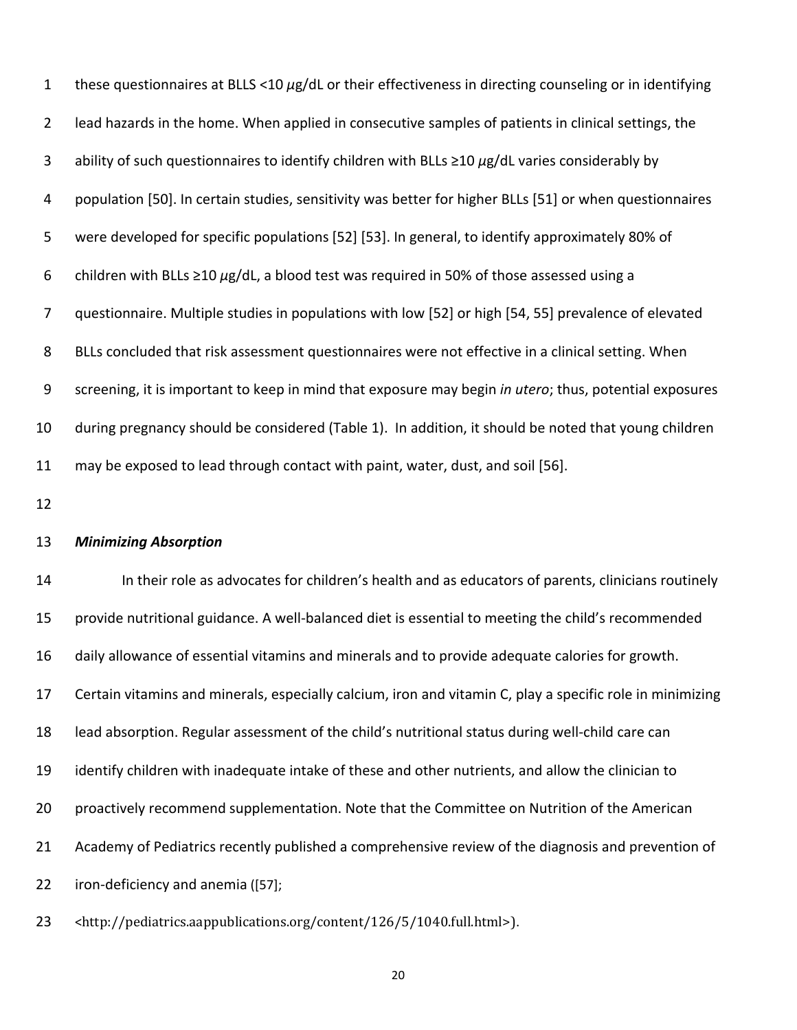these questionnaires at BLLS <10 $\mu$g/dL or their effectiveness in directing counseling or in identifying lead hazards in the home. When applied in consecutive samples of patients in clinical settings, the ability of such questionnaires to identify children with BLLs ≥10 $\mu$g/dL varies considerably by population [50]. In certain studies, sensitivity was better for higher BLLs [51] or when questionnaires were developed for specific populations [52] [53]. In general, to identify approximately 80% of children with BLLs ≥10 $\mu$g/dL, a blood test was required in 50% of those assessed using a questionnaire. Multiple studies in populations with low [52] or high [54, 55] prevalence of elevated BLLs concluded that risk assessment questionnaires were not effective in a clinical setting. When screening, it is important to keep in mind that exposure may begin *in utero*; thus, potential exposures during pregnancy should be considered (Table 1). In addition, it should be noted that young children may be exposed to lead through contact with paint, water, dust, and soil [56].

***Minimizing Absorption***

In their role as advocates for children's health and as educators of parents, clinicians routinely provide nutritional guidance. A well-balanced diet is essential to meeting the child's recommended daily allowance of essential vitamins and minerals and to provide adequate calories for growth. Certain vitamins and minerals, especially calcium, iron and vitamin C, play a specific role in minimizing lead absorption. Regular assessment of the child's nutritional status during well-child care can identify children with inadequate intake of these and other nutrients, and allow the clinician to proactively recommend supplementation. Note that the Committee on Nutrition of the American Academy of Pediatrics recently published a comprehensive review of the diagnosis and prevention of iron-deficiency and anemia ([57]; <http://pediatrics.aappublications.org/content/126/5/1040.full.html>).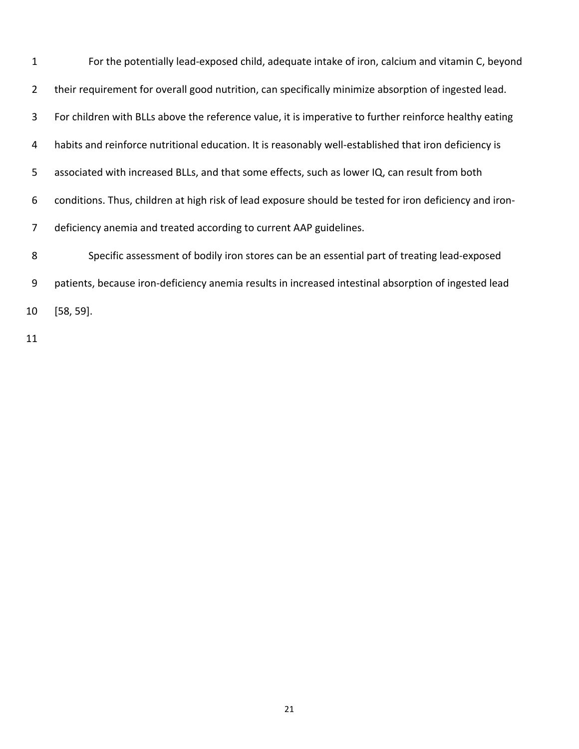For the potentially lead-exposed child, adequate intake of iron, calcium and vitamin C, beyond their requirement for overall good nutrition, can specifically minimize absorption of ingested lead. For children with BLLs above the reference value, it is imperative to further reinforce healthy eating habits and reinforce nutritional education. It is reasonably well-established that iron deficiency is associated with increased BLLs, and that some effects, such as lower IQ, can result from both conditions. Thus, children at high risk of lead exposure should be tested for iron deficiency and iron-deficiency anemia and treated according to current AAP guidelines.

Specific assessment of bodily iron stores can be an essential part of treating lead-exposed patients, because iron-deficiency anemia results in increased intestinal absorption of ingested lead [58, 59].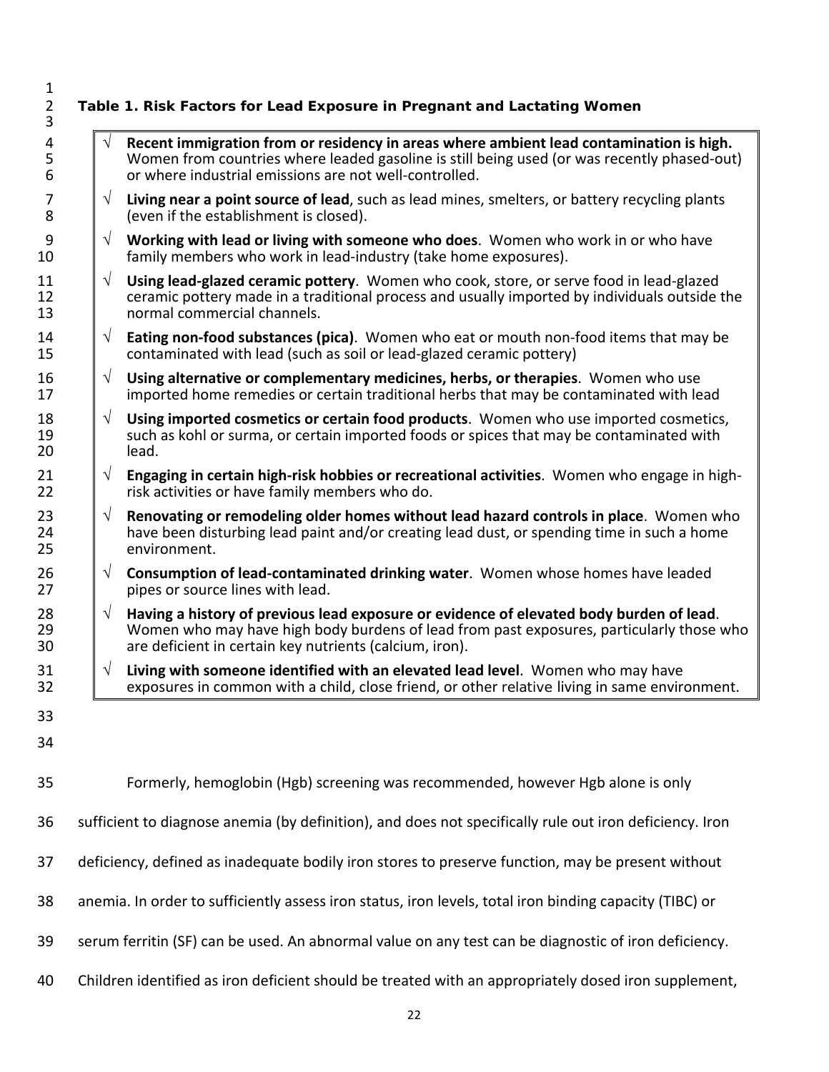**Table 1. Risk Factors for Lead Exposure in Pregnant and Lactating Women**

- √ **Recent immigration from or residency in areas where ambient lead contamination is high.** Women from countries where leaded gasoline is still being used (or was recently phased-out) or where industrial emissions are not well-controlled.
- √ **Living near a point source of lead**, such as lead mines, smelters, or battery recycling plants (even if the establishment is closed).
- √ **Working with lead or living with someone who does**. Women who work in or who have family members who work in lead-industry (take home exposures).
- √ **Using lead-glazed ceramic pottery**. Women who cook, store, or serve food in lead-glazed ceramic pottery made in a traditional process and usually imported by individuals outside the normal commercial channels.
- √ **Eating non-food substances (pica)**. Women who eat or mouth non-food items that may be contaminated with lead (such as soil or lead-glazed ceramic pottery)
- √ **Using alternative or complementary medicines, herbs, or therapies**. Women who use imported home remedies or certain traditional herbs that may be contaminated with lead
- √ **Using imported cosmetics or certain food products**. Women who use imported cosmetics, such as kohl or surma, or certain imported foods or spices that may be contaminated with lead.
- √ **Engaging in certain high-risk hobbies or recreational activities**. Women who engage in high-risk activities or have family members who do.
- √ **Renovating or remodeling older homes without lead hazard controls in place**. Women who have been disturbing lead paint and/or creating lead dust, or spending time in such a home environment.
- √ **Consumption of lead-contaminated drinking water**. Women whose homes have leaded pipes or source lines with lead.
- √ **Having a history of previous lead exposure or evidence of elevated body burden of lead**. Women who may have high body burdens of lead from past exposures, particularly those who are deficient in certain key nutrients (calcium, iron).
- √ **Living with someone identified with an elevated lead level**. Women who may have exposures in common with a child, close friend, or other relative living in same environment.

Formerly, hemoglobin (Hgb) screening was recommended, however Hgb alone is only sufficient to diagnose anemia (by definition), and does not specifically rule out iron deficiency. Iron deficiency, defined as inadequate bodily iron stores to preserve function, may be present without anemia. In order to sufficiently assess iron status, iron levels, total iron binding capacity (TIBC) or serum ferritin (SF) can be used. An abnormal value on any test can be diagnostic of iron deficiency. Children identified as iron deficient should be treated with an appropriately dosed iron supplement,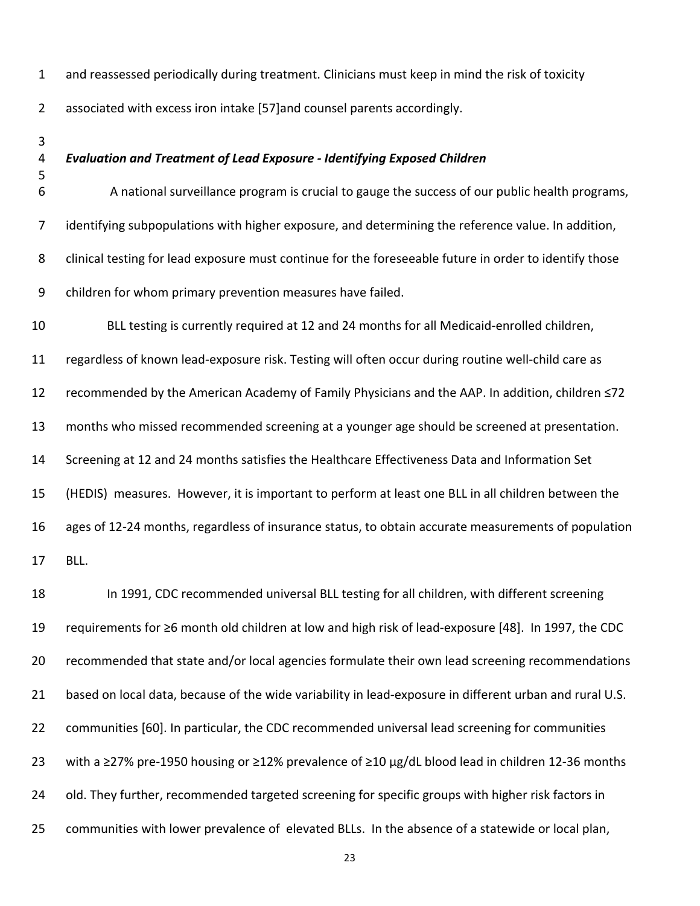and reassessed periodically during treatment. Clinicians must keep in mind the risk of toxicity associated with excess iron intake [57]and counsel parents accordingly.

***Evaluation and Treatment of Lead Exposure - Identifying Exposed Children***

A national surveillance program is crucial to gauge the success of our public health programs, identifying subpopulations with higher exposure, and determining the reference value. In addition, clinical testing for lead exposure must continue for the foreseeable future in order to identify those children for whom primary prevention measures have failed.

BLL testing is currently required at 12 and 24 months for all Medicaid-enrolled children, regardless of known lead-exposure risk. Testing will often occur during routine well-child care as recommended by the American Academy of Family Physicians and the AAP. In addition, children ≤72 months who missed recommended screening at a younger age should be screened at presentation. Screening at 12 and 24 months satisfies the Healthcare Effectiveness Data and Information Set (HEDIS) measures. However, it is important to perform at least one BLL in all children between the ages of 12-24 months, regardless of insurance status, to obtain accurate measurements of population BLL.

In 1991, CDC recommended universal BLL testing for all children, with different screening requirements for ≥6 month old children at low and high risk of lead-exposure [48]. In 1997, the CDC recommended that state and/or local agencies formulate their own lead screening recommendations based on local data, because of the wide variability in lead-exposure in different urban and rural U.S. communities [60]. In particular, the CDC recommended universal lead screening for communities with a ≥27% pre-1950 housing or ≥12% prevalence of ≥10 μg/dL blood lead in children 12-36 months old. They further, recommended targeted screening for specific groups with higher risk factors in communities with lower prevalence of elevated BLLs. In the absence of a statewide or local plan,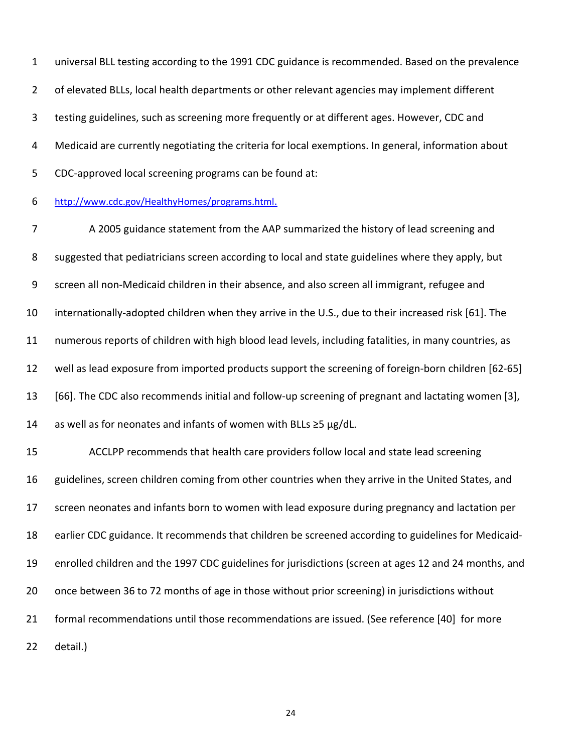universal BLL testing according to the 1991 CDC guidance is recommended. Based on the prevalence of elevated BLLs, local health departments or other relevant agencies may implement different testing guidelines, such as screening more frequently or at different ages. However, CDC and Medicaid are currently negotiating the criteria for local exemptions. In general, information about CDC-approved local screening programs can be found at: http://www.cdc.gov/HealthyHomes/programs.html.

A 2005 guidance statement from the AAP summarized the history of lead screening and suggested that pediatricians screen according to local and state guidelines where they apply, but screen all non-Medicaid children in their absence, and also screen all immigrant, refugee and internationally-adopted children when they arrive in the U.S., due to their increased risk [61]. The numerous reports of children with high blood lead levels, including fatalities, in many countries, as well as lead exposure from imported products support the screening of foreign-born children [62-65] [66]. The CDC also recommends initial and follow-up screening of pregnant and lactating women [3], as well as for neonates and infants of women with BLLs ≥5 μg/dL.

ACCLPP recommends that health care providers follow local and state lead screening guidelines, screen children coming from other countries when they arrive in the United States, and screen neonates and infants born to women with lead exposure during pregnancy and lactation per earlier CDC guidance. It recommends that children be screened according to guidelines for Medicaid-enrolled children and the 1997 CDC guidelines for jurisdictions (screen at ages 12 and 24 months, and once between 36 to 72 months of age in those without prior screening) in jurisdictions without formal recommendations until those recommendations are issued. (See reference [40] for more detail.)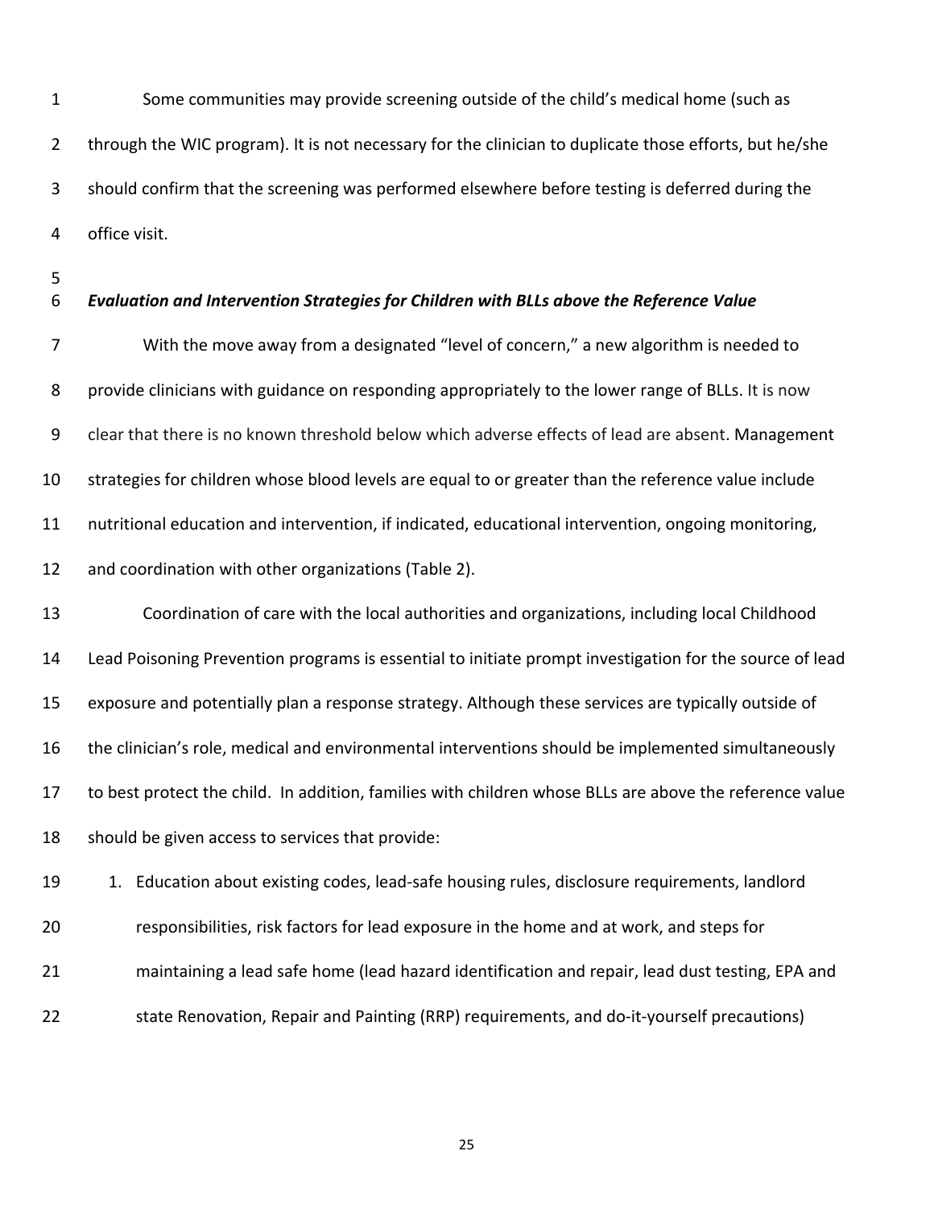Some communities may provide screening outside of the child's medical home (such as through the WIC program). It is not necessary for the clinician to duplicate those efforts, but he/she should confirm that the screening was performed elsewhere before testing is deferred during the office visit.

***Evaluation and Intervention Strategies for Children with BLLs above the Reference Value***

With the move away from a designated "level of concern," a new algorithm is needed to provide clinicians with guidance on responding appropriately to the lower range of BLLs. It is now clear that there is no known threshold below which adverse effects of lead are absent. Management strategies for children whose blood levels are equal to or greater than the reference value include nutritional education and intervention, if indicated, educational intervention, ongoing monitoring, and coordination with other organizations (Table 2).

Coordination of care with the local authorities and organizations, including local Childhood Lead Poisoning Prevention programs is essential to initiate prompt investigation for the source of lead exposure and potentially plan a response strategy. Although these services are typically outside of the clinician's role, medical and environmental interventions should be implemented simultaneously to best protect the child. In addition, families with children whose BLLs are above the reference value should be given access to services that provide:

1. Education about existing codes, lead-safe housing rules, disclosure requirements, landlord responsibilities, risk factors for lead exposure in the home and at work, and steps for maintaining a lead safe home (lead hazard identification and repair, lead dust testing, EPA and state Renovation, Repair and Painting (RRP) requirements, and do-it-yourself precautions)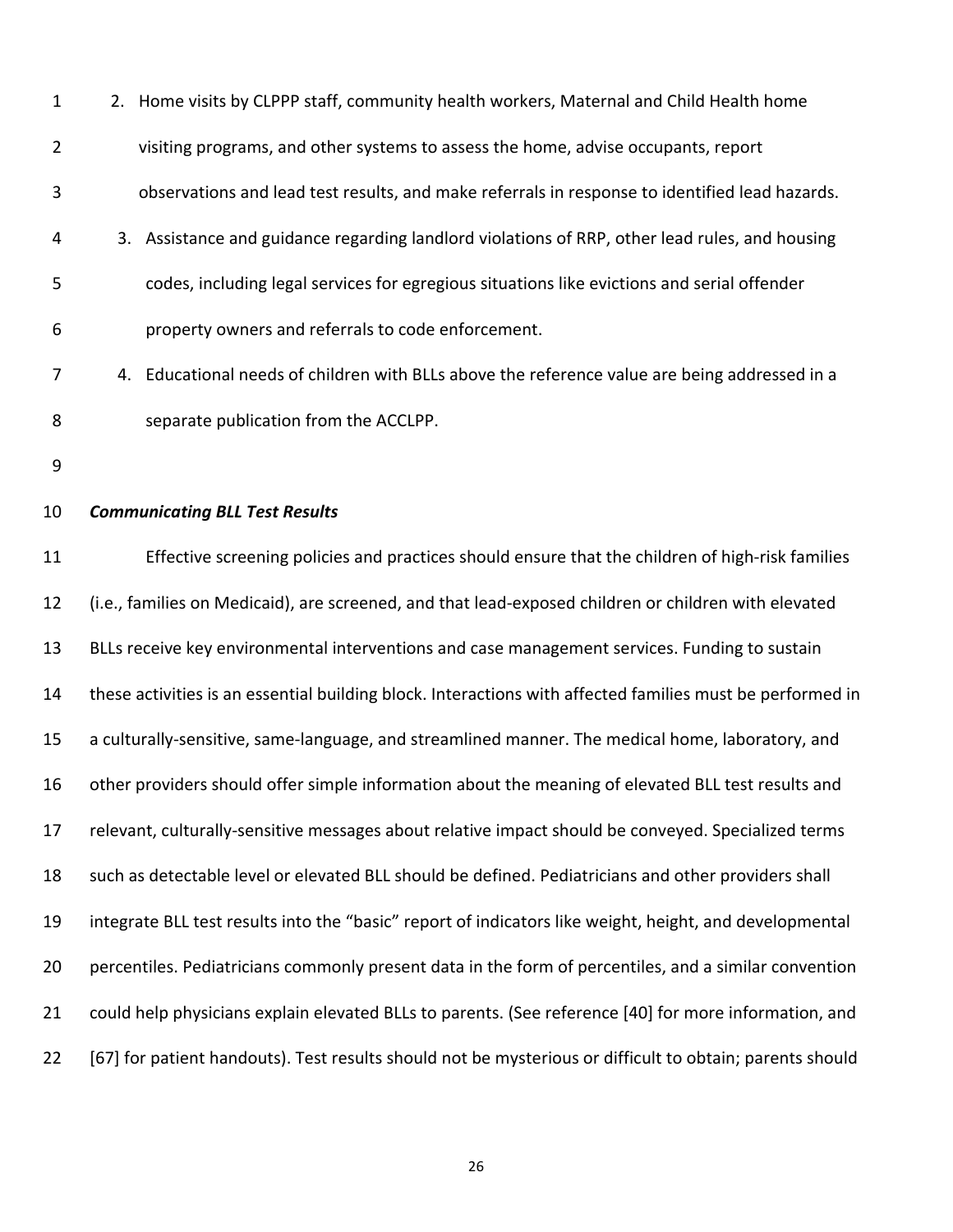2. Home visits by CLPPP staff, community health workers, Maternal and Child Health home visiting programs, and other systems to assess the home, advise occupants, report observations and lead test results, and make referrals in response to identified lead hazards.
3. Assistance and guidance regarding landlord violations of RRP, other lead rules, and housing codes, including legal services for egregious situations like evictions and serial offender property owners and referrals to code enforcement.
4. Educational needs of children with BLLs above the reference value are being addressed in a separate publication from the ACCLPP.

***Communicating BLL Test Results***

Effective screening policies and practices should ensure that the children of high-risk families (i.e., families on Medicaid), are screened, and that lead-exposed children or children with elevated BLLs receive key environmental interventions and case management services. Funding to sustain these activities is an essential building block. Interactions with affected families must be performed in a culturally-sensitive, same-language, and streamlined manner. The medical home, laboratory, and other providers should offer simple information about the meaning of elevated BLL test results and relevant, culturally-sensitive messages about relative impact should be conveyed. Specialized terms such as detectable level or elevated BLL should be defined. Pediatricians and other providers shall integrate BLL test results into the "basic" report of indicators like weight, height, and developmental percentiles. Pediatricians commonly present data in the form of percentiles, and a similar convention could help physicians explain elevated BLLs to parents. (See reference [40] for more information, and [67] for patient handouts). Test results should not be mysterious or difficult to obtain; parents should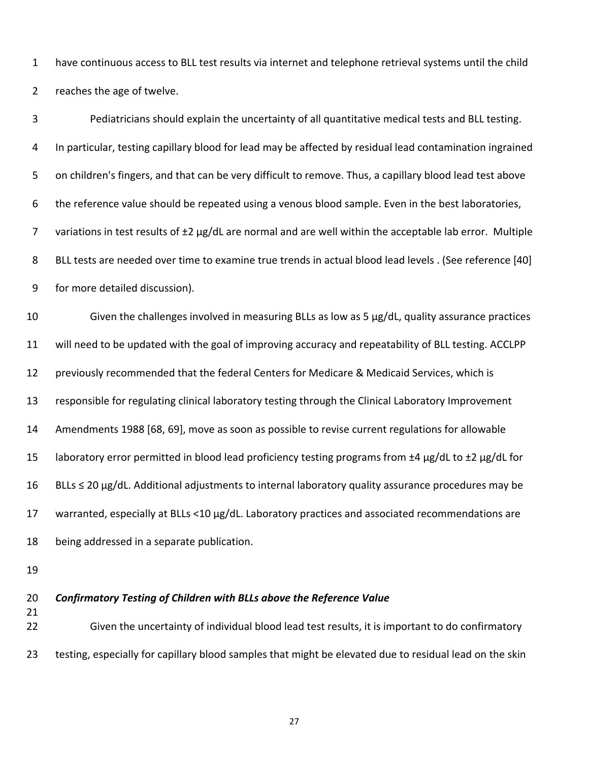have continuous access to BLL test results via internet and telephone retrieval systems until the child reaches the age of twelve.

Pediatricians should explain the uncertainty of all quantitative medical tests and BLL testing. In particular, testing capillary blood for lead may be affected by residual lead contamination ingrained on children's fingers, and that can be very difficult to remove. Thus, a capillary blood lead test above the reference value should be repeated using a venous blood sample. Even in the best laboratories, variations in test results of ±2 µg/dL are normal and are well within the acceptable lab error. Multiple BLL tests are needed over time to examine true trends in actual blood lead levels . (See reference [40] for more detailed discussion).

Given the challenges involved in measuring BLLs as low as 5 µg/dL, quality assurance practices will need to be updated with the goal of improving accuracy and repeatability of BLL testing. ACCLPP previously recommended that the federal Centers for Medicare & Medicaid Services, which is responsible for regulating clinical laboratory testing through the Clinical Laboratory Improvement Amendments 1988 [68, 69], move as soon as possible to revise current regulations for allowable laboratory error permitted in blood lead proficiency testing programs from ±4 µg/dL to ±2 µg/dL for BLLs ≤ 20 µg/dL. Additional adjustments to internal laboratory quality assurance procedures may be warranted, especially at BLLs <10 µg/dL. Laboratory practices and associated recommendations are being addressed in a separate publication.

***Confirmatory Testing of Children with BLLs above the Reference Value***

Given the uncertainty of individual blood lead test results, it is important to do confirmatory testing, especially for capillary blood samples that might be elevated due to residual lead on the skin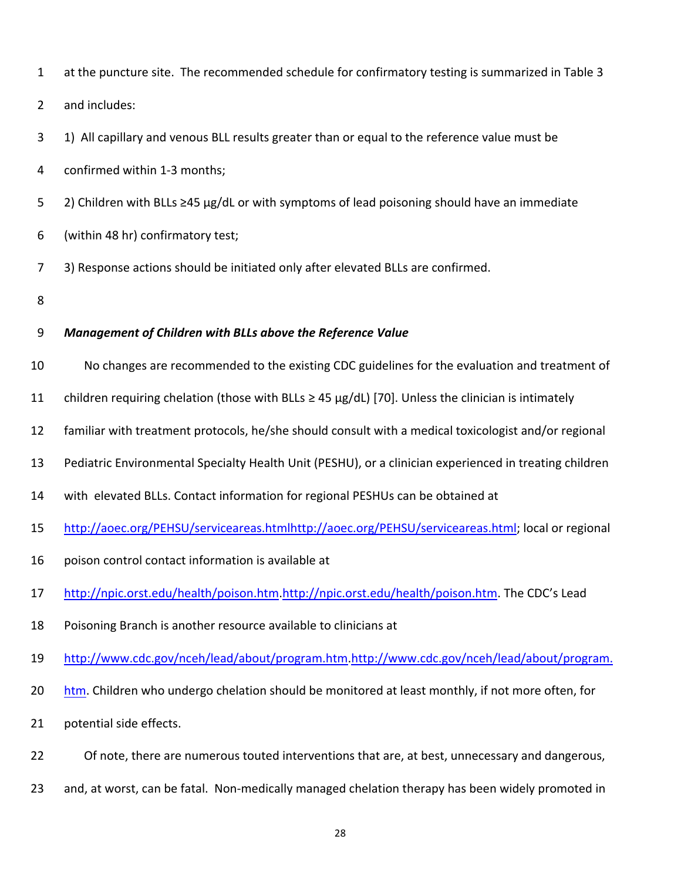at the puncture site. The recommended schedule for confirmatory testing is summarized in Table 3 and includes:

1) All capillary and venous BLL results greater than or equal to the reference value must be confirmed within 1-3 months;

2) Children with BLLs ≥45 μg/dL or with symptoms of lead poisoning should have an immediate (within 48 hr) confirmatory test;

3) Response actions should be initiated only after elevated BLLs are confirmed.

***Management of Children with BLLs above the Reference Value***

No changes are recommended to the existing CDC guidelines for the evaluation and treatment of children requiring chelation (those with BLLs ≥ 45 μg/dL) [70]. Unless the clinician is intimately familiar with treatment protocols, he/she should consult with a medical toxicologist and/or regional Pediatric Environmental Specialty Health Unit (PESHU), or a clinician experienced in treating children with elevated BLLs. Contact information for regional PESHUs can be obtained at http://aoec.org/PEHSU/serviceareas.htmlhttp://aoec.org/PEHSU/serviceareas.html; local or regional poison control contact information is available at http://npic.orst.edu/health/poison.htm.http://npic.orst.edu/health/poison.htm. The CDC's Lead Poisoning Branch is another resource available to clinicians at http://www.cdc.gov/nceh/lead/about/program.htm.http://www.cdc.gov/nceh/lead/about/program.htm. Children who undergo chelation should be monitored at least monthly, if not more often, for potential side effects.

Of note, there are numerous touted interventions that are, at best, unnecessary and dangerous, and, at worst, can be fatal. Non-medically managed chelation therapy has been widely promoted in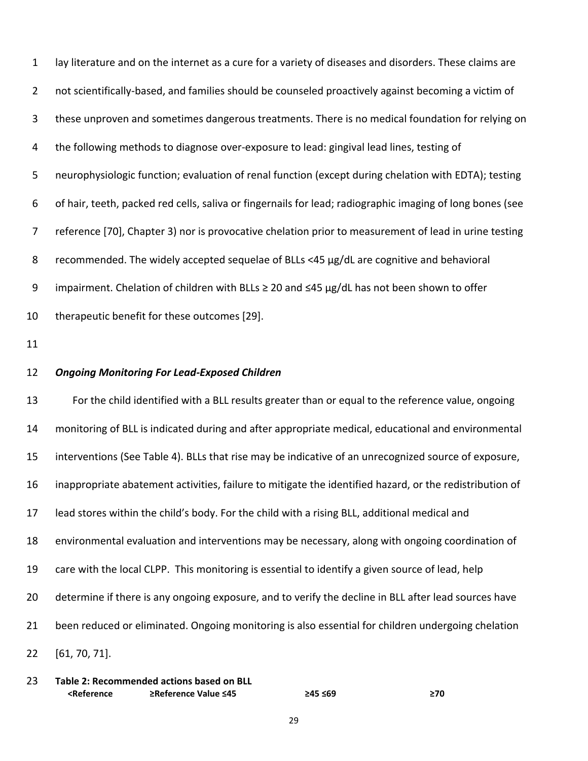lay literature and on the internet as a cure for a variety of diseases and disorders. These claims are not scientifically-based, and families should be counseled proactively against becoming a victim of these unproven and sometimes dangerous treatments. There is no medical foundation for relying on the following methods to diagnose over-exposure to lead: gingival lead lines, testing of neurophysiologic function; evaluation of renal function (except during chelation with EDTA); testing of hair, teeth, packed red cells, saliva or fingernails for lead; radiographic imaging of long bones (see reference [70], Chapter 3) nor is provocative chelation prior to measurement of lead in urine testing recommended. The widely accepted sequelae of BLLs <45 µg/dL are cognitive and behavioral impairment. Chelation of children with BLLs ≥ 20 and ≤45 µg/dL has not been shown to offer therapeutic benefit for these outcomes [29].

### *Ongoing Monitoring For Lead-Exposed Children*

For the child identified with a BLL results greater than or equal to the reference value, ongoing monitoring of BLL is indicated during and after appropriate medical, educational and environmental interventions (See Table 4). BLLs that rise may be indicative of an unrecognized source of exposure, inappropriate abatement activities, failure to mitigate the identified hazard, or the redistribution of lead stores within the child's body. For the child with a rising BLL, additional medical and environmental evaluation and interventions may be necessary, along with ongoing coordination of care with the local CLPP. This monitoring is essential to identify a given source of lead, help determine if there is any ongoing exposure, and to verify the decline in BLL after lead sources have been reduced or eliminated. Ongoing monitoring is also essential for children undergoing chelation [61, 70, 71].

**Table 2: Recommended actions based on BLL**

| <Reference | ≥Reference Value ≤45 | ≥45 ≤69 | ≥70 |
|---|---|---|---|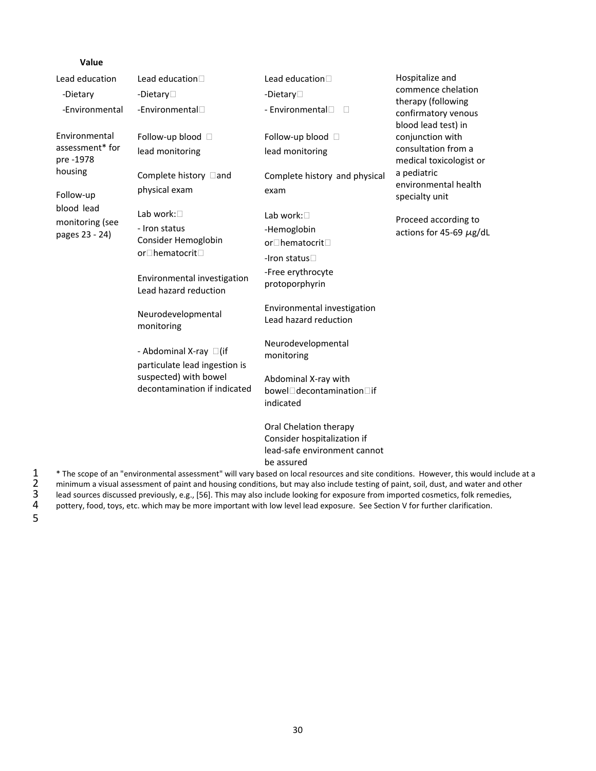| Value | | | |
|---|---|---|---|
| Lead education<br>-Dietary<br>-Environmental<br><br>Environmental assessment* for pre -1978 housing<br><br>Follow-up blood lead monitoring (see pages 23 - 24) | Lead education<br>-Dietary<br>-Environmental<br><br>Follow-up blood lead monitoring<br><br>Complete history and physical exam<br><br>Lab work:<br>- Iron status<br>Consider Hemoglobin or hematocrit<br><br>Environmental investigation<br>Lead hazard reduction<br><br>Neurodevelopmental monitoring<br><br>- Abdominal X-ray (if particulate lead ingestion is suspected) with bowel decontamination if indicated | Lead education<br>-Dietary<br>- Environmental<br><br>Follow-up blood lead monitoring<br><br>Complete history and physical exam<br><br>Lab work:<br>-Hemoglobin or hematocrit<br>-Iron status<br>-Free erythrocyte protoporphyrin<br><br>Environmental investigation<br>Lead hazard reduction<br><br>Neurodevelopmental monitoring<br><br>Abdominal X-ray with bowel decontamination if indicated<br><br>Oral Chelation therapy<br>Consider hospitalization if lead-safe environment cannot be assured | Hospitalize and commence chelation therapy (following confirmatory venous blood lead test) in conjunction with consultation from a medical toxicologist or a pediatric environmental health specialty unit<br><br>Proceed according to actions for 45-69 $\mu$g/dL |

* The scope of an "environmental assessment" will vary based on local resources and site conditions. However, this would include at a minimum a visual assessment of paint and housing conditions, but may also include testing of paint, soil, dust, and water and other lead sources discussed previously, e.g., [56]. This may also include looking for exposure from imported cosmetics, folk remedies, pottery, food, toys, etc. which may be more important with low level lead exposure. See Section V for further clarification.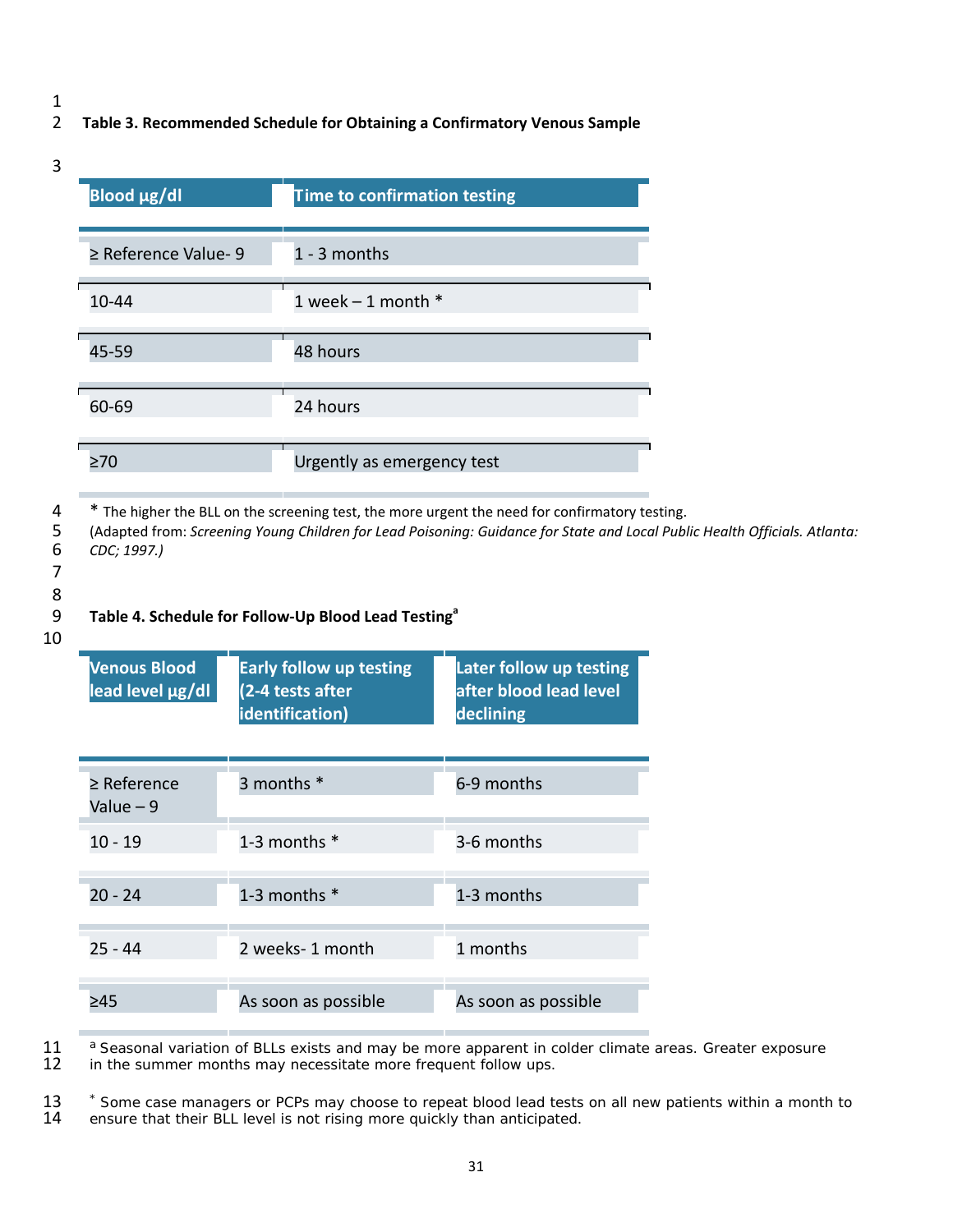**Table 3. Recommended Schedule for Obtaining a Confirmatory Venous Sample**

| Blood μg/dl | Time to confirmation testing |
| --- | --- |
| ≥ Reference Value- 9 | 1 - 3 months |
| 10-44 | 1 week – 1 month * |
| 45-59 | 48 hours |
| 60-69 | 24 hours |
| ≥70 | Urgently as emergency test |

* The higher the BLL on the screening test, the more urgent the need for confirmatory testing.
(Adapted from: *Screening Young Children for Lead Poisoning: Guidance for State and Local Public Health Officials. Atlanta: CDC; 1997.)*

**Table 4. Schedule for Follow-Up Blood Lead Testing[a]**

| Venous Blood lead level μg/dl | Early follow up testing (2-4 tests after identification) | Later follow up testing after blood lead level declining |
| --- | --- | --- |
| ≥ Reference Value – 9 | 3 months * | 6-9 months |
| 10 - 19 | 1-3 months * | 3-6 months |
| 20 - 24 | 1-3 months * | 1-3 months |
| 25 - 44 | 2 weeks- 1 month | 1 months |
| ≥45 | As soon as possible | As soon as possible |

[a] Seasonal variation of BLLs exists and may be more apparent in colder climate areas. Greater exposure in the summer months may necessitate more frequent follow ups.

[*] Some case managers or PCPs may choose to repeat blood lead tests on all new patients within a month to ensure that their BLL level is not rising more quickly than anticipated.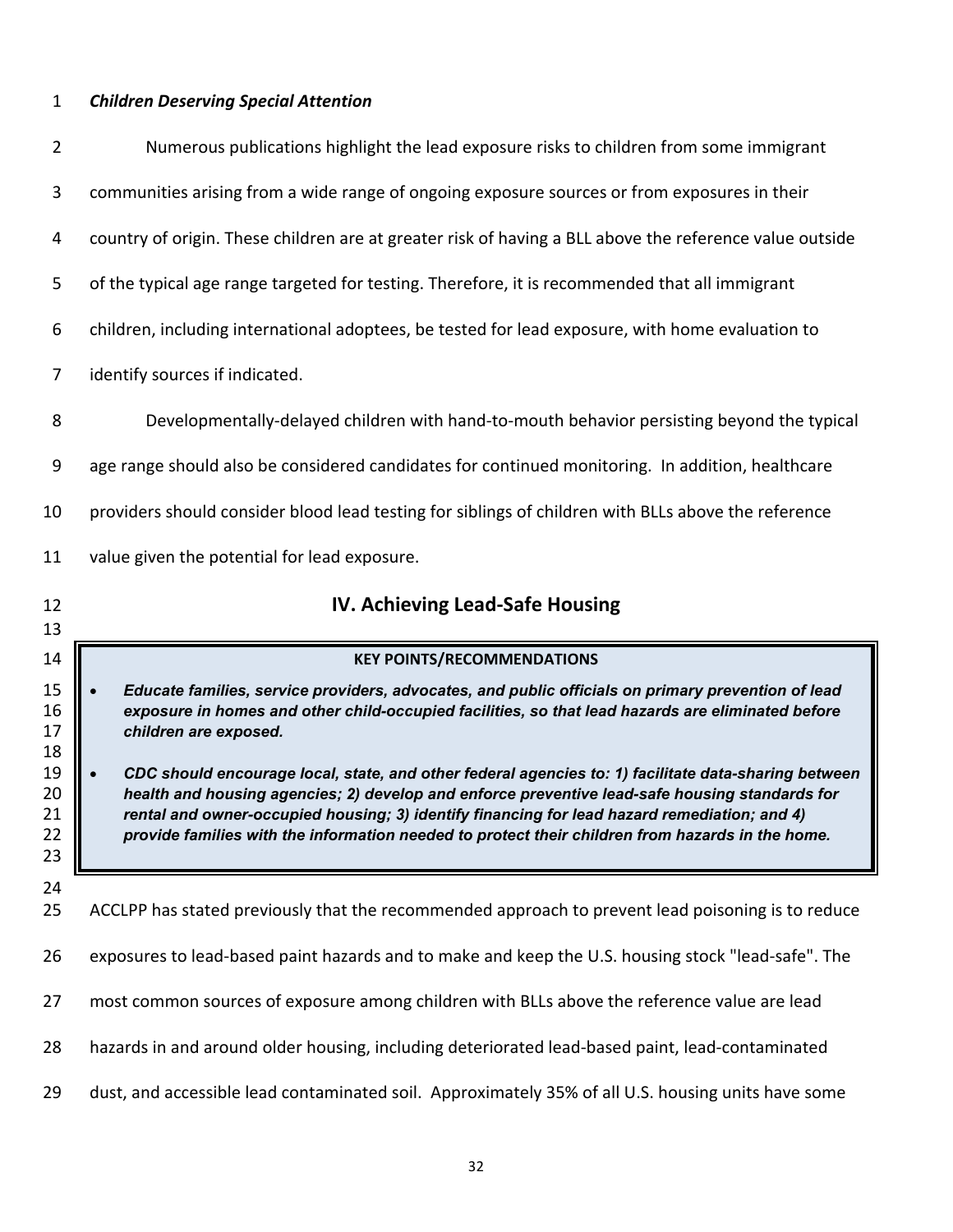***Children Deserving Special Attention***

Numerous publications highlight the lead exposure risks to children from some immigrant communities arising from a wide range of ongoing exposure sources or from exposures in their country of origin. These children are at greater risk of having a BLL above the reference value outside of the typical age range targeted for testing. Therefore, it is recommended that all immigrant children, including international adoptees, be tested for lead exposure, with home evaluation to identify sources if indicated.

Developmentally-delayed children with hand-to-mouth behavior persisting beyond the typical age range should also be considered candidates for continued monitoring. In addition, healthcare providers should consider blood lead testing for siblings of children with BLLs above the reference value given the potential for lead exposure.

## IV. Achieving Lead-Safe Housing

**KEY POINTS/RECOMMENDATIONS**

- ***Educate families, service providers, advocates, and public officials on primary prevention of lead exposure in homes and other child-occupied facilities, so that lead hazards are eliminated before children are exposed.***
- ***CDC should encourage local, state, and other federal agencies to: 1) facilitate data-sharing between health and housing agencies; 2) develop and enforce preventive lead-safe housing standards for rental and owner-occupied housing; 3) identify financing for lead hazard remediation; and 4) provide families with the information needed to protect their children from hazards in the home.***

ACCLPP has stated previously that the recommended approach to prevent lead poisoning is to reduce exposures to lead-based paint hazards and to make and keep the U.S. housing stock "lead-safe". The most common sources of exposure among children with BLLs above the reference value are lead hazards in and around older housing, including deteriorated lead-based paint, lead-contaminated dust, and accessible lead contaminated soil. Approximately 35% of all U.S. housing units have some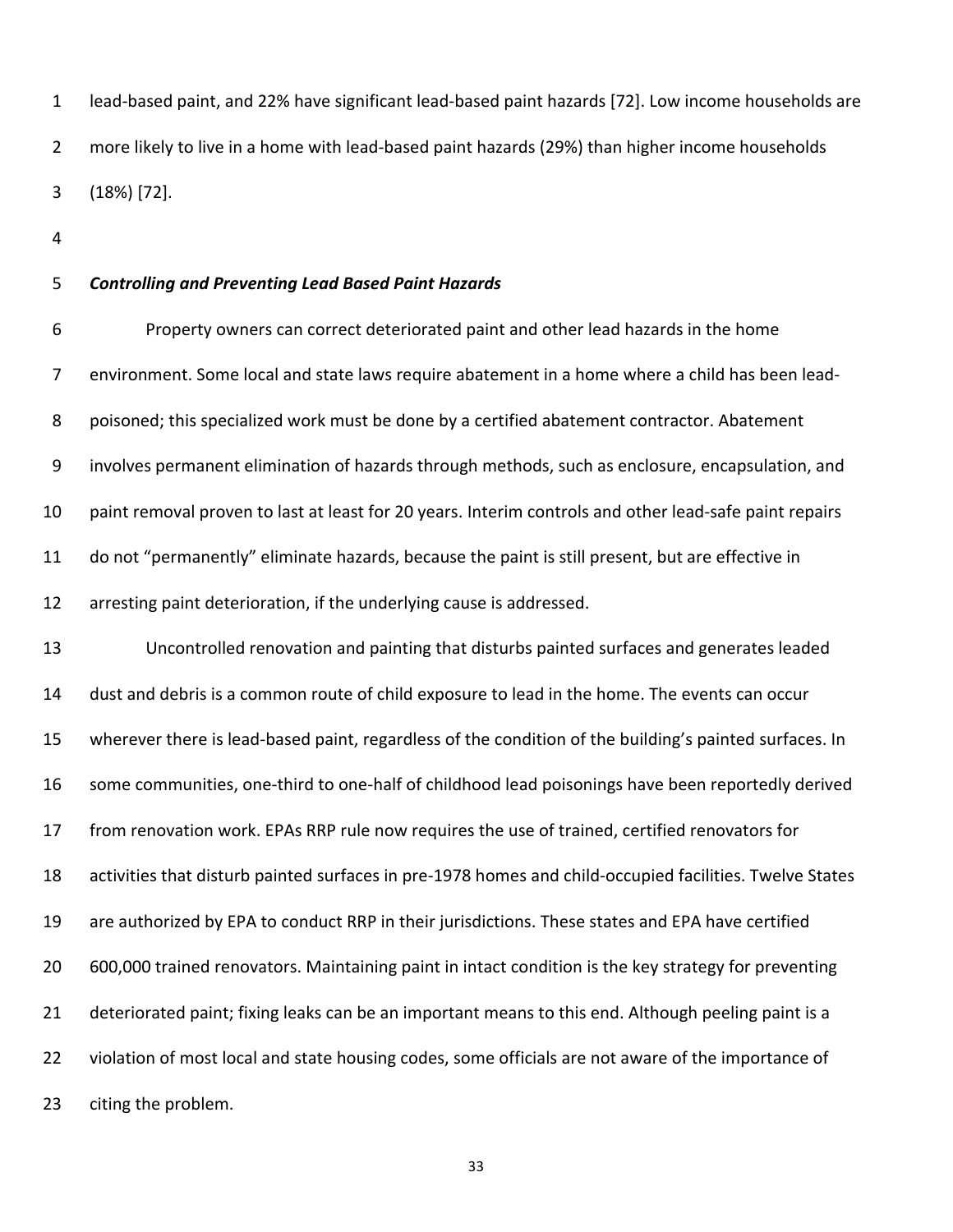lead-based paint, and 22% have significant lead-based paint hazards [72]. Low income households are more likely to live in a home with lead-based paint hazards (29%) than higher income households (18%) [72].

***Controlling and Preventing Lead Based Paint Hazards***

Property owners can correct deteriorated paint and other lead hazards in the home environment. Some local and state laws require abatement in a home where a child has been lead-poisoned; this specialized work must be done by a certified abatement contractor. Abatement involves permanent elimination of hazards through methods, such as enclosure, encapsulation, and paint removal proven to last at least for 20 years. Interim controls and other lead-safe paint repairs do not "permanently" eliminate hazards, because the paint is still present, but are effective in arresting paint deterioration, if the underlying cause is addressed.

Uncontrolled renovation and painting that disturbs painted surfaces and generates leaded dust and debris is a common route of child exposure to lead in the home. The events can occur wherever there is lead-based paint, regardless of the condition of the building's painted surfaces. In some communities, one-third to one-half of childhood lead poisonings have been reportedly derived from renovation work. EPAs RRP rule now requires the use of trained, certified renovators for activities that disturb painted surfaces in pre-1978 homes and child-occupied facilities. Twelve States are authorized by EPA to conduct RRP in their jurisdictions. These states and EPA have certified 600,000 trained renovators. Maintaining paint in intact condition is the key strategy for preventing deteriorated paint; fixing leaks can be an important means to this end. Although peeling paint is a violation of most local and state housing codes, some officials are not aware of the importance of citing the problem.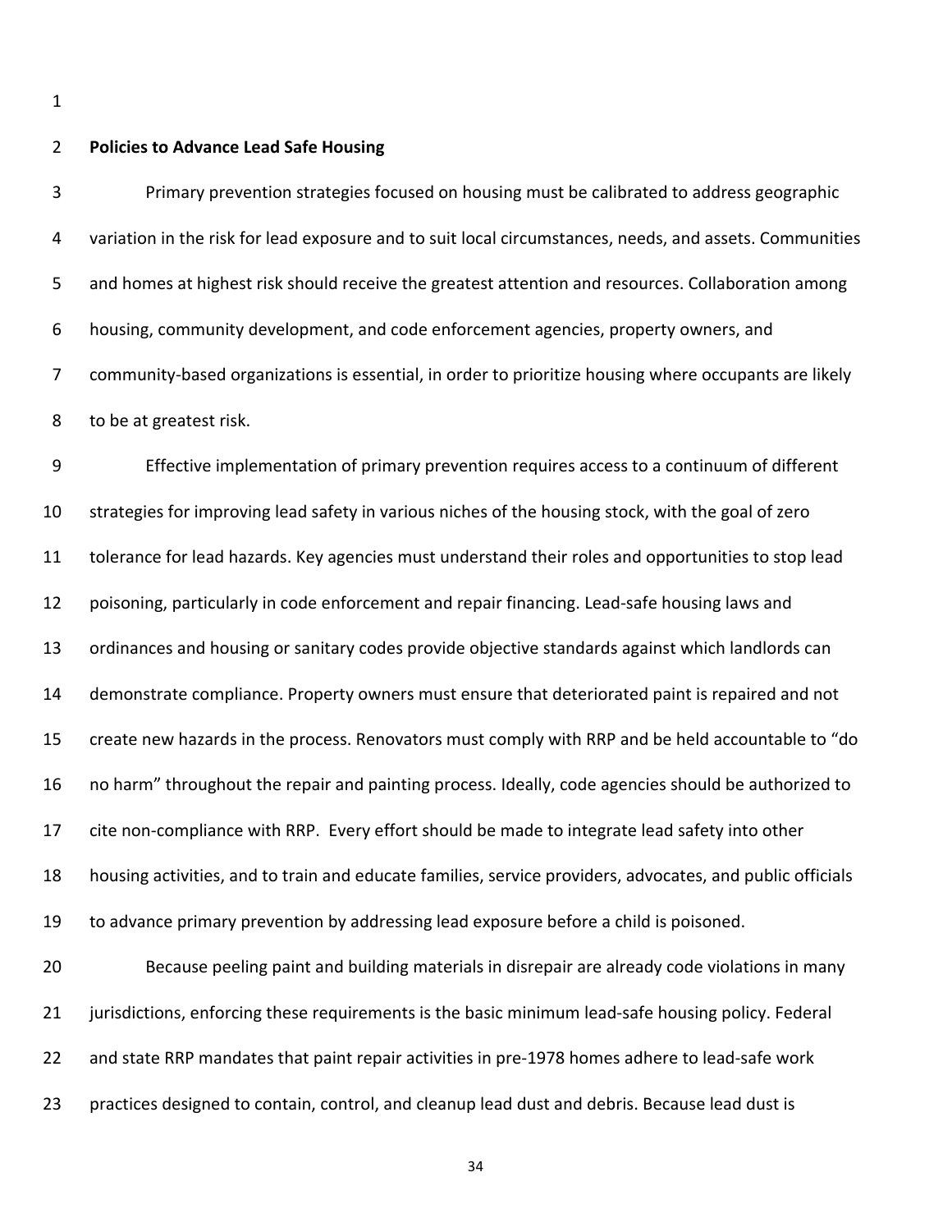## Policies to Advance Lead Safe Housing

Primary prevention strategies focused on housing must be calibrated to address geographic variation in the risk for lead exposure and to suit local circumstances, needs, and assets. Communities and homes at highest risk should receive the greatest attention and resources. Collaboration among housing, community development, and code enforcement agencies, property owners, and community-based organizations is essential, in order to prioritize housing where occupants are likely to be at greatest risk.

Effective implementation of primary prevention requires access to a continuum of different strategies for improving lead safety in various niches of the housing stock, with the goal of zero tolerance for lead hazards. Key agencies must understand their roles and opportunities to stop lead poisoning, particularly in code enforcement and repair financing. Lead-safe housing laws and ordinances and housing or sanitary codes provide objective standards against which landlords can demonstrate compliance. Property owners must ensure that deteriorated paint is repaired and not create new hazards in the process. Renovators must comply with RRP and be held accountable to "do no harm" throughout the repair and painting process. Ideally, code agencies should be authorized to cite non-compliance with RRP. Every effort should be made to integrate lead safety into other housing activities, and to train and educate families, service providers, advocates, and public officials to advance primary prevention by addressing lead exposure before a child is poisoned.

Because peeling paint and building materials in disrepair are already code violations in many jurisdictions, enforcing these requirements is the basic minimum lead-safe housing policy. Federal and state RRP mandates that paint repair activities in pre-1978 homes adhere to lead-safe work practices designed to contain, control, and cleanup lead dust and debris. Because lead dust is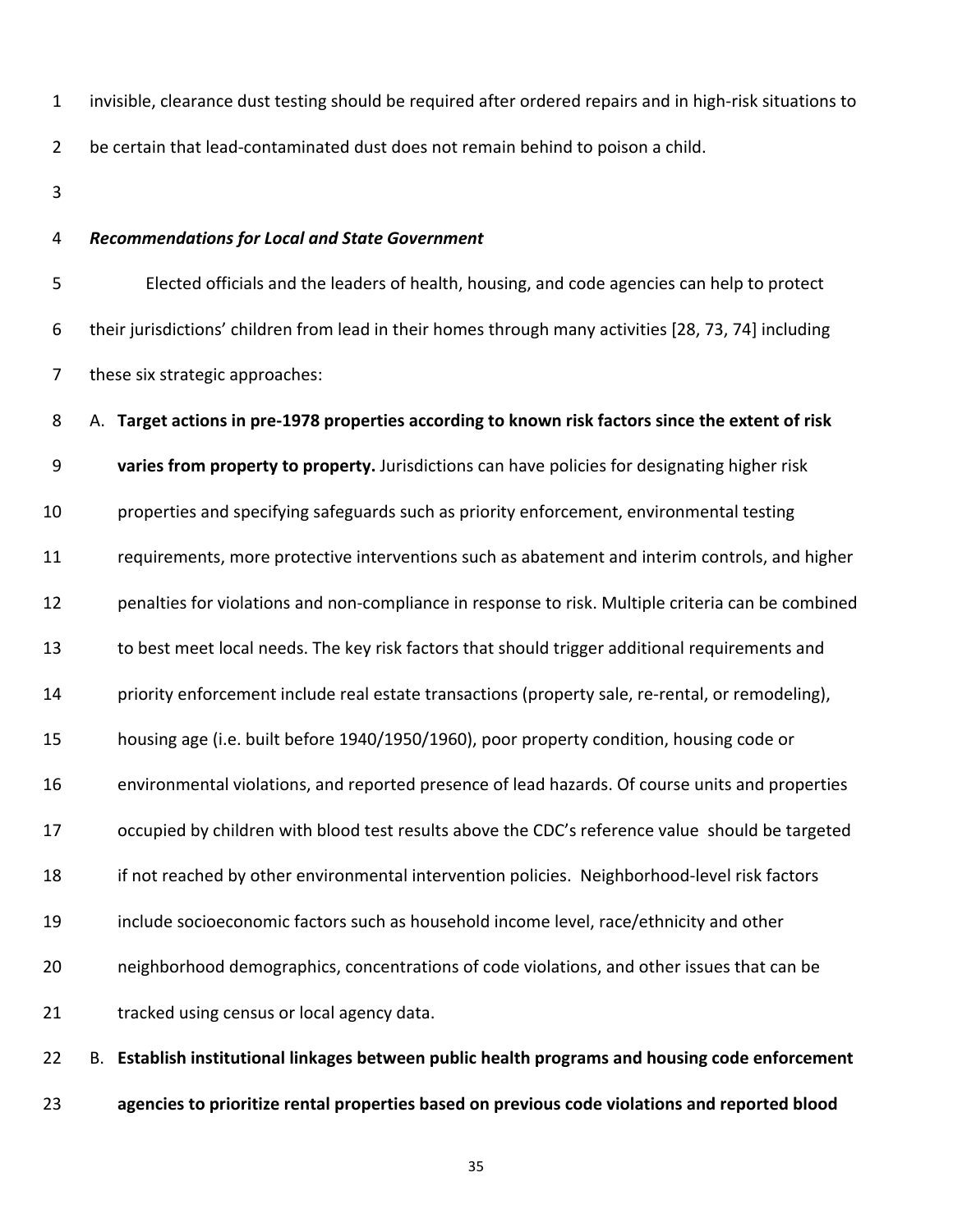invisible, clearance dust testing should be required after ordered repairs and in high-risk situations to be certain that lead-contaminated dust does not remain behind to poison a child.

***Recommendations for Local and State Government***

Elected officials and the leaders of health, housing, and code agencies can help to protect their jurisdictions' children from lead in their homes through many activities [28, 73, 74] including these six strategic approaches:

A. **Target actions in pre-1978 properties according to known risk factors since the extent of risk varies from property to property.** Jurisdictions can have policies for designating higher risk properties and specifying safeguards such as priority enforcement, environmental testing requirements, more protective interventions such as abatement and interim controls, and higher penalties for violations and non-compliance in response to risk. Multiple criteria can be combined to best meet local needs. The key risk factors that should trigger additional requirements and priority enforcement include real estate transactions (property sale, re-rental, or remodeling), housing age (i.e. built before 1940/1950/1960), poor property condition, housing code or environmental violations, and reported presence of lead hazards. Of course units and properties occupied by children with blood test results above the CDC's reference value should be targeted if not reached by other environmental intervention policies. Neighborhood-level risk factors include socioeconomic factors such as household income level, race/ethnicity and other neighborhood demographics, concentrations of code violations, and other issues that can be tracked using census or local agency data.

B. **Establish institutional linkages between public health programs and housing code enforcement agencies to prioritize rental properties based on previous code violations and reported blood**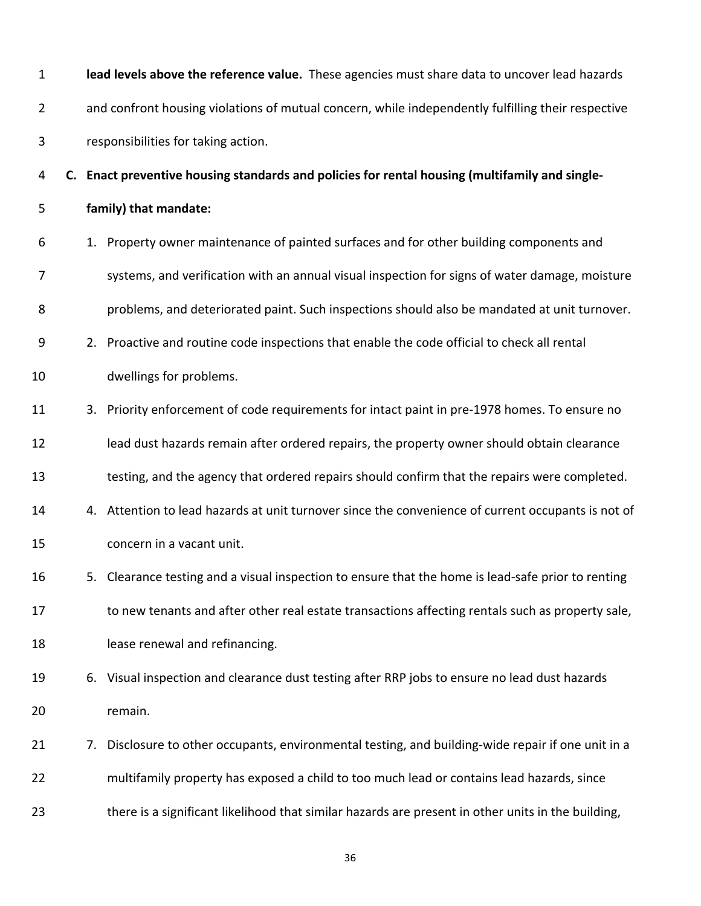**lead levels above the reference value.** These agencies must share data to uncover lead hazards and confront housing violations of mutual concern, while independently fulfilling their respective responsibilities for taking action.

**C. Enact preventive housing standards and policies for rental housing (multifamily and single-family) that mandate:**

1. Property owner maintenance of painted surfaces and for other building components and systems, and verification with an annual visual inspection for signs of water damage, moisture problems, and deteriorated paint. Such inspections should also be mandated at unit turnover.
2. Proactive and routine code inspections that enable the code official to check all rental dwellings for problems.
3. Priority enforcement of code requirements for intact paint in pre-1978 homes. To ensure no lead dust hazards remain after ordered repairs, the property owner should obtain clearance testing, and the agency that ordered repairs should confirm that the repairs were completed.
4. Attention to lead hazards at unit turnover since the convenience of current occupants is not of concern in a vacant unit.
5. Clearance testing and a visual inspection to ensure that the home is lead-safe prior to renting to new tenants and after other real estate transactions affecting rentals such as property sale, lease renewal and refinancing.
6. Visual inspection and clearance dust testing after RRP jobs to ensure no lead dust hazards remain.
7. Disclosure to other occupants, environmental testing, and building-wide repair if one unit in a multifamily property has exposed a child to too much lead or contains lead hazards, since there is a significant likelihood that similar hazards are present in other units in the building,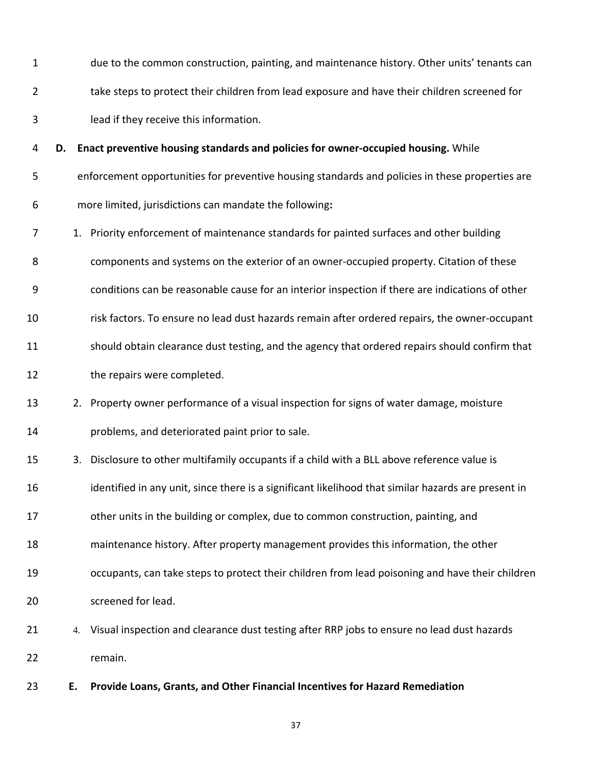due to the common construction, painting, and maintenance history. Other units' tenants can take steps to protect their children from lead exposure and have their children screened for lead if they receive this information.

**D. Enact preventive housing standards and policies for owner-occupied housing.** While enforcement opportunities for preventive housing standards and policies in these properties are more limited, jurisdictions can mandate the following**:**

1. Priority enforcement of maintenance standards for painted surfaces and other building components and systems on the exterior of an owner-occupied property. Citation of these conditions can be reasonable cause for an interior inspection if there are indications of other risk factors. To ensure no lead dust hazards remain after ordered repairs, the owner-occupant should obtain clearance dust testing, and the agency that ordered repairs should confirm that the repairs were completed.
2. Property owner performance of a visual inspection for signs of water damage, moisture problems, and deteriorated paint prior to sale.
3. Disclosure to other multifamily occupants if a child with a BLL above reference value is identified in any unit, since there is a significant likelihood that similar hazards are present in other units in the building or complex, due to common construction, painting, and maintenance history. After property management provides this information, the other occupants, can take steps to protect their children from lead poisoning and have their children screened for lead.
4. Visual inspection and clearance dust testing after RRP jobs to ensure no lead dust hazards remain.

**E. Provide Loans, Grants, and Other Financial Incentives for Hazard Remediation**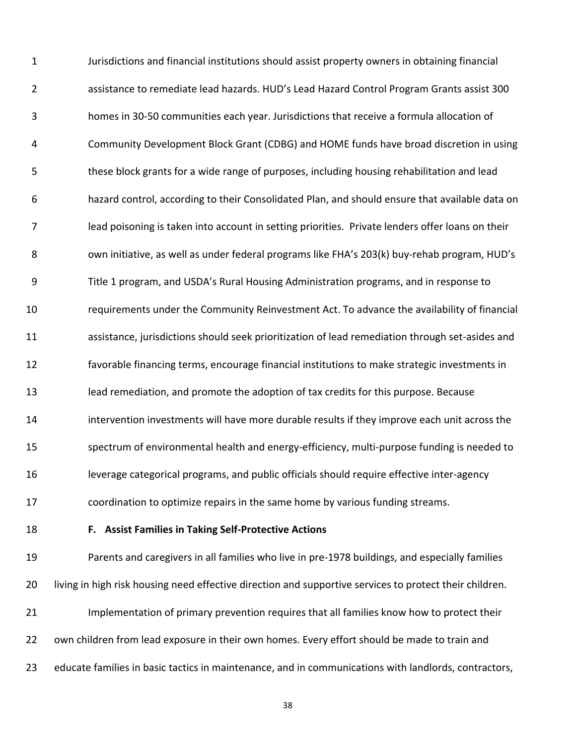Jurisdictions and financial institutions should assist property owners in obtaining financial assistance to remediate lead hazards. HUD's Lead Hazard Control Program Grants assist 300 homes in 30-50 communities each year. Jurisdictions that receive a formula allocation of Community Development Block Grant (CDBG) and HOME funds have broad discretion in using these block grants for a wide range of purposes, including housing rehabilitation and lead hazard control, according to their Consolidated Plan, and should ensure that available data on lead poisoning is taken into account in setting priorities. Private lenders offer loans on their own initiative, as well as under federal programs like FHA's 203(k) buy-rehab program, HUD's Title 1 program, and USDA's Rural Housing Administration programs, and in response to requirements under the Community Reinvestment Act. To advance the availability of financial assistance, jurisdictions should seek prioritization of lead remediation through set-asides and favorable financing terms, encourage financial institutions to make strategic investments in lead remediation, and promote the adoption of tax credits for this purpose. Because intervention investments will have more durable results if they improve each unit across the spectrum of environmental health and energy-efficiency, multi-purpose funding is needed to leverage categorical programs, and public officials should require effective inter-agency coordination to optimize repairs in the same home by various funding streams.

### F. Assist Families in Taking Self-Protective Actions

Parents and caregivers in all families who live in pre-1978 buildings, and especially families living in high risk housing need effective direction and supportive services to protect their children.

Implementation of primary prevention requires that all families know how to protect their own children from lead exposure in their own homes. Every effort should be made to train and educate families in basic tactics in maintenance, and in communications with landlords, contractors,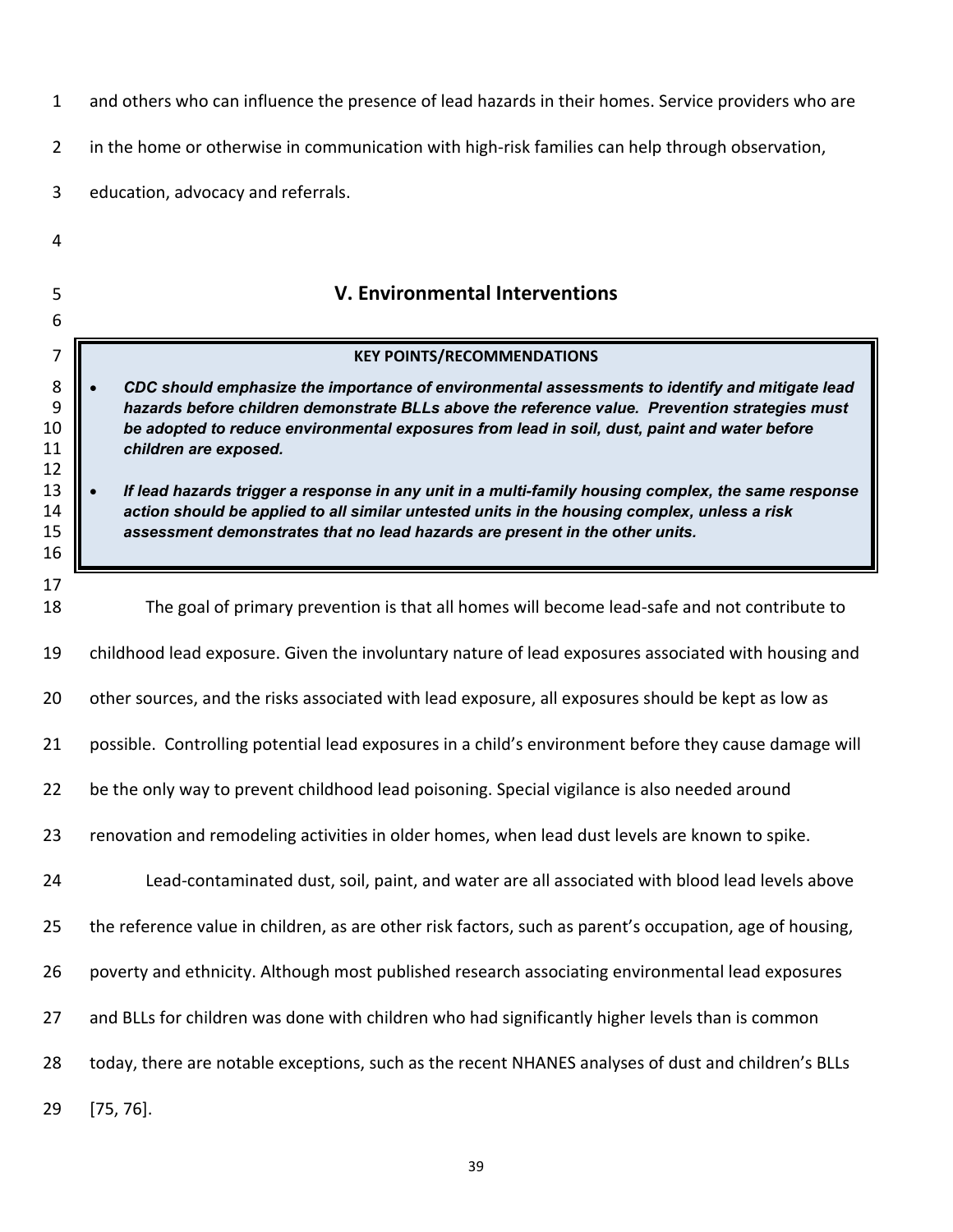and others who can influence the presence of lead hazards in their homes. Service providers who are in the home or otherwise in communication with high-risk families can help through observation, education, advocacy and referrals.

## V. Environmental Interventions

**KEY POINTS/RECOMMENDATIONS**

- ***CDC should emphasize the importance of environmental assessments to identify and mitigate lead hazards before children demonstrate BLLs above the reference value. Prevention strategies must be adopted to reduce environmental exposures from lead in soil, dust, paint and water before children are exposed.***

- ***If lead hazards trigger a response in any unit in a multi-family housing complex, the same response action should be applied to all similar untested units in the housing complex, unless a risk assessment demonstrates that no lead hazards are present in the other units.***

The goal of primary prevention is that all homes will become lead-safe and not contribute to childhood lead exposure. Given the involuntary nature of lead exposures associated with housing and other sources, and the risks associated with lead exposure, all exposures should be kept as low as possible. Controlling potential lead exposures in a child's environment before they cause damage will be the only way to prevent childhood lead poisoning. Special vigilance is also needed around renovation and remodeling activities in older homes, when lead dust levels are known to spike.

Lead-contaminated dust, soil, paint, and water are all associated with blood lead levels above the reference value in children, as are other risk factors, such as parent's occupation, age of housing, poverty and ethnicity. Although most published research associating environmental lead exposures and BLLs for children was done with children who had significantly higher levels than is common today, there are notable exceptions, such as the recent NHANES analyses of dust and children's BLLs [75, 76].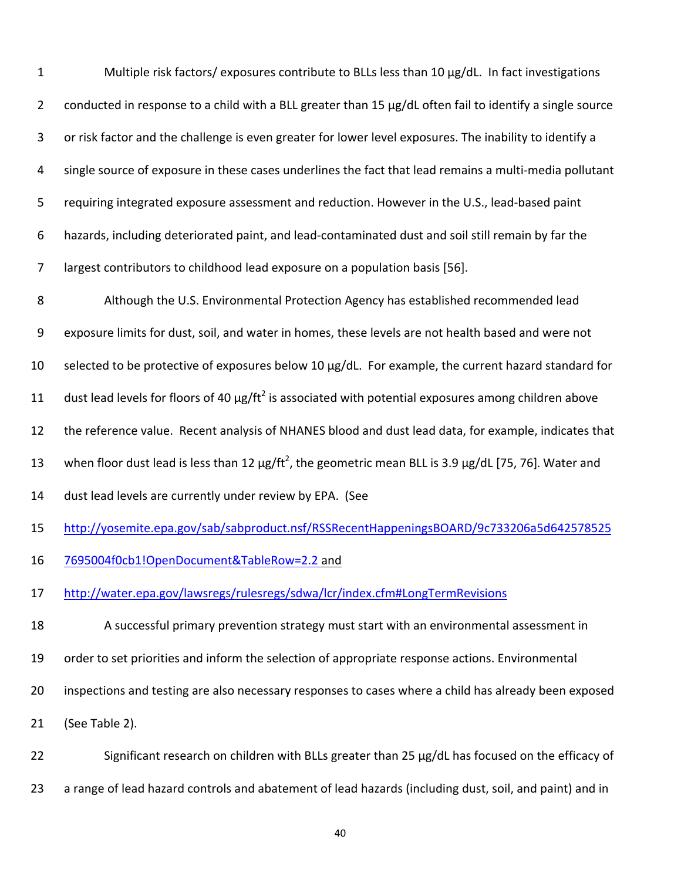Multiple risk factors/ exposures contribute to BLLs less than 10 µg/dL. In fact investigations conducted in response to a child with a BLL greater than 15 µg/dL often fail to identify a single source or risk factor and the challenge is even greater for lower level exposures. The inability to identify a single source of exposure in these cases underlines the fact that lead remains a multi-media pollutant requiring integrated exposure assessment and reduction. However in the U.S., lead-based paint hazards, including deteriorated paint, and lead-contaminated dust and soil still remain by far the largest contributors to childhood lead exposure on a population basis [56].

Although the U.S. Environmental Protection Agency has established recommended lead exposure limits for dust, soil, and water in homes, these levels are not health based and were not selected to be protective of exposures below 10 µg/dL. For example, the current hazard standard for dust lead levels for floors of 40 µg/ft$^2$ is associated with potential exposures among children above the reference value. Recent analysis of NHANES blood and dust lead data, for example, indicates that when floor dust lead is less than 12 µg/ft$^2$, the geometric mean BLL is 3.9 µg/dL [75, 76]. Water and dust lead levels are currently under review by EPA. (See http://yosemite.epa.gov/sab/sabproduct.nsf/RSSRecentHappeningsBOARD/9c733206a5d6425785257695004f0cb1!OpenDocument&TableRow=2.2 and http://water.epa.gov/lawsregs/rulesregs/sdwa/lcr/index.cfm#LongTermRevisions

A successful primary prevention strategy must start with an environmental assessment in order to set priorities and inform the selection of appropriate response actions. Environmental inspections and testing are also necessary responses to cases where a child has already been exposed (See Table 2).

Significant research on children with BLLs greater than 25 µg/dL has focused on the efficacy of a range of lead hazard controls and abatement of lead hazards (including dust, soil, and paint) and in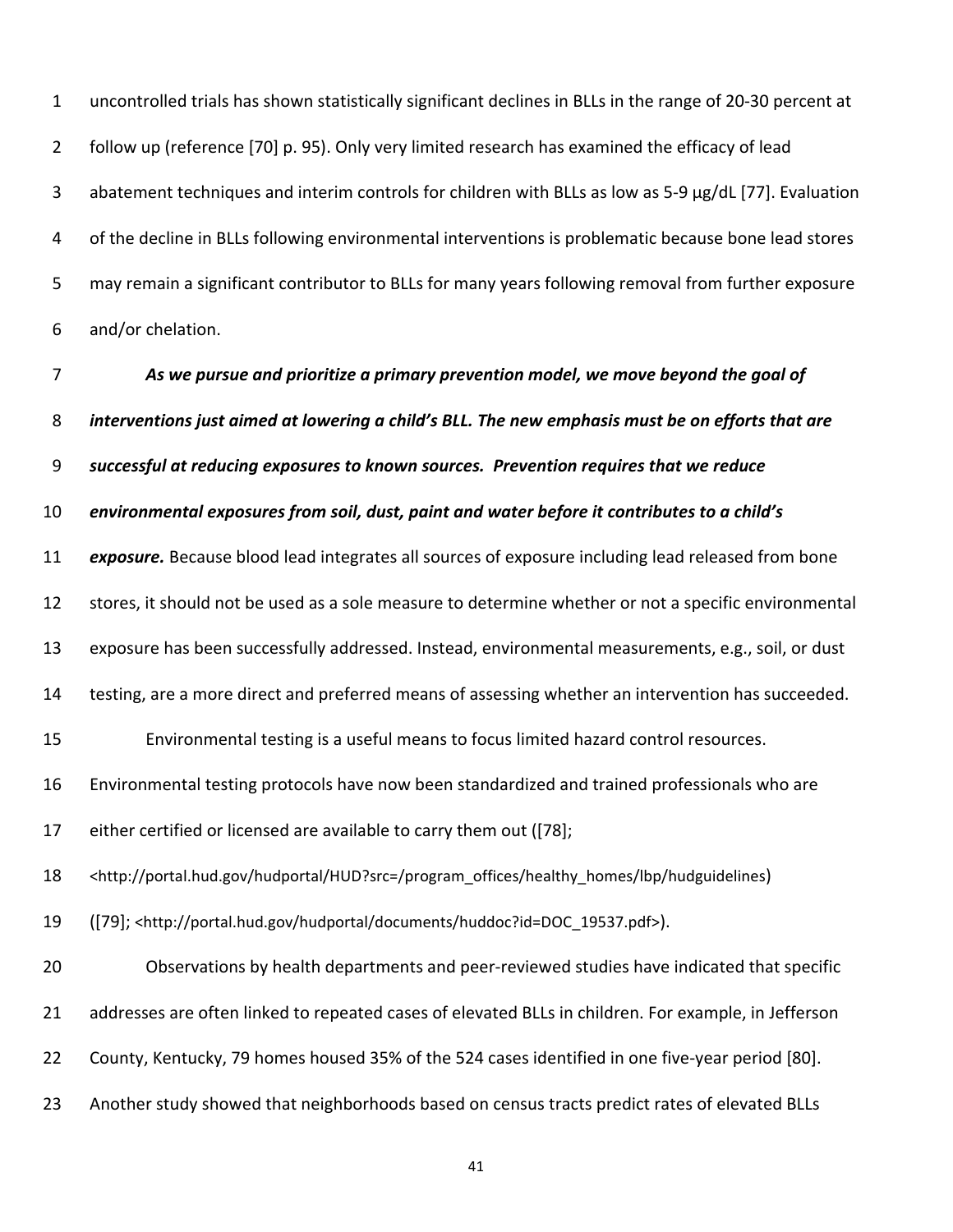uncontrolled trials has shown statistically significant declines in BLLs in the range of 20-30 percent at follow up (reference [70] p. 95). Only very limited research has examined the efficacy of lead abatement techniques and interim controls for children with BLLs as low as 5-9 µg/dL [77]. Evaluation of the decline in BLLs following environmental interventions is problematic because bone lead stores may remain a significant contributor to BLLs for many years following removal from further exposure and/or chelation.

***As we pursue and prioritize a primary prevention model, we move beyond the goal of interventions just aimed at lowering a child's BLL. The new emphasis must be on efforts that are successful at reducing exposures to known sources. Prevention requires that we reduce environmental exposures from soil, dust, paint and water before it contributes to a child's exposure.*** Because blood lead integrates all sources of exposure including lead released from bone stores, it should not be used as a sole measure to determine whether or not a specific environmental exposure has been successfully addressed. Instead, environmental measurements, e.g., soil, or dust testing, are a more direct and preferred means of assessing whether an intervention has succeeded.

Environmental testing is a useful means to focus limited hazard control resources. Environmental testing protocols have now been standardized and trained professionals who are either certified or licensed are available to carry them out ([78]; <http://portal.hud.gov/hudportal/HUD?src=/program_offices/healthy_homes/lbp/hudguidelines) ([79]; <http://portal.hud.gov/hudportal/documents/huddoc?id=DOC_19537.pdf>).

Observations by health departments and peer-reviewed studies have indicated that specific addresses are often linked to repeated cases of elevated BLLs in children. For example, in Jefferson County, Kentucky, 79 homes housed 35% of the 524 cases identified in one five-year period [80]. Another study showed that neighborhoods based on census tracts predict rates of elevated BLLs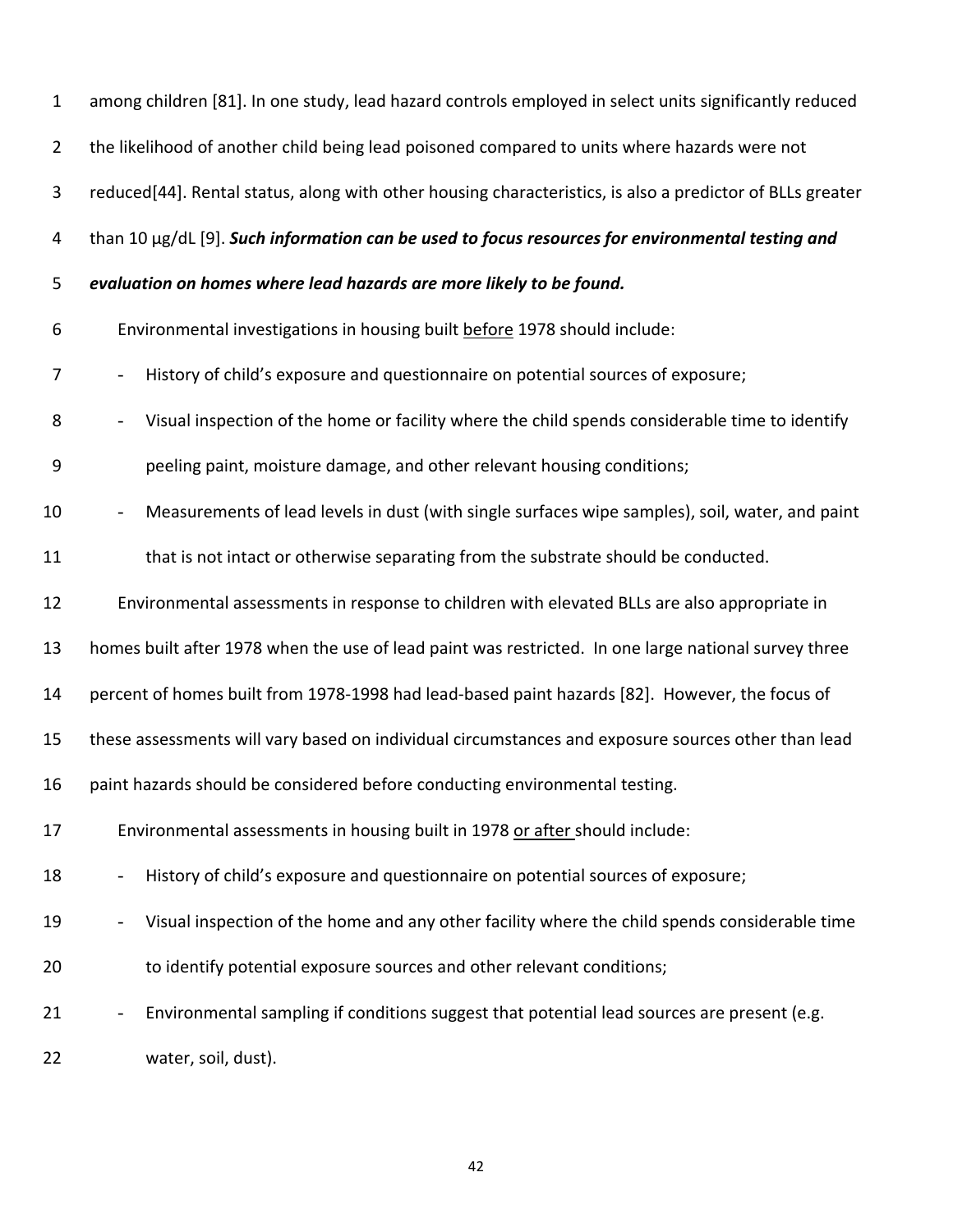among children [81]. In one study, lead hazard controls employed in select units significantly reduced the likelihood of another child being lead poisoned compared to units where hazards were not reduced[44]. Rental status, along with other housing characteristics, is also a predictor of BLLs greater than 10 µg/dL [9]. ***Such information can be used to focus resources for environmental testing and evaluation on homes where lead hazards are more likely to be found.***

Environmental investigations in housing built <u>before</u> 1978 should include:

- History of child's exposure and questionnaire on potential sources of exposure;
- Visual inspection of the home or facility where the child spends considerable time to identify peeling paint, moisture damage, and other relevant housing conditions;
- Measurements of lead levels in dust (with single surfaces wipe samples), soil, water, and paint that is not intact or otherwise separating from the substrate should be conducted.

Environmental assessments in response to children with elevated BLLs are also appropriate in homes built after 1978 when the use of lead paint was restricted. In one large national survey three percent of homes built from 1978-1998 had lead-based paint hazards [82]. However, the focus of these assessments will vary based on individual circumstances and exposure sources other than lead paint hazards should be considered before conducting environmental testing.

Environmental assessments in housing built in 1978 <u>or after</u> should include:

- History of child's exposure and questionnaire on potential sources of exposure;
- Visual inspection of the home and any other facility where the child spends considerable time to identify potential exposure sources and other relevant conditions;
- Environmental sampling if conditions suggest that potential lead sources are present (e.g. water, soil, dust).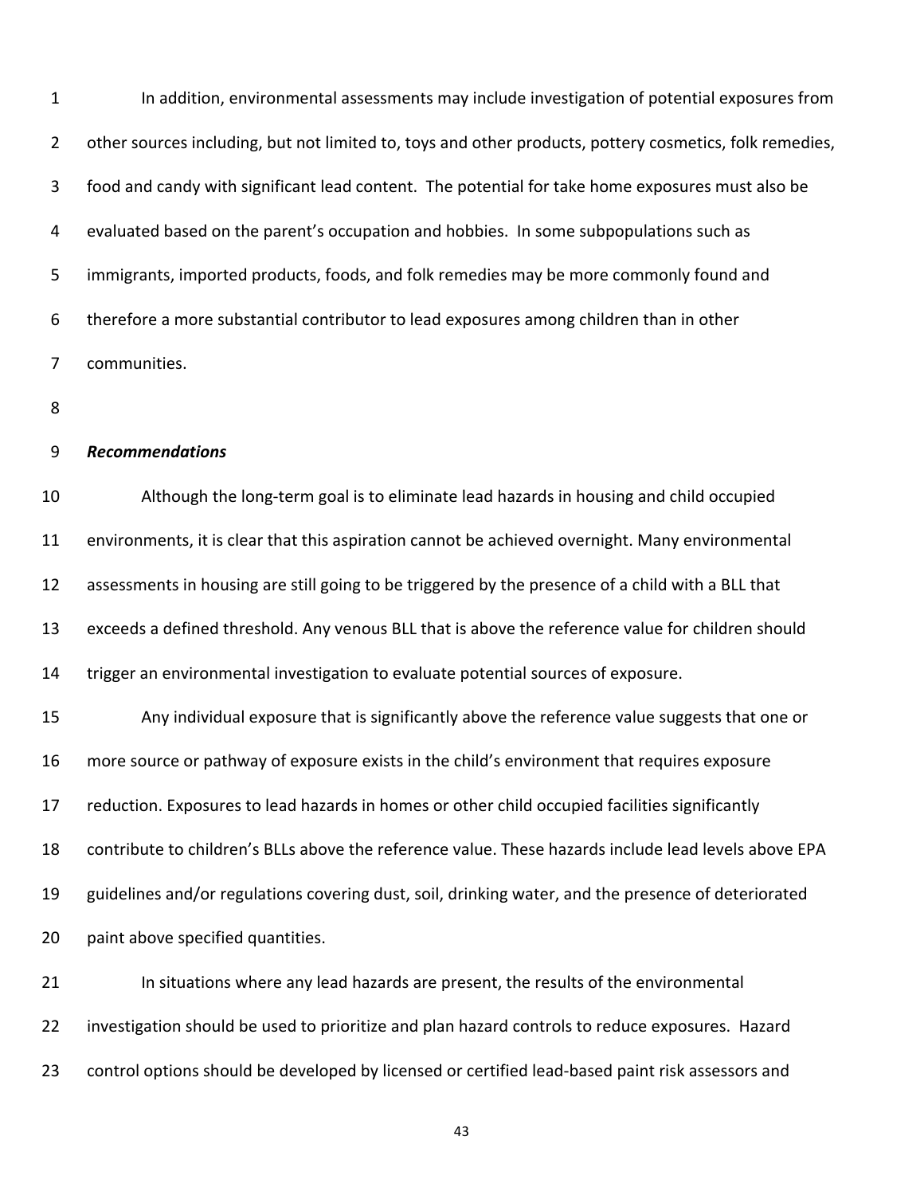In addition, environmental assessments may include investigation of potential exposures from other sources including, but not limited to, toys and other products, pottery cosmetics, folk remedies, food and candy with significant lead content. The potential for take home exposures must also be evaluated based on the parent's occupation and hobbies. In some subpopulations such as immigrants, imported products, foods, and folk remedies may be more commonly found and therefore a more substantial contributor to lead exposures among children than in other communities.

***Recommendations***

Although the long-term goal is to eliminate lead hazards in housing and child occupied environments, it is clear that this aspiration cannot be achieved overnight. Many environmental assessments in housing are still going to be triggered by the presence of a child with a BLL that exceeds a defined threshold. Any venous BLL that is above the reference value for children should trigger an environmental investigation to evaluate potential sources of exposure.

Any individual exposure that is significantly above the reference value suggests that one or more source or pathway of exposure exists in the child's environment that requires exposure reduction. Exposures to lead hazards in homes or other child occupied facilities significantly contribute to children's BLLs above the reference value. These hazards include lead levels above EPA guidelines and/or regulations covering dust, soil, drinking water, and the presence of deteriorated paint above specified quantities.

In situations where any lead hazards are present, the results of the environmental investigation should be used to prioritize and plan hazard controls to reduce exposures. Hazard control options should be developed by licensed or certified lead-based paint risk assessors and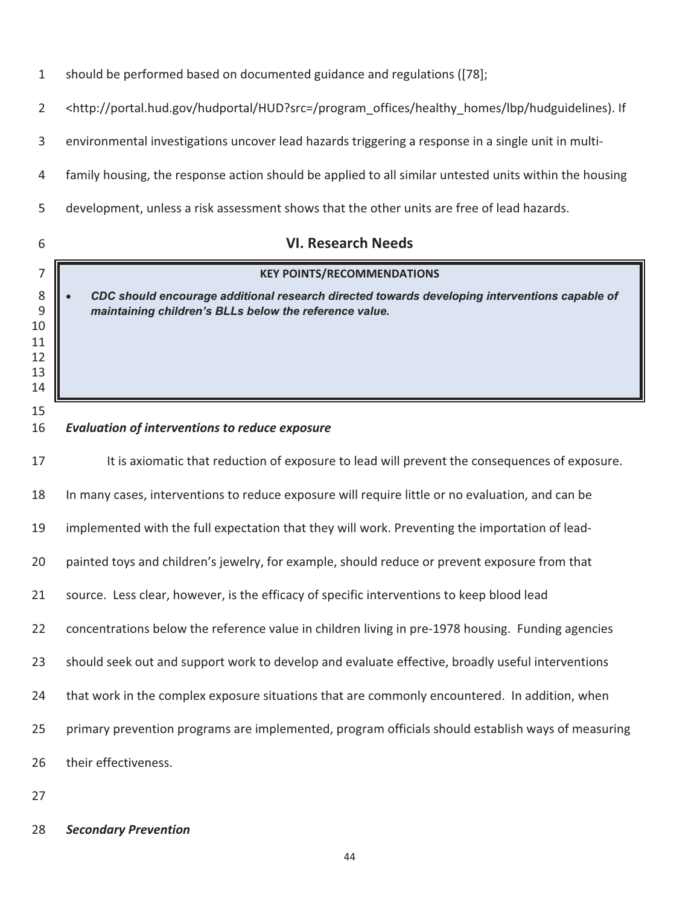should be performed based on documented guidance and regulations ([78]; <http://portal.hud.gov/hudportal/HUD?src=/program_offices/healthy_homes/lbp/hudguidelines). If environmental investigations uncover lead hazards triggering a response in a single unit in multi-family housing, the response action should be applied to all similar untested units within the housing development, unless a risk assessment shows that the other units are free of lead hazards.

## VI. Research Needs

**KEY POINTS/RECOMMENDATIONS**

- ***CDC should encourage additional research directed towards developing interventions capable of maintaining children's BLLs below the reference value.***

***Evaluation of interventions to reduce exposure***

It is axiomatic that reduction of exposure to lead will prevent the consequences of exposure. In many cases, interventions to reduce exposure will require little or no evaluation, and can be implemented with the full expectation that they will work. Preventing the importation of lead-painted toys and children's jewelry, for example, should reduce or prevent exposure from that source. Less clear, however, is the efficacy of specific interventions to keep blood lead concentrations below the reference value in children living in pre-1978 housing. Funding agencies should seek out and support work to develop and evaluate effective, broadly useful interventions that work in the complex exposure situations that are commonly encountered. In addition, when primary prevention programs are implemented, program officials should establish ways of measuring their effectiveness.

***Secondary Prevention***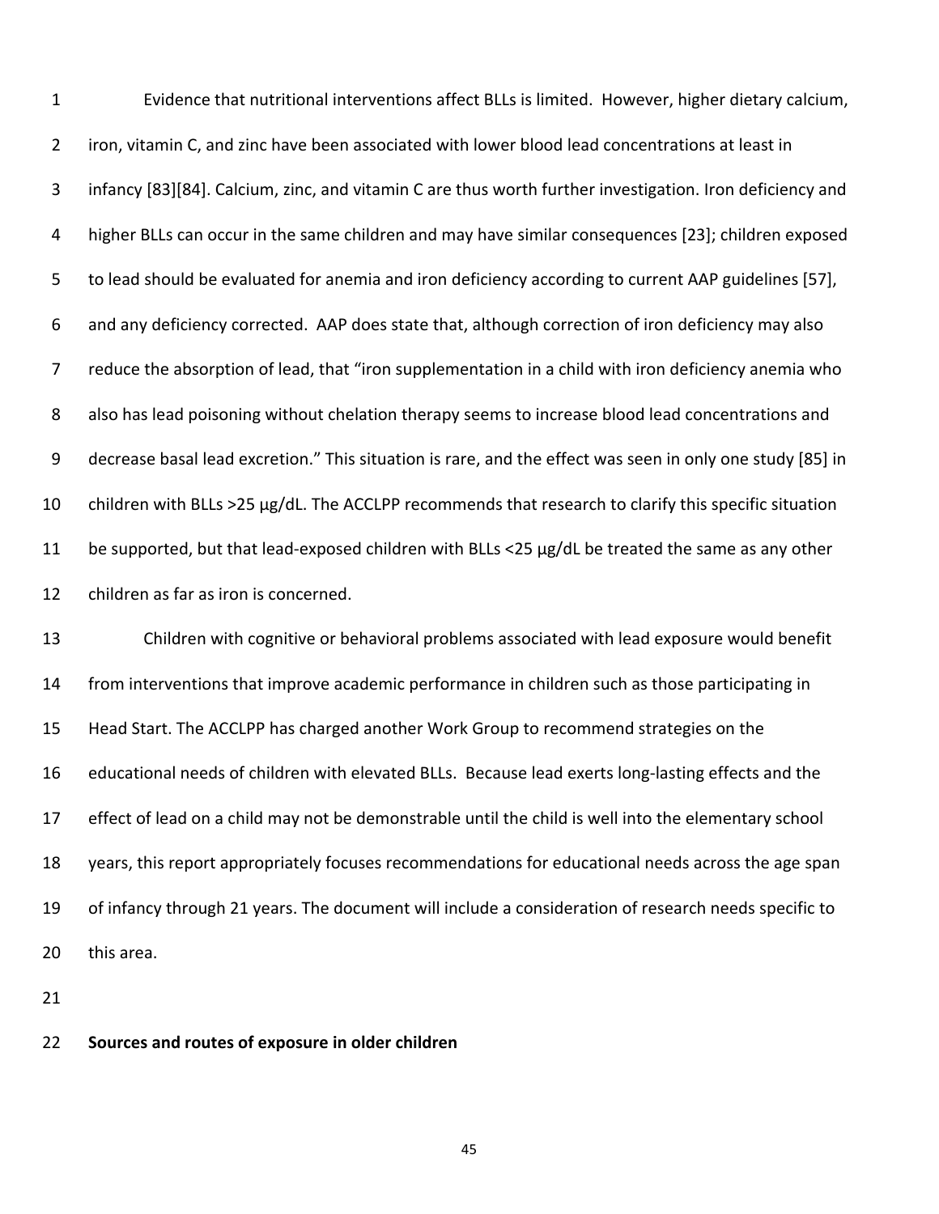Evidence that nutritional interventions affect BLLs is limited. However, higher dietary calcium, iron, vitamin C, and zinc have been associated with lower blood lead concentrations at least in infancy [83][84]. Calcium, zinc, and vitamin C are thus worth further investigation. Iron deficiency and higher BLLs can occur in the same children and may have similar consequences [23]; children exposed to lead should be evaluated for anemia and iron deficiency according to current AAP guidelines [57], and any deficiency corrected. AAP does state that, although correction of iron deficiency may also reduce the absorption of lead, that "iron supplementation in a child with iron deficiency anemia who also has lead poisoning without chelation therapy seems to increase blood lead concentrations and decrease basal lead excretion." This situation is rare, and the effect was seen in only one study [85] in children with BLLs >25 µg/dL. The ACCLPP recommends that research to clarify this specific situation be supported, but that lead-exposed children with BLLs <25 µg/dL be treated the same as any other children as far as iron is concerned.

Children with cognitive or behavioral problems associated with lead exposure would benefit from interventions that improve academic performance in children such as those participating in Head Start. The ACCLPP has charged another Work Group to recommend strategies on the educational needs of children with elevated BLLs. Because lead exerts long-lasting effects and the effect of lead on a child may not be demonstrable until the child is well into the elementary school years, this report appropriately focuses recommendations for educational needs across the age span of infancy through 21 years. The document will include a consideration of research needs specific to this area.

**Sources and routes of exposure in older children**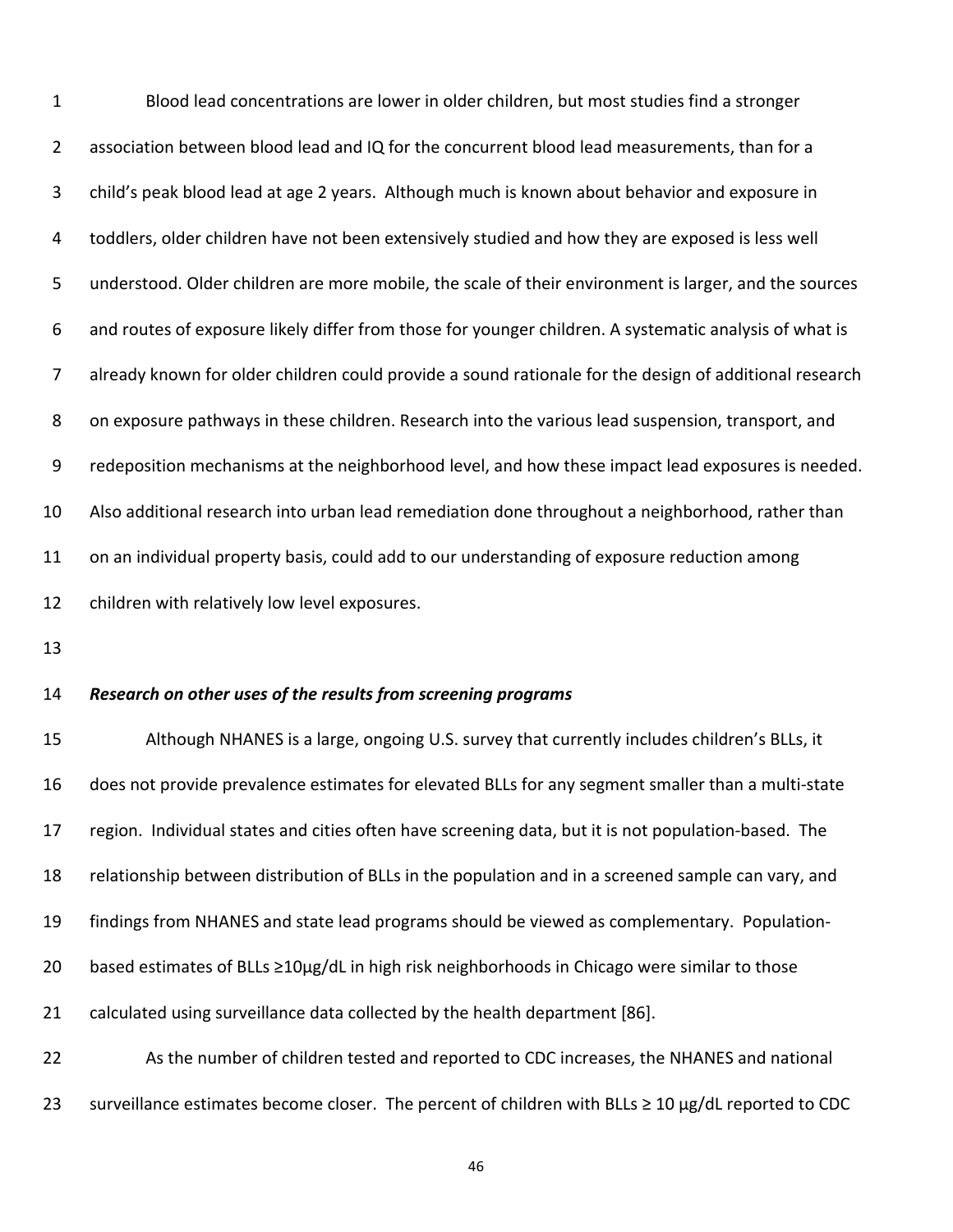Blood lead concentrations are lower in older children, but most studies find a stronger association between blood lead and IQ for the concurrent blood lead measurements, than for a child's peak blood lead at age 2 years. Although much is known about behavior and exposure in toddlers, older children have not been extensively studied and how they are exposed is less well understood. Older children are more mobile, the scale of their environment is larger, and the sources and routes of exposure likely differ from those for younger children. A systematic analysis of what is already known for older children could provide a sound rationale for the design of additional research on exposure pathways in these children. Research into the various lead suspension, transport, and redeposition mechanisms at the neighborhood level, and how these impact lead exposures is needed. Also additional research into urban lead remediation done throughout a neighborhood, rather than on an individual property basis, could add to our understanding of exposure reduction among children with relatively low level exposures.

***Research on other uses of the results from screening programs***

Although NHANES is a large, ongoing U.S. survey that currently includes children's BLLs, it does not provide prevalence estimates for elevated BLLs for any segment smaller than a multi-state region. Individual states and cities often have screening data, but it is not population-based. The relationship between distribution of BLLs in the population and in a screened sample can vary, and findings from NHANES and state lead programs should be viewed as complementary. Population-based estimates of BLLs ≥10µg/dL in high risk neighborhoods in Chicago were similar to those calculated using surveillance data collected by the health department [86].

As the number of children tested and reported to CDC increases, the NHANES and national surveillance estimates become closer. The percent of children with BLLs ≥ 10 µg/dL reported to CDC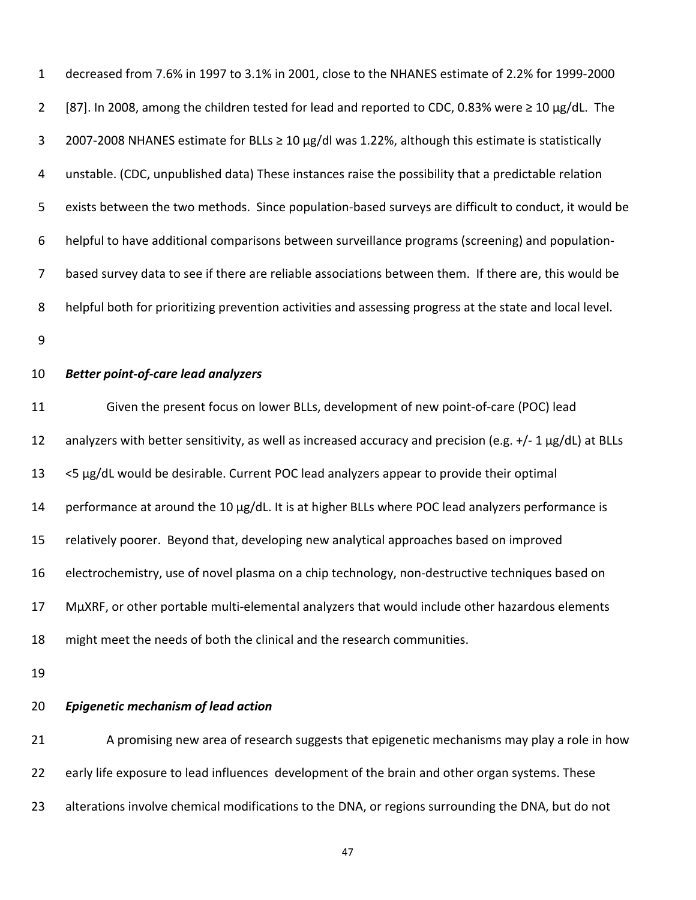decreased from 7.6% in 1997 to 3.1% in 2001, close to the NHANES estimate of 2.2% for 1999-2000 [87]. In 2008, among the children tested for lead and reported to CDC, 0.83% were ≥ 10 µg/dL. The 2007-2008 NHANES estimate for BLLs ≥ 10 µg/dl was 1.22%, although this estimate is statistically unstable. (CDC, unpublished data) These instances raise the possibility that a predictable relation exists between the two methods. Since population-based surveys are difficult to conduct, it would be helpful to have additional comparisons between surveillance programs (screening) and population-based survey data to see if there are reliable associations between them. If there are, this would be helpful both for prioritizing prevention activities and assessing progress at the state and local level.

***Better point-of-care lead analyzers***

Given the present focus on lower BLLs, development of new point-of-care (POC) lead analyzers with better sensitivity, as well as increased accuracy and precision (e.g. +/- 1 µg/dL) at BLLs <5 µg/dL would be desirable. Current POC lead analyzers appear to provide their optimal performance at around the 10 µg/dL. It is at higher BLLs where POC lead analyzers performance is relatively poorer. Beyond that, developing new analytical approaches based on improved electrochemistry, use of novel plasma on a chip technology, non-destructive techniques based on MµXRF, or other portable multi-elemental analyzers that would include other hazardous elements might meet the needs of both the clinical and the research communities.

***Epigenetic mechanism of lead action***

A promising new area of research suggests that epigenetic mechanisms may play a role in how early life exposure to lead influences development of the brain and other organ systems. These alterations involve chemical modifications to the DNA, or regions surrounding the DNA, but do not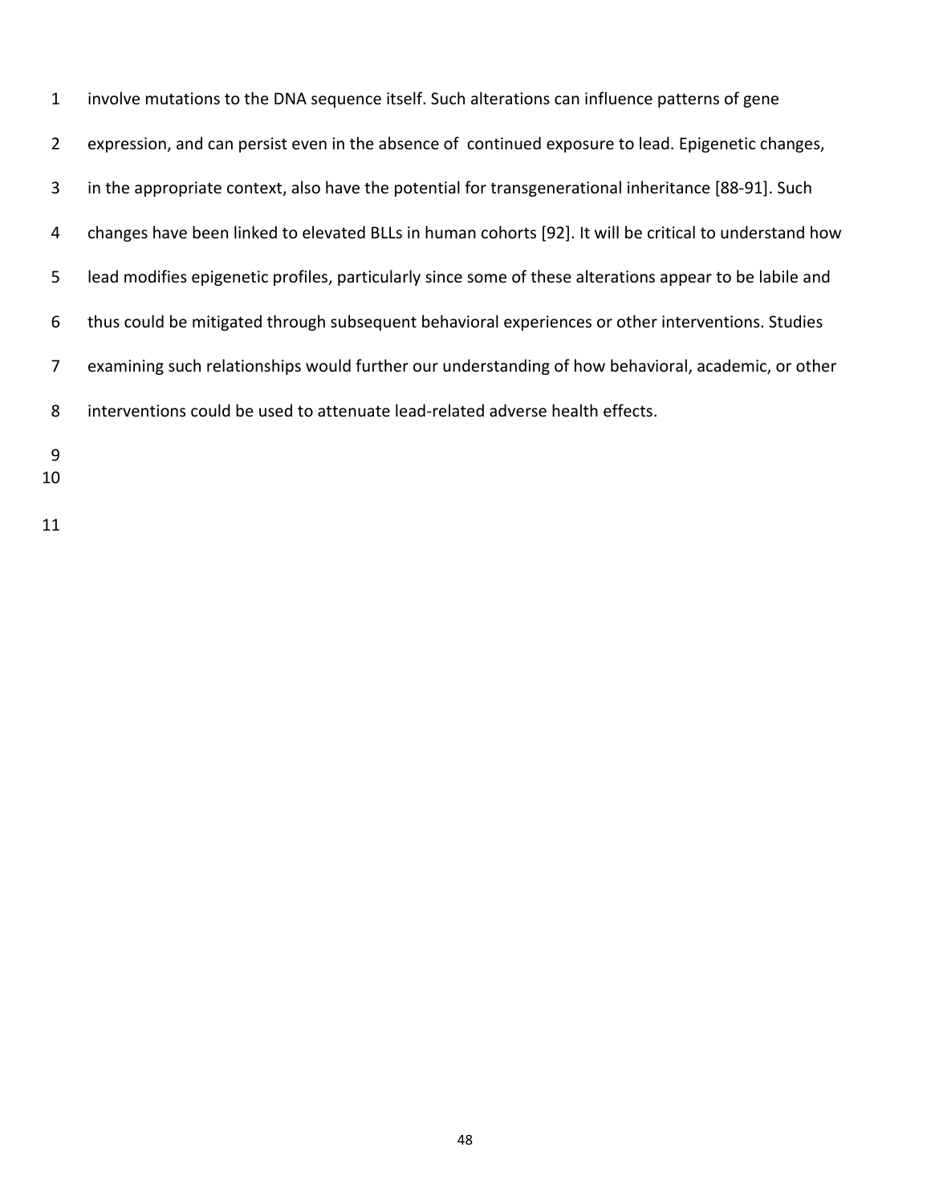involve mutations to the DNA sequence itself. Such alterations can influence patterns of gene expression, and can persist even in the absence of continued exposure to lead. Epigenetic changes, in the appropriate context, also have the potential for transgenerational inheritance [88-91]. Such changes have been linked to elevated BLLs in human cohorts [92]. It will be critical to understand how lead modifies epigenetic profiles, particularly since some of these alterations appear to be labile and thus could be mitigated through subsequent behavioral experiences or other interventions. Studies examining such relationships would further our understanding of how behavioral, academic, or other interventions could be used to attenuate lead-related adverse health effects.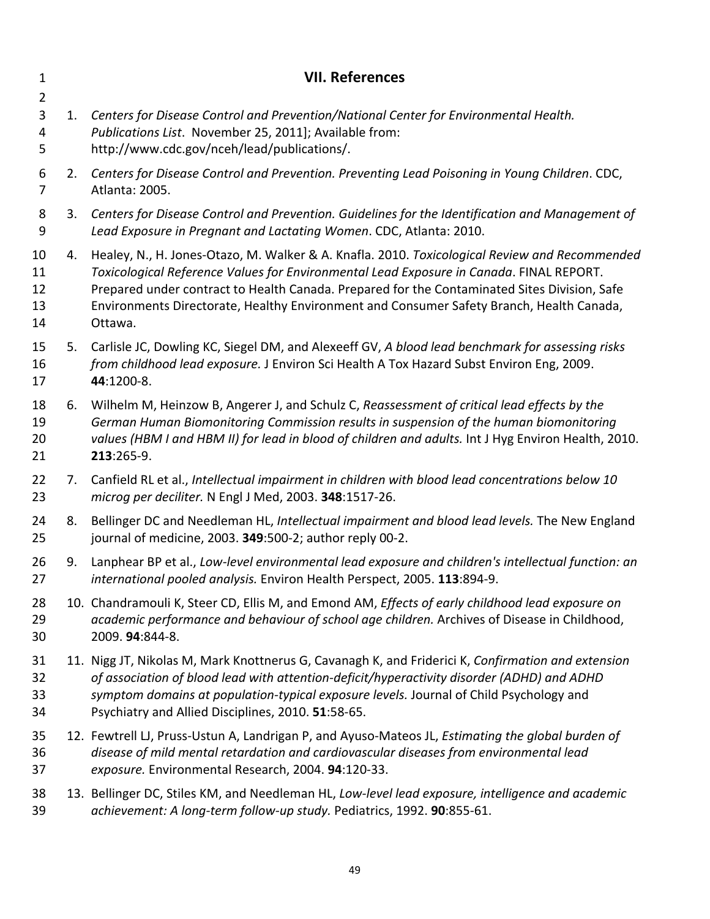## VII. References

1. *Centers for Disease Control and Prevention/National Center for Environmental Health. Publications List*. November 25, 2011]; Available from: http://www.cdc.gov/nceh/lead/publications/.
2. *Centers for Disease Control and Prevention. Preventing Lead Poisoning in Young Children*. CDC, Atlanta: 2005.
3. *Centers for Disease Control and Prevention. Guidelines for the Identification and Management of Lead Exposure in Pregnant and Lactating Women*. CDC, Atlanta: 2010.
4. Healey, N., H. Jones-Otazo, M. Walker & A. Knafla. 2010. *Toxicological Review and Recommended Toxicological Reference Values for Environmental Lead Exposure in Canada*. FINAL REPORT. Prepared under contract to Health Canada. Prepared for the Contaminated Sites Division, Safe Environments Directorate, Healthy Environment and Consumer Safety Branch, Health Canada, Ottawa.
5. Carlisle JC, Dowling KC, Siegel DM, and Alexeeff GV, *A blood lead benchmark for assessing risks from childhood lead exposure.* J Environ Sci Health A Tox Hazard Subst Environ Eng, 2009. **44**:1200-8.
6. Wilhelm M, Heinzow B, Angerer J, and Schulz C, *Reassessment of critical lead effects by the German Human Biomonitoring Commission results in suspension of the human biomonitoring values (HBM I and HBM II) for lead in blood of children and adults.* Int J Hyg Environ Health, 2010. **213**:265-9.
7. Canfield RL et al., *Intellectual impairment in children with blood lead concentrations below 10 microg per deciliter.* N Engl J Med, 2003. **348**:1517-26.
8. Bellinger DC and Needleman HL, *Intellectual impairment and blood lead levels.* The New England journal of medicine, 2003. **349**:500-2; author reply 00-2.
9. Lanphear BP et al., *Low-level environmental lead exposure and children's intellectual function: an international pooled analysis.* Environ Health Perspect, 2005. **113**:894-9.
10. Chandramouli K, Steer CD, Ellis M, and Emond AM, *Effects of early childhood lead exposure on academic performance and behaviour of school age children.* Archives of Disease in Childhood, 2009. **94**:844-8.
11. Nigg JT, Nikolas M, Mark Knottnerus G, Cavanagh K, and Friderici K, *Confirmation and extension of association of blood lead with attention-deficit/hyperactivity disorder (ADHD) and ADHD symptom domains at population-typical exposure levels.* Journal of Child Psychology and Psychiatry and Allied Disciplines, 2010. **51**:58-65.
12. Fewtrell LJ, Pruss-Ustun A, Landrigan P, and Ayuso-Mateos JL, *Estimating the global burden of disease of mild mental retardation and cardiovascular diseases from environmental lead exposure.* Environmental Research, 2004. **94**:120-33.
13. Bellinger DC, Stiles KM, and Needleman HL, *Low-level lead exposure, intelligence and academic achievement: A long-term follow-up study.* Pediatrics, 1992. **90**:855-61.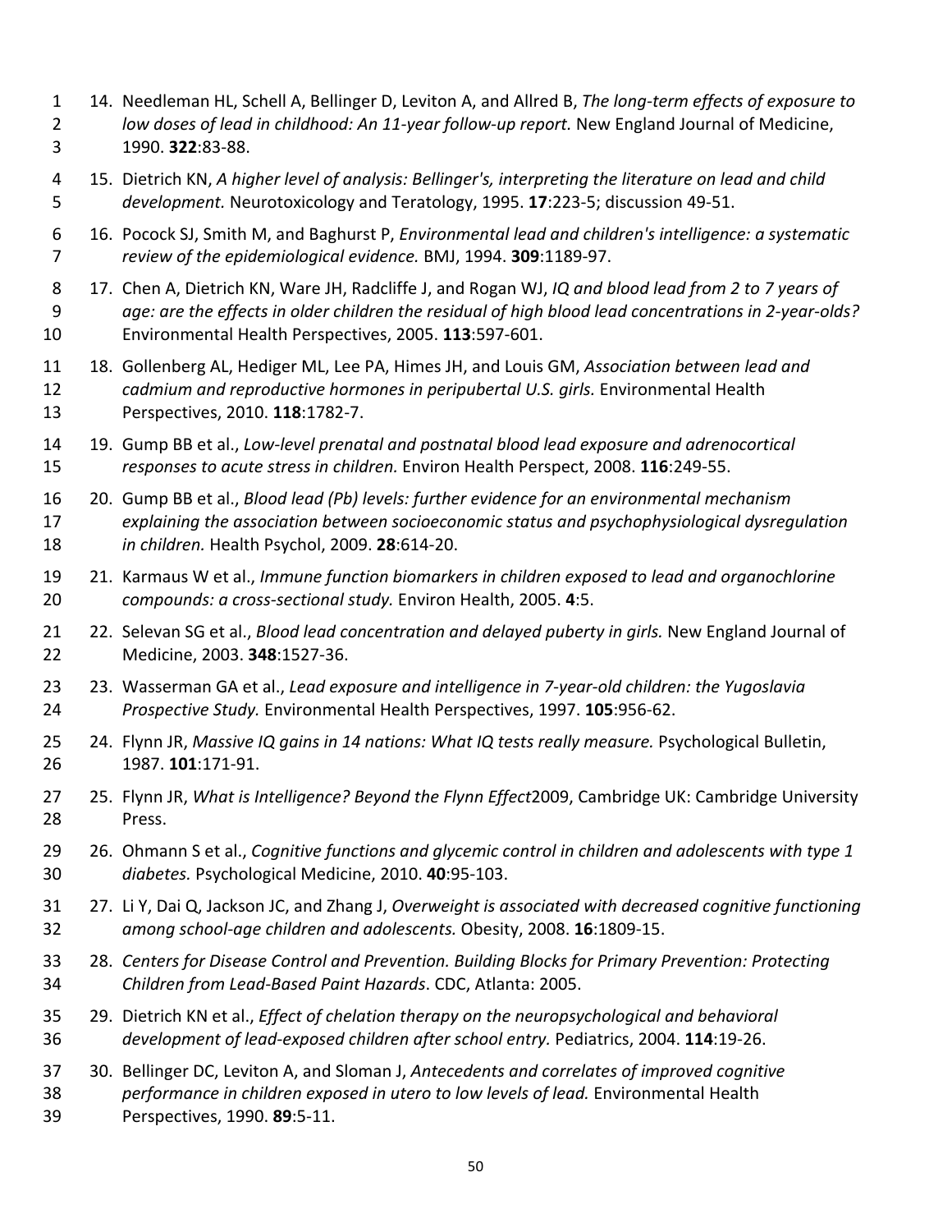14. Needleman HL, Schell A, Bellinger D, Leviton A, and Allred B, *The long-term effects of exposure to low doses of lead in childhood: An 11-year follow-up report.* New England Journal of Medicine, 1990. **322**:83-88.
15. Dietrich KN, *A higher level of analysis: Bellinger's, interpreting the literature on lead and child development.* Neurotoxicology and Teratology, 1995. **17**:223-5; discussion 49-51.
16. Pocock SJ, Smith M, and Baghurst P, *Environmental lead and children's intelligence: a systematic review of the epidemiological evidence.* BMJ, 1994. **309**:1189-97.
17. Chen A, Dietrich KN, Ware JH, Radcliffe J, and Rogan WJ, *IQ and blood lead from 2 to 7 years of age: are the effects in older children the residual of high blood lead concentrations in 2-year-olds?* Environmental Health Perspectives, 2005. **113**:597-601.
18. Gollenberg AL, Hediger ML, Lee PA, Himes JH, and Louis GM, *Association between lead and cadmium and reproductive hormones in peripubertal U.S. girls.* Environmental Health Perspectives, 2010. **118**:1782-7.
19. Gump BB et al., *Low-level prenatal and postnatal blood lead exposure and adrenocortical responses to acute stress in children.* Environ Health Perspect, 2008. **116**:249-55.
20. Gump BB et al., *Blood lead (Pb) levels: further evidence for an environmental mechanism explaining the association between socioeconomic status and psychophysiological dysregulation in children.* Health Psychol, 2009. **28**:614-20.
21. Karmaus W et al., *Immune function biomarkers in children exposed to lead and organochlorine compounds: a cross-sectional study.* Environ Health, 2005. **4**:5.
22. Selevan SG et al., *Blood lead concentration and delayed puberty in girls.* New England Journal of Medicine, 2003. **348**:1527-36.
23. Wasserman GA et al., *Lead exposure and intelligence in 7-year-old children: the Yugoslavia Prospective Study.* Environmental Health Perspectives, 1997. **105**:956-62.
24. Flynn JR, *Massive IQ gains in 14 nations: What IQ tests really measure.* Psychological Bulletin, 1987. **101**:171-91.
25. Flynn JR, *What is Intelligence? Beyond the Flynn Effect*2009, Cambridge UK: Cambridge University Press.
26. Ohmann S et al., *Cognitive functions and glycemic control in children and adolescents with type 1 diabetes.* Psychological Medicine, 2010. **40**:95-103.
27. Li Y, Dai Q, Jackson JC, and Zhang J, *Overweight is associated with decreased cognitive functioning among school-age children and adolescents.* Obesity, 2008. **16**:1809-15.
28. *Centers for Disease Control and Prevention. Building Blocks for Primary Prevention: Protecting Children from Lead-Based Paint Hazards*. CDC, Atlanta: 2005.
29. Dietrich KN et al., *Effect of chelation therapy on the neuropsychological and behavioral development of lead-exposed children after school entry.* Pediatrics, 2004. **114**:19-26.
30. Bellinger DC, Leviton A, and Sloman J, *Antecedents and correlates of improved cognitive performance in children exposed in utero to low levels of lead.* Environmental Health Perspectives, 1990. **89**:5-11.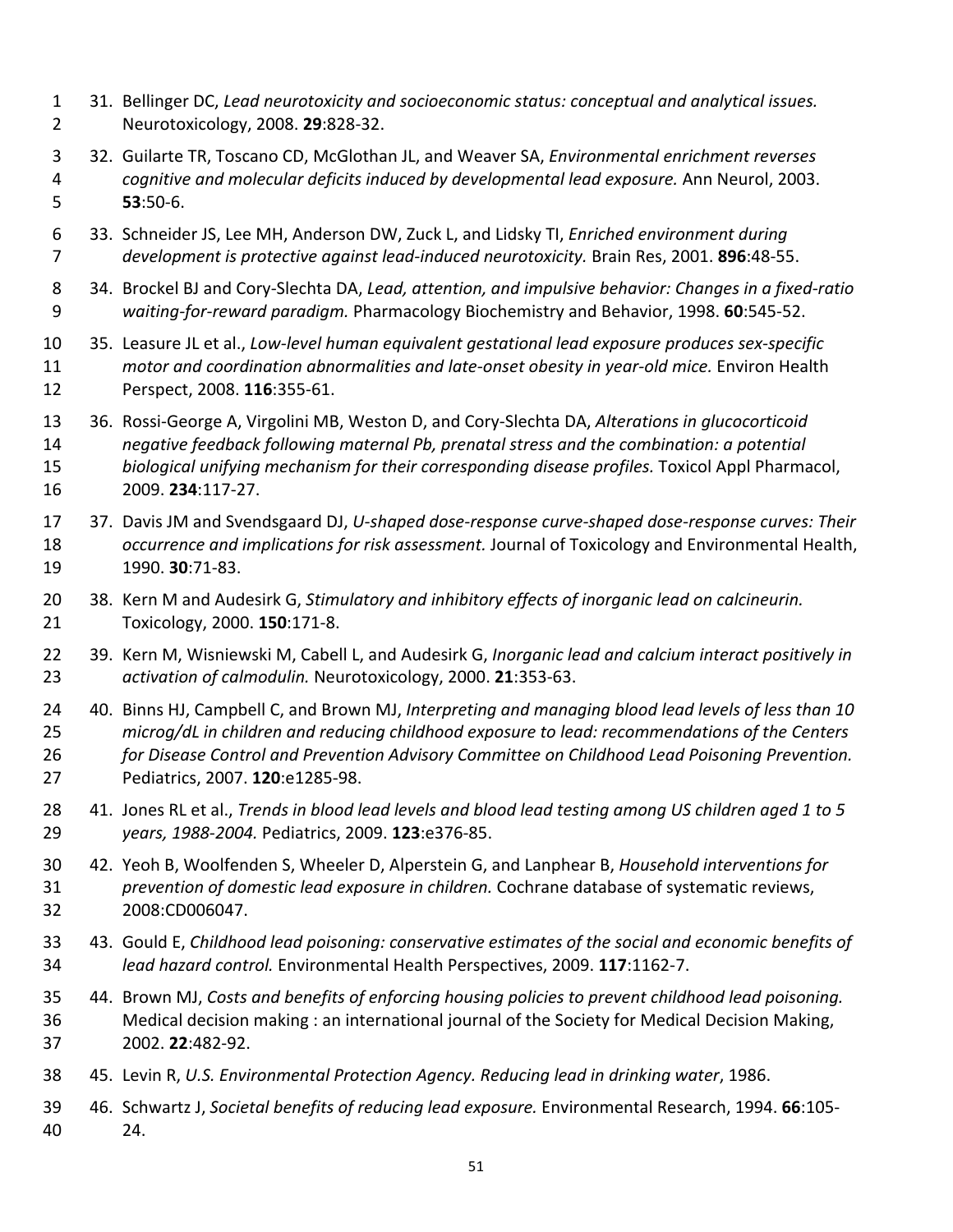31. Bellinger DC, *Lead neurotoxicity and socioeconomic status: conceptual and analytical issues.* Neurotoxicology, 2008. **29**:828-32.
32. Guilarte TR, Toscano CD, McGlothan JL, and Weaver SA, *Environmental enrichment reverses cognitive and molecular deficits induced by developmental lead exposure.* Ann Neurol, 2003. **53**:50-6.
33. Schneider JS, Lee MH, Anderson DW, Zuck L, and Lidsky TI, *Enriched environment during development is protective against lead-induced neurotoxicity.* Brain Res, 2001. **896**:48-55.
34. Brockel BJ and Cory-Slechta DA, *Lead, attention, and impulsive behavior: Changes in a fixed-ratio waiting-for-reward paradigm.* Pharmacology Biochemistry and Behavior, 1998. **60**:545-52.
35. Leasure JL et al., *Low-level human equivalent gestational lead exposure produces sex-specific motor and coordination abnormalities and late-onset obesity in year-old mice.* Environ Health Perspect, 2008. **116**:355-61.
36. Rossi-George A, Virgolini MB, Weston D, and Cory-Slechta DA, *Alterations in glucocorticoid negative feedback following maternal Pb, prenatal stress and the combination: a potential biological unifying mechanism for their corresponding disease profiles.* Toxicol Appl Pharmacol, 2009. **234**:117-27.
37. Davis JM and Svendsgaard DJ, *U-shaped dose-response curve-shaped dose-response curves: Their occurrence and implications for risk assessment.* Journal of Toxicology and Environmental Health, 1990. **30**:71-83.
38. Kern M and Audesirk G, *Stimulatory and inhibitory effects of inorganic lead on calcineurin.* Toxicology, 2000. **150**:171-8.
39. Kern M, Wisniewski M, Cabell L, and Audesirk G, *Inorganic lead and calcium interact positively in activation of calmodulin.* Neurotoxicology, 2000. **21**:353-63.
40. Binns HJ, Campbell C, and Brown MJ, *Interpreting and managing blood lead levels of less than 10 microg/dL in children and reducing childhood exposure to lead: recommendations of the Centers for Disease Control and Prevention Advisory Committee on Childhood Lead Poisoning Prevention.* Pediatrics, 2007. **120**:e1285-98.
41. Jones RL et al., *Trends in blood lead levels and blood lead testing among US children aged 1 to 5 years, 1988-2004.* Pediatrics, 2009. **123**:e376-85.
42. Yeoh B, Woolfenden S, Wheeler D, Alperstein G, and Lanphear B, *Household interventions for prevention of domestic lead exposure in children.* Cochrane database of systematic reviews, 2008:CD006047.
43. Gould E, *Childhood lead poisoning: conservative estimates of the social and economic benefits of lead hazard control.* Environmental Health Perspectives, 2009. **117**:1162-7.
44. Brown MJ, *Costs and benefits of enforcing housing policies to prevent childhood lead poisoning.* Medical decision making : an international journal of the Society for Medical Decision Making, 2002. **22**:482-92.
45. Levin R, *U.S. Environmental Protection Agency. Reducing lead in drinking water*, 1986.
46. Schwartz J, *Societal benefits of reducing lead exposure.* Environmental Research, 1994. **66**:105-24.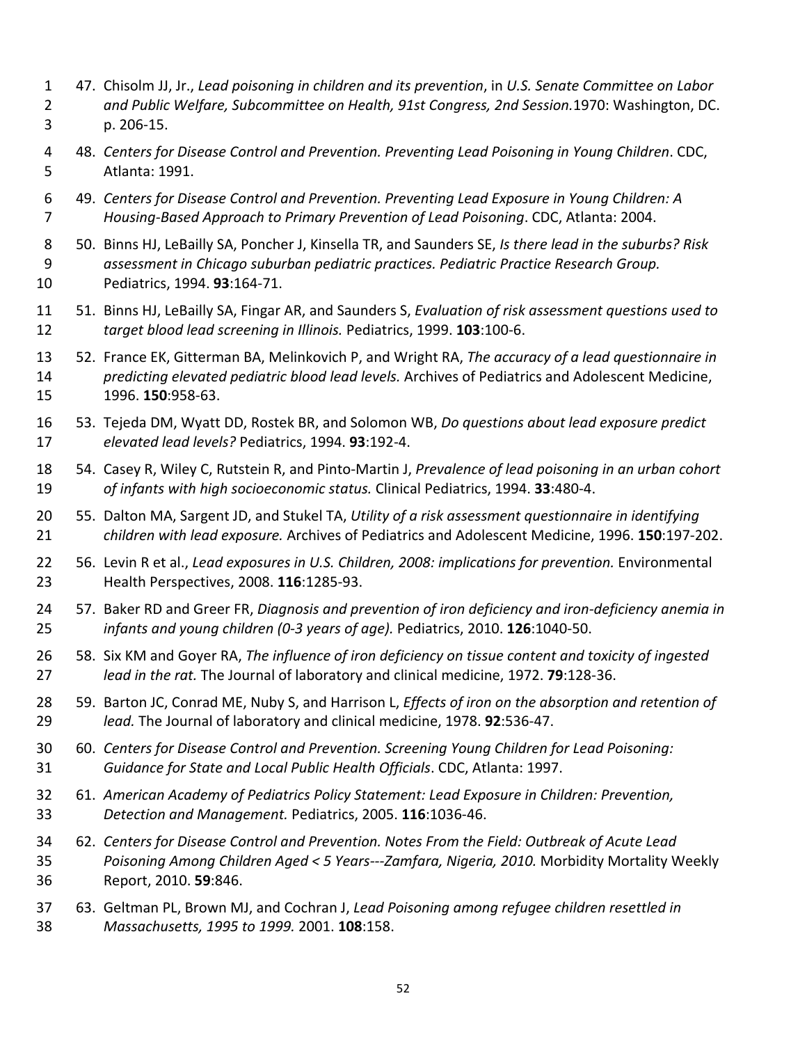47. Chisolm JJ, Jr., *Lead poisoning in children and its prevention*, in *U.S. Senate Committee on Labor and Public Welfare, Subcommittee on Health, 91st Congress, 2nd Session.*1970: Washington, DC. p. 206-15.

48. *Centers for Disease Control and Prevention. Preventing Lead Poisoning in Young Children*. CDC, Atlanta: 1991.

49. *Centers for Disease Control and Prevention. Preventing Lead Exposure in Young Children: A Housing-Based Approach to Primary Prevention of Lead Poisoning*. CDC, Atlanta: 2004.

50. Binns HJ, LeBailly SA, Poncher J, Kinsella TR, and Saunders SE, *Is there lead in the suburbs? Risk assessment in Chicago suburban pediatric practices. Pediatric Practice Research Group.* Pediatrics, 1994. **93**:164-71.

51. Binns HJ, LeBailly SA, Fingar AR, and Saunders S, *Evaluation of risk assessment questions used to target blood lead screening in Illinois.* Pediatrics, 1999. **103**:100-6.

52. France EK, Gitterman BA, Melinkovich P, and Wright RA, *The accuracy of a lead questionnaire in predicting elevated pediatric blood lead levels.* Archives of Pediatrics and Adolescent Medicine, 1996. **150**:958-63.

53. Tejeda DM, Wyatt DD, Rostek BR, and Solomon WB, *Do questions about lead exposure predict elevated lead levels?* Pediatrics, 1994. **93**:192-4.

54. Casey R, Wiley C, Rutstein R, and Pinto-Martin J, *Prevalence of lead poisoning in an urban cohort of infants with high socioeconomic status.* Clinical Pediatrics, 1994. **33**:480-4.

55. Dalton MA, Sargent JD, and Stukel TA, *Utility of a risk assessment questionnaire in identifying children with lead exposure.* Archives of Pediatrics and Adolescent Medicine, 1996. **150**:197-202.

56. Levin R et al., *Lead exposures in U.S. Children, 2008: implications for prevention.* Environmental Health Perspectives, 2008. **116**:1285-93.

57. Baker RD and Greer FR, *Diagnosis and prevention of iron deficiency and iron-deficiency anemia in infants and young children (0-3 years of age).* Pediatrics, 2010. **126**:1040-50.

58. Six KM and Goyer RA, *The influence of iron deficiency on tissue content and toxicity of ingested lead in the rat.* The Journal of laboratory and clinical medicine, 1972. **79**:128-36.

59. Barton JC, Conrad ME, Nuby S, and Harrison L, *Effects of iron on the absorption and retention of lead.* The Journal of laboratory and clinical medicine, 1978. **92**:536-47.

60. *Centers for Disease Control and Prevention. Screening Young Children for Lead Poisoning: Guidance for State and Local Public Health Officials*. CDC, Atlanta: 1997.

61. *American Academy of Pediatrics Policy Statement: Lead Exposure in Children: Prevention, Detection and Management.* Pediatrics, 2005. **116**:1036-46.

62. *Centers for Disease Control and Prevention. Notes From the Field: Outbreak of Acute Lead Poisoning Among Children Aged < 5 Years---Zamfara, Nigeria, 2010.* Morbidity Mortality Weekly Report, 2010. **59**:846.

63. Geltman PL, Brown MJ, and Cochran J, *Lead Poisoning among refugee children resettled in Massachusetts, 1995 to 1999.* 2001. **108**:158.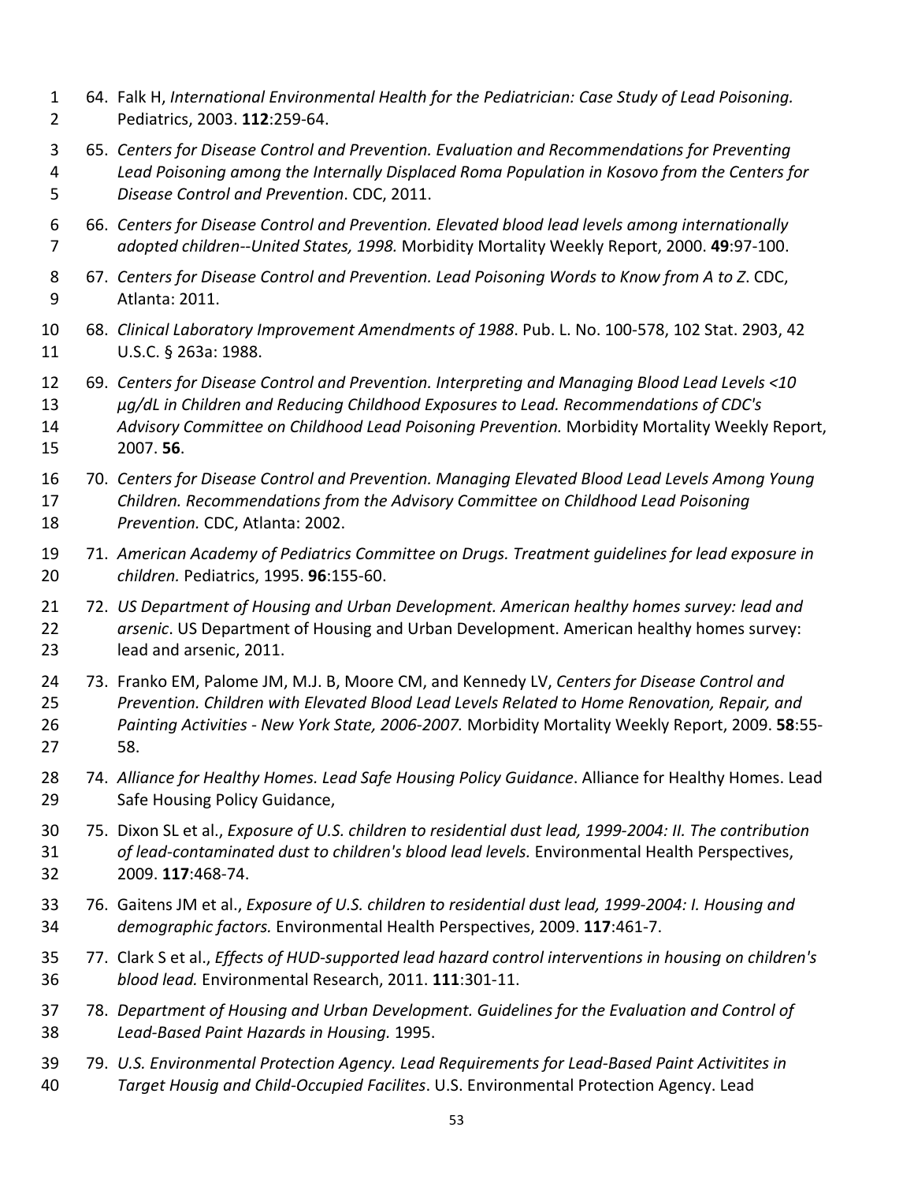64. Falk H, *International Environmental Health for the Pediatrician: Case Study of Lead Poisoning.* Pediatrics, 2003. **112**:259-64.

65. *Centers for Disease Control and Prevention. Evaluation and Recommendations for Preventing Lead Poisoning among the Internally Displaced Roma Population in Kosovo from the Centers for Disease Control and Prevention*. CDC, 2011.

66. *Centers for Disease Control and Prevention. Elevated blood lead levels among internationally adopted children--United States, 1998.* Morbidity Mortality Weekly Report, 2000. **49**:97-100.

67. *Centers for Disease Control and Prevention. Lead Poisoning Words to Know from A to Z*. CDC, Atlanta: 2011.

68. *Clinical Laboratory Improvement Amendments of 1988*. Pub. L. No. 100-578, 102 Stat. 2903, 42 U.S.C. § 263a: 1988.

69. *Centers for Disease Control and Prevention. Interpreting and Managing Blood Lead Levels <10 µg/dL in Children and Reducing Childhood Exposures to Lead. Recommendations of CDC's Advisory Committee on Childhood Lead Poisoning Prevention.* Morbidity Mortality Weekly Report, 2007. **56**.

70. *Centers for Disease Control and Prevention. Managing Elevated Blood Lead Levels Among Young Children. Recommendations from the Advisory Committee on Childhood Lead Poisoning Prevention.* CDC, Atlanta: 2002.

71. *American Academy of Pediatrics Committee on Drugs. Treatment guidelines for lead exposure in children.* Pediatrics, 1995. **96**:155-60.

72. *US Department of Housing and Urban Development. American healthy homes survey: lead and arsenic*. US Department of Housing and Urban Development. American healthy homes survey: lead and arsenic, 2011.

73. Franko EM, Palome JM, M.J. B, Moore CM, and Kennedy LV, *Centers for Disease Control and Prevention. Children with Elevated Blood Lead Levels Related to Home Renovation, Repair, and Painting Activities - New York State, 2006-2007.* Morbidity Mortality Weekly Report, 2009. **58**:55-58.

74. *Alliance for Healthy Homes. Lead Safe Housing Policy Guidance*. Alliance for Healthy Homes. Lead Safe Housing Policy Guidance,

75. Dixon SL et al., *Exposure of U.S. children to residential dust lead, 1999-2004: II. The contribution of lead-contaminated dust to children's blood lead levels.* Environmental Health Perspectives, 2009. **117**:468-74.

76. Gaitens JM et al., *Exposure of U.S. children to residential dust lead, 1999-2004: I. Housing and demographic factors.* Environmental Health Perspectives, 2009. **117**:461-7.

77. Clark S et al., *Effects of HUD-supported lead hazard control interventions in housing on children's blood lead.* Environmental Research, 2011. **111**:301-11.

78. *Department of Housing and Urban Development. Guidelines for the Evaluation and Control of Lead-Based Paint Hazards in Housing.* 1995.

79. *U.S. Environmental Protection Agency. Lead Requirements for Lead-Based Paint Activitites in Target Housig and Child-Occupied Facilites*. U.S. Environmental Protection Agency. Lead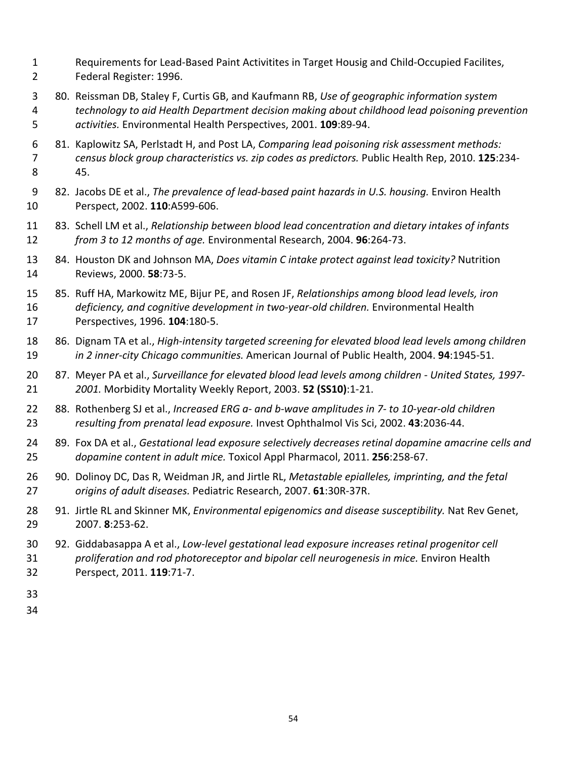Requirements for Lead-Based Paint Activitites in Target Housig and Child-Occupied Facilites, Federal Register: 1996.

80. Reissman DB, Staley F, Curtis GB, and Kaufmann RB, *Use of geographic information system technology to aid Health Department decision making about childhood lead poisoning prevention activities.* Environmental Health Perspectives, 2001. **109**:89-94.

81. Kaplowitz SA, Perlstadt H, and Post LA, *Comparing lead poisoning risk assessment methods: census block group characteristics vs. zip codes as predictors.* Public Health Rep, 2010. **125**:234-45.

82. Jacobs DE et al., *The prevalence of lead-based paint hazards in U.S. housing.* Environ Health Perspect, 2002. **110**:A599-606.

83. Schell LM et al., *Relationship between blood lead concentration and dietary intakes of infants from 3 to 12 months of age.* Environmental Research, 2004. **96**:264-73.

84. Houston DK and Johnson MA, *Does vitamin C intake protect against lead toxicity?* Nutrition Reviews, 2000. **58**:73-5.

85. Ruff HA, Markowitz ME, Bijur PE, and Rosen JF, *Relationships among blood lead levels, iron deficiency, and cognitive development in two-year-old children.* Environmental Health Perspectives, 1996. **104**:180-5.

86. Dignam TA et al., *High-intensity targeted screening for elevated blood lead levels among children in 2 inner-city Chicago communities.* American Journal of Public Health, 2004. **94**:1945-51.

87. Meyer PA et al., *Surveillance for elevated blood lead levels among children - United States, 1997-2001.* Morbidity Mortality Weekly Report, 2003. **52 (SS10)**:1-21.

88. Rothenberg SJ et al., *Increased ERG a- and b-wave amplitudes in 7- to 10-year-old children resulting from prenatal lead exposure.* Invest Ophthalmol Vis Sci, 2002. **43**:2036-44.

89. Fox DA et al., *Gestational lead exposure selectively decreases retinal dopamine amacrine cells and dopamine content in adult mice.* Toxicol Appl Pharmacol, 2011. **256**:258-67.

90. Dolinoy DC, Das R, Weidman JR, and Jirtle RL, *Metastable epialleles, imprinting, and the fetal origins of adult diseases.* Pediatric Research, 2007. **61**:30R-37R.

91. Jirtle RL and Skinner MK, *Environmental epigenomics and disease susceptibility.* Nat Rev Genet, 2007. **8**:253-62.

92. Giddabasappa A et al., *Low-level gestational lead exposure increases retinal progenitor cell proliferation and rod photoreceptor and bipolar cell neurogenesis in mice.* Environ Health Perspect, 2011. **119**:71-7.